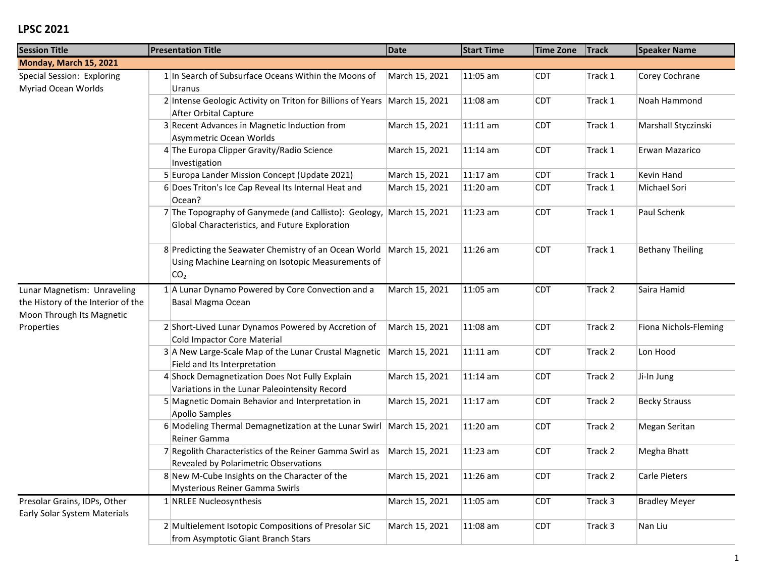# LPSC 2021

| Session Title | | Presentation Title | Date | Start Time | Time Zone | Track | Speaker Name |
|---|---|---|---|---|---|---|---|
| **Monday, March 15, 2021** | | | | | | | |
| Special Session: Exploring Myriad Ocean Worlds | 1 | In Search of Subsurface Oceans Within the Moons of Uranus | March 15, 2021 | 11:05 am | CDT | Track 1 | Corey Cochrane |
| | 2 | Intense Geologic Activity on Triton for Billions of Years After Orbital Capture | March 15, 2021 | 11:08 am | CDT | Track 1 | Noah Hammond |
| | 3 | Recent Advances in Magnetic Induction from Asymmetric Ocean Worlds | March 15, 2021 | 11:11 am | CDT | Track 1 | Marshall Styczinski |
| | 4 | The Europa Clipper Gravity/Radio Science Investigation | March 15, 2021 | 11:14 am | CDT | Track 1 | Erwan Mazarico |
| | 5 | Europa Lander Mission Concept (Update 2021) | March 15, 2021 | 11:17 am | CDT | Track 1 | Kevin Hand |
| | 6 | Does Triton's Ice Cap Reveal Its Internal Heat and Ocean? | March 15, 2021 | 11:20 am | CDT | Track 1 | Michael Sori |
| | 7 | The Topography of Ganymede (and Callisto): Geology, Global Characteristics, and Future Exploration | March 15, 2021 | 11:23 am | CDT | Track 1 | Paul Schenk |
| | 8 | Predicting the Seawater Chemistry of an Ocean World Using Machine Learning on Isotopic Measurements of $CO_2$ | March 15, 2021 | 11:26 am | CDT | Track 1 | Bethany Theiling |
| Lunar Magnetism: Unraveling the History of the Interior of the Moon Through Its Magnetic Properties | 1 | A Lunar Dynamo Powered by Core Convection and a Basal Magma Ocean | March 15, 2021 | 11:05 am | CDT | Track 2 | Saira Hamid |
| | 2 | Short-Lived Lunar Dynamos Powered by Accretion of Cold Impactor Core Material | March 15, 2021 | 11:08 am | CDT | Track 2 | Fiona Nichols-Fleming |
| | 3 | A New Large-Scale Map of the Lunar Crustal Magnetic Field and Its Interpretation | March 15, 2021 | 11:11 am | CDT | Track 2 | Lon Hood |
| | 4 | Shock Demagnetization Does Not Fully Explain Variations in the Lunar Paleointensity Record | March 15, 2021 | 11:14 am | CDT | Track 2 | Ji-In Jung |
| | 5 | Magnetic Domain Behavior and Interpretation in Apollo Samples | March 15, 2021 | 11:17 am | CDT | Track 2 | Becky Strauss |
| | 6 | Modeling Thermal Demagnetization at the Lunar Swirl Reiner Gamma | March 15, 2021 | 11:20 am | CDT | Track 2 | Megan Seritan |
| | 7 | Regolith Characteristics of the Reiner Gamma Swirl as Revealed by Polarimetric Observations | March 15, 2021 | 11:23 am | CDT | Track 2 | Megha Bhatt |
| | 8 | New M-Cube Insights on the Character of the Mysterious Reiner Gamma Swirls | March 15, 2021 | 11:26 am | CDT | Track 2 | Carle Pieters |
| Presolar Grains, IDPs, Other Early Solar System Materials | 1 | NRLEE Nucleosynthesis | March 15, 2021 | 11:05 am | CDT | Track 3 | Bradley Meyer |
| | 2 | Multielement Isotopic Compositions of Presolar SiC from Asymptotic Giant Branch Stars | March 15, 2021 | 11:08 am | CDT | Track 3 | Nan Liu |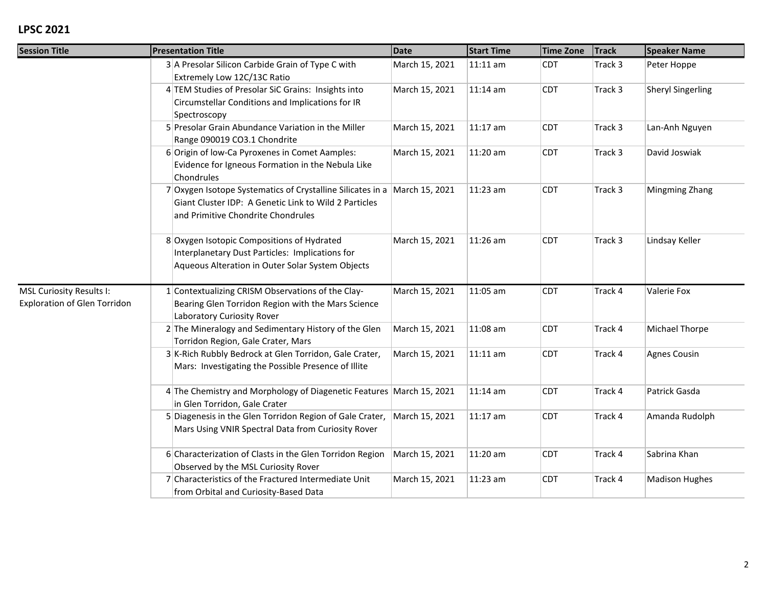## LPSC 2021

| Session Title | | Presentation Title | Date | Start Time | Time Zone | Track | Speaker Name |
|---|---|---|---|---|---|---|---|
| | 3 | A Presolar Silicon Carbide Grain of Type C with Extremely Low 12C/13C Ratio | March 15, 2021 | 11:11 am | CDT | Track 3 | Peter Hoppe |
| | 4 | TEM Studies of Presolar SiC Grains: Insights into Circumstellar Conditions and Implications for IR Spectroscopy | March 15, 2021 | 11:14 am | CDT | Track 3 | Sheryl Singerling |
| | 5 | Presolar Grain Abundance Variation in the Miller Range 090019 CO3.1 Chondrite | March 15, 2021 | 11:17 am | CDT | Track 3 | Lan-Anh Nguyen |
| | 6 | Origin of low-Ca Pyroxenes in Comet Aamples: Evidence for Igneous Formation in the Nebula Like Chondrules | March 15, 2021 | 11:20 am | CDT | Track 3 | David Joswiak |
| | 7 | Oxygen Isotope Systematics of Crystalline Silicates in a Giant Cluster IDP: A Genetic Link to Wild 2 Particles and Primitive Chondrite Chondrules | March 15, 2021 | 11:23 am | CDT | Track 3 | Mingming Zhang |
| | 8 | Oxygen Isotopic Compositions of Hydrated Interplanetary Dust Particles: Implications for Aqueous Alteration in Outer Solar System Objects | March 15, 2021 | 11:26 am | CDT | Track 3 | Lindsay Keller |
| MSL Curiosity Results I: Exploration of Glen Torridon | 1 | Contextualizing CRISM Observations of the Clay-Bearing Glen Torridon Region with the Mars Science Laboratory Curiosity Rover | March 15, 2021 | 11:05 am | CDT | Track 4 | Valerie Fox |
| | 2 | The Mineralogy and Sedimentary History of the Glen Torridon Region, Gale Crater, Mars | March 15, 2021 | 11:08 am | CDT | Track 4 | Michael Thorpe |
| | 3 | K-Rich Rubbly Bedrock at Glen Torridon, Gale Crater, Mars: Investigating the Possible Presence of Illite | March 15, 2021 | 11:11 am | CDT | Track 4 | Agnes Cousin |
| | 4 | The Chemistry and Morphology of Diagenetic Features in Glen Torridon, Gale Crater | March 15, 2021 | 11:14 am | CDT | Track 4 | Patrick Gasda |
| | 5 | Diagenesis in the Glen Torridon Region of Gale Crater, Mars Using VNIR Spectral Data from Curiosity Rover | March 15, 2021 | 11:17 am | CDT | Track 4 | Amanda Rudolph |
| | 6 | Characterization of Clasts in the Glen Torridon Region Observed by the MSL Curiosity Rover | March 15, 2021 | 11:20 am | CDT | Track 4 | Sabrina Khan |
| | 7 | Characteristics of the Fractured Intermediate Unit from Orbital and Curiosity-Based Data | March 15, 2021 | 11:23 am | CDT | Track 4 | Madison Hughes |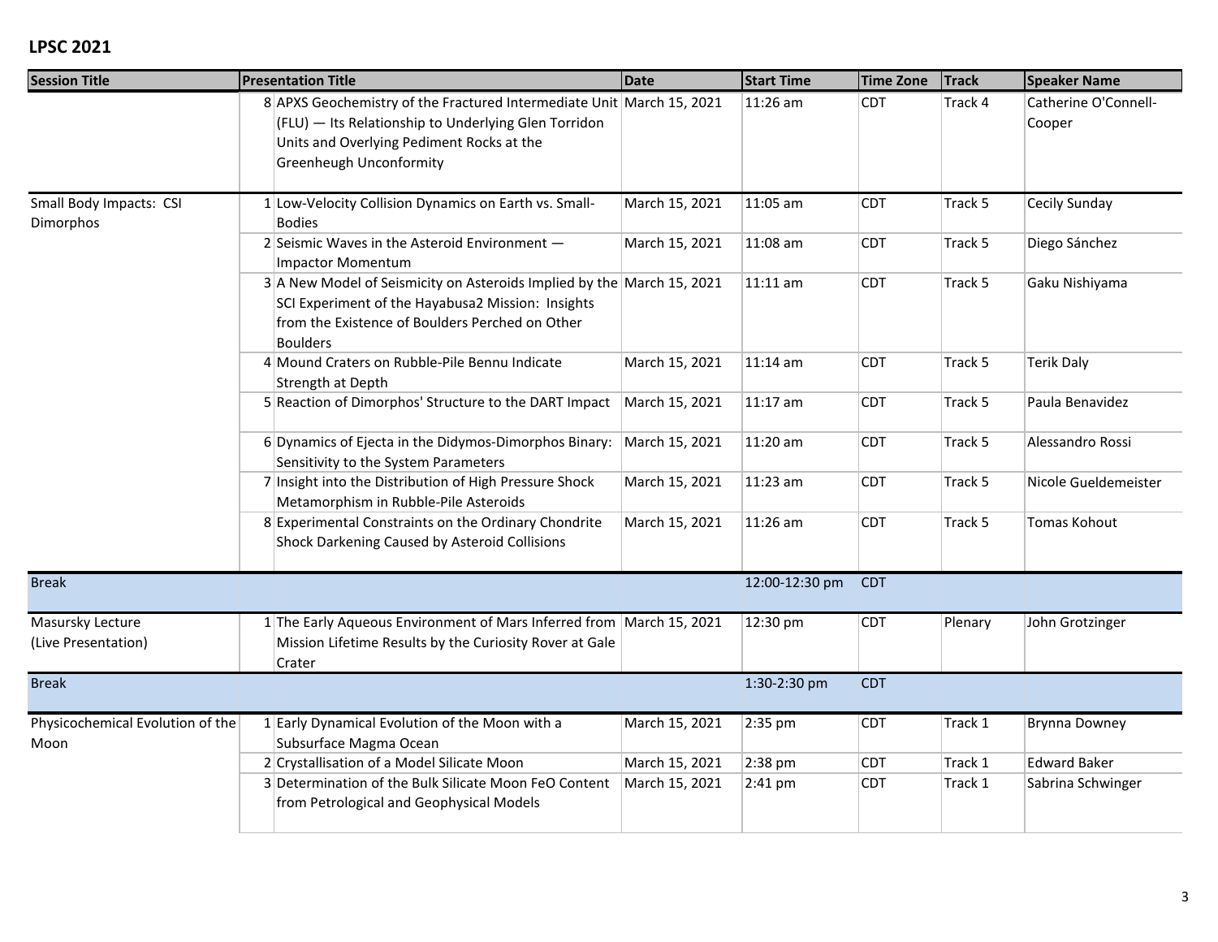## LPSC 2021

| Session Title | | Presentation Title | Date | Start Time | Time Zone | Track | Speaker Name |
|---|---|---|---|---|---|---|---|
| | 8 | APXS Geochemistry of the Fractured Intermediate Unit (FLU) — Its Relationship to Underlying Glen Torridon Units and Overlying Pediment Rocks at the Greenheugh Unconformity | March 15, 2021 | 11:26 am | CDT | Track 4 | Catherine O'Connell-Cooper |
| Small Body Impacts: CSI Dimorphos | 1 | Low-Velocity Collision Dynamics on Earth vs. Small-Bodies | March 15, 2021 | 11:05 am | CDT | Track 5 | Cecily Sunday |
| | 2 | Seismic Waves in the Asteroid Environment — Impactor Momentum | March 15, 2021 | 11:08 am | CDT | Track 5 | Diego Sánchez |
| | 3 | A New Model of Seismicity on Asteroids Implied by the SCI Experiment of the Hayabusa2 Mission: Insights from the Existence of Boulders Perched on Other Boulders | March 15, 2021 | 11:11 am | CDT | Track 5 | Gaku Nishiyama |
| | 4 | Mound Craters on Rubble-Pile Bennu Indicate Strength at Depth | March 15, 2021 | 11:14 am | CDT | Track 5 | Terik Daly |
| | 5 | Reaction of Dimorphos' Structure to the DART Impact | March 15, 2021 | 11:17 am | CDT | Track 5 | Paula Benavidez |
| | 6 | Dynamics of Ejecta in the Didymos-Dimorphos Binary: Sensitivity to the System Parameters | March 15, 2021 | 11:20 am | CDT | Track 5 | Alessandro Rossi |
| | 7 | Insight into the Distribution of High Pressure Shock Metamorphism in Rubble-Pile Asteroids | March 15, 2021 | 11:23 am | CDT | Track 5 | Nicole Gueldemeister |
| | 8 | Experimental Constraints on the Ordinary Chondrite Shock Darkening Caused by Asteroid Collisions | March 15, 2021 | 11:26 am | CDT | Track 5 | Tomas Kohout |
| Break | | | | 12:00-12:30 pm | CDT | | |
| Masursky Lecture (Live Presentation) | 1 | The Early Aqueous Environment of Mars Inferred from Mission Lifetime Results by the Curiosity Rover at Gale Crater | March 15, 2021 | 12:30 pm | CDT | Plenary | John Grotzinger |
| Break | | | | 1:30-2:30 pm | CDT | | |
| Physicochemical Evolution of the Moon | 1 | Early Dynamical Evolution of the Moon with a Subsurface Magma Ocean | March 15, 2021 | 2:35 pm | CDT | Track 1 | Brynna Downey |
| | 2 | Crystallisation of a Model Silicate Moon | March 15, 2021 | 2:38 pm | CDT | Track 1 | Edward Baker |
| | 3 | Determination of the Bulk Silicate Moon FeO Content from Petrological and Geophysical Models | March 15, 2021 | 2:41 pm | CDT | Track 1 | Sabrina Schwinger |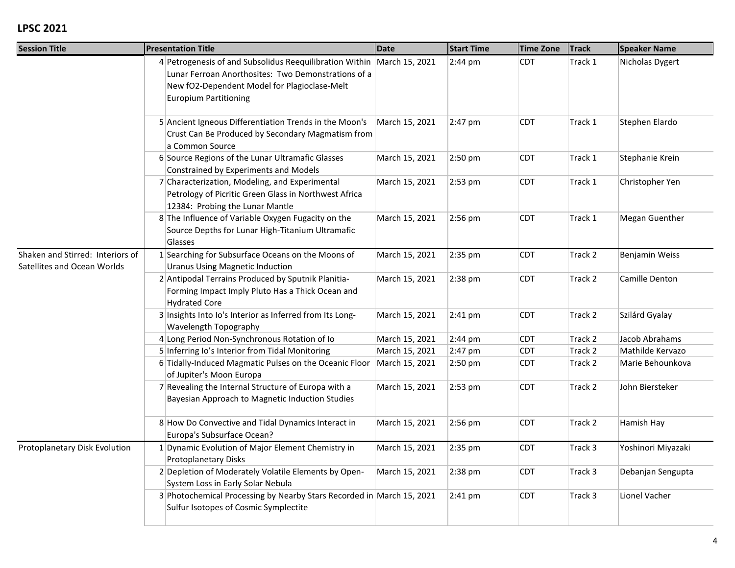**LPSC 2021**

| Session Title | | Presentation Title | Date | Start Time | Time Zone | Track | Speaker Name |
|---|---|---|---|---|---|---|---|
| | 4 | Petrogenesis of and Subsolidus Reequilibration Within Lunar Ferroan Anorthosites: Two Demonstrations of a New fO2-Dependent Model for Plagioclase-Melt Europium Partitioning | March 15, 2021 | 2:44 pm | CDT | Track 1 | Nicholas Dygert |
| | 5 | Ancient Igneous Differentiation Trends in the Moon's Crust Can Be Produced by Secondary Magmatism from a Common Source | March 15, 2021 | 2:47 pm | CDT | Track 1 | Stephen Elardo |
| | 6 | Source Regions of the Lunar Ultramafic Glasses Constrained by Experiments and Models | March 15, 2021 | 2:50 pm | CDT | Track 1 | Stephanie Krein |
| | 7 | Characterization, Modeling, and Experimental Petrology of Picritic Green Glass in Northwest Africa 12384: Probing the Lunar Mantle | March 15, 2021 | 2:53 pm | CDT | Track 1 | Christopher Yen |
| | 8 | The Influence of Variable Oxygen Fugacity on the Source Depths for Lunar High-Titanium Ultramafic Glasses | March 15, 2021 | 2:56 pm | CDT | Track 1 | Megan Guenther |
| Shaken and Stirred: Interiors of Satellites and Ocean Worlds | 1 | Searching for Subsurface Oceans on the Moons of Uranus Using Magnetic Induction | March 15, 2021 | 2:35 pm | CDT | Track 2 | Benjamin Weiss |
| | 2 | Antipodal Terrains Produced by Sputnik Planitia-Forming Impact Imply Pluto Has a Thick Ocean and Hydrated Core | March 15, 2021 | 2:38 pm | CDT | Track 2 | Camille Denton |
| | 3 | Insights Into Io's Interior as Inferred from Its Long-Wavelength Topography | March 15, 2021 | 2:41 pm | CDT | Track 2 | Szilárd Gyalay |
| | 4 | Long Period Non-Synchronous Rotation of Io | March 15, 2021 | 2:44 pm | CDT | Track 2 | Jacob Abrahams |
| | 5 | Inferring Io's Interior from Tidal Monitoring | March 15, 2021 | 2:47 pm | CDT | Track 2 | Mathilde Kervazo |
| | 6 | Tidally-Induced Magmatic Pulses on the Oceanic Floor of Jupiter's Moon Europa | March 15, 2021 | 2:50 pm | CDT | Track 2 | Marie Behounkova |
| | 7 | Revealing the Internal Structure of Europa with a Bayesian Approach to Magnetic Induction Studies | March 15, 2021 | 2:53 pm | CDT | Track 2 | John Biersteker |
| | 8 | How Do Convective and Tidal Dynamics Interact in Europa's Subsurface Ocean? | March 15, 2021 | 2:56 pm | CDT | Track 2 | Hamish Hay |
| Protoplanetary Disk Evolution | 1 | Dynamic Evolution of Major Element Chemistry in Protoplanetary Disks | March 15, 2021 | 2:35 pm | CDT | Track 3 | Yoshinori Miyazaki |
| | 2 | Depletion of Moderately Volatile Elements by Open-System Loss in Early Solar Nebula | March 15, 2021 | 2:38 pm | CDT | Track 3 | Debanjan Sengupta |
| | 3 | Photochemical Processing by Nearby Stars Recorded in Sulfur Isotopes of Cosmic Symplectite | March 15, 2021 | 2:41 pm | CDT | Track 3 | Lionel Vacher |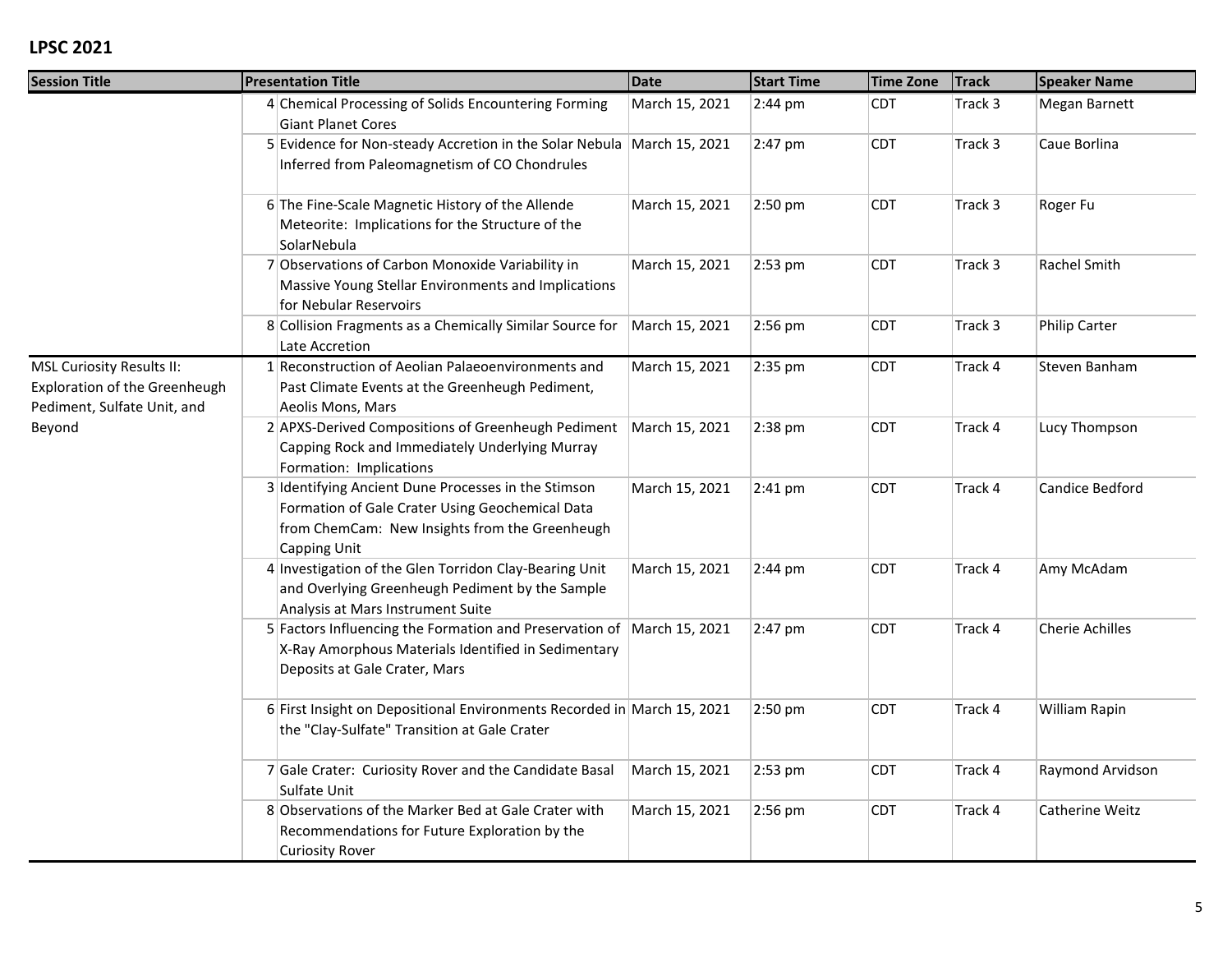| Session Title | Presentation Title | Date | Start Time | Time Zone | Track | Speaker Name |
|---|---|---|---|---|---|---|
| | 4 Chemical Processing of Solids Encountering Forming Giant Planet Cores | March 15, 2021 | 2:44 pm | CDT | Track 3 | Megan Barnett |
| | 5 Evidence for Non-steady Accretion in the Solar Nebula Inferred from Paleomagnetism of CO Chondrules | March 15, 2021 | 2:47 pm | CDT | Track 3 | Caue Borlina |
| | 6 The Fine-Scale Magnetic History of the Allende Meteorite: Implications for the Structure of the SolarNebula | March 15, 2021 | 2:50 pm | CDT | Track 3 | Roger Fu |
| | 7 Observations of Carbon Monoxide Variability in Massive Young Stellar Environments and Implications for Nebular Reservoirs | March 15, 2021 | 2:53 pm | CDT | Track 3 | Rachel Smith |
| | 8 Collision Fragments as a Chemically Similar Source for Late Accretion | March 15, 2021 | 2:56 pm | CDT | Track 3 | Philip Carter |
| MSL Curiosity Results II: Exploration of the Greenheugh Pediment, Sulfate Unit, and Beyond | 1 Reconstruction of Aeolian Palaeoenvironments and Past Climate Events at the Greenheugh Pediment, Aeolis Mons, Mars | March 15, 2021 | 2:35 pm | CDT | Track 4 | Steven Banham |
| | 2 APXS-Derived Compositions of Greenheugh Pediment Capping Rock and Immediately Underlying Murray Formation: Implications | March 15, 2021 | 2:38 pm | CDT | Track 4 | Lucy Thompson |
| | 3 Identifying Ancient Dune Processes in the Stimson Formation of Gale Crater Using Geochemical Data from ChemCam: New Insights from the Greenheugh Capping Unit | March 15, 2021 | 2:41 pm | CDT | Track 4 | Candice Bedford |
| | 4 Investigation of the Glen Torridon Clay-Bearing Unit and Overlying Greenheugh Pediment by the Sample Analysis at Mars Instrument Suite | March 15, 2021 | 2:44 pm | CDT | Track 4 | Amy McAdam |
| | 5 Factors Influencing the Formation and Preservation of X-Ray Amorphous Materials Identified in Sedimentary Deposits at Gale Crater, Mars | March 15, 2021 | 2:47 pm | CDT | Track 4 | Cherie Achilles |
| | 6 First Insight on Depositional Environments Recorded in the "Clay-Sulfate" Transition at Gale Crater | March 15, 2021 | 2:50 pm | CDT | Track 4 | William Rapin |
| | 7 Gale Crater: Curiosity Rover and the Candidate Basal Sulfate Unit | March 15, 2021 | 2:53 pm | CDT | Track 4 | Raymond Arvidson |
| | 8 Observations of the Marker Bed at Gale Crater with Recommendations for Future Exploration by the Curiosity Rover | March 15, 2021 | 2:56 pm | CDT | Track 4 | Catherine Weitz |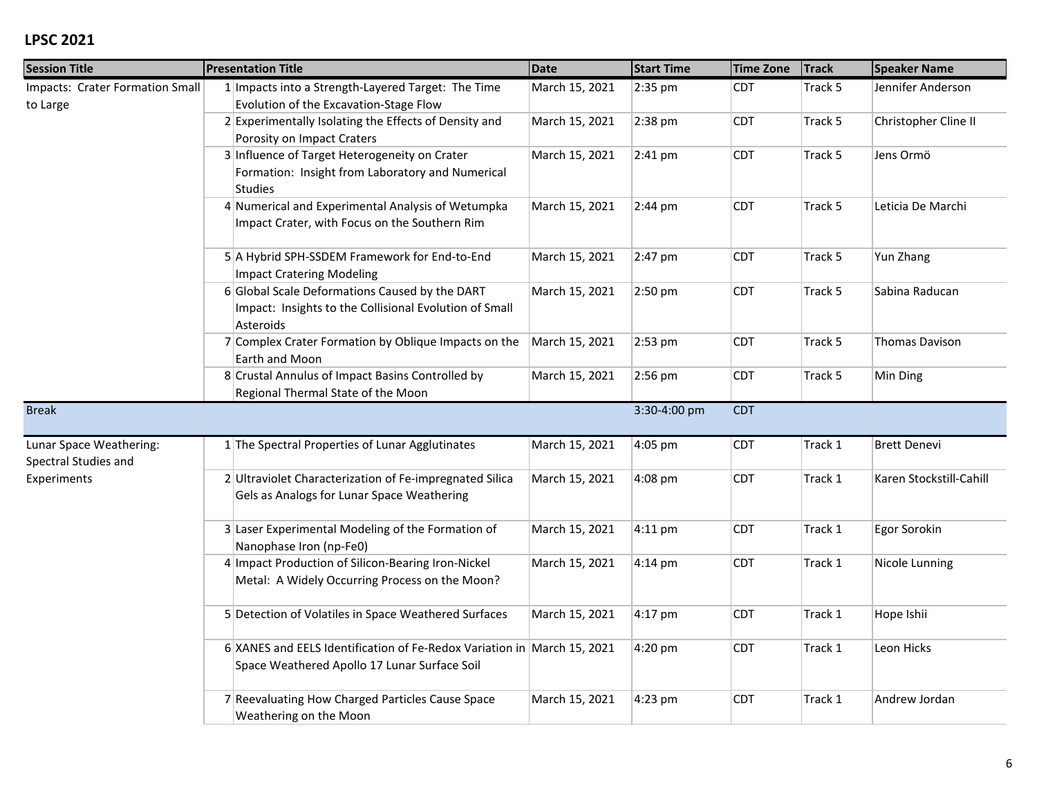## LPSC 2021

| Session Title | Presentation Title | Date | Start Time | Time Zone | Track | Speaker Name |
|---|---|---|---|---|---|---|
| Impacts: Crater Formation Small to Large | 1 Impacts into a Strength-Layered Target: The Time Evolution of the Excavation-Stage Flow | March 15, 2021 | 2:35 pm | CDT | Track 5 | Jennifer Anderson |
| | 2 Experimentally Isolating the Effects of Density and Porosity on Impact Craters | March 15, 2021 | 2:38 pm | CDT | Track 5 | Christopher Cline II |
| | 3 Influence of Target Heterogeneity on Crater Formation: Insight from Laboratory and Numerical Studies | March 15, 2021 | 2:41 pm | CDT | Track 5 | Jens Ormö |
| | 4 Numerical and Experimental Analysis of Wetumpka Impact Crater, with Focus on the Southern Rim | March 15, 2021 | 2:44 pm | CDT | Track 5 | Leticia De Marchi |
| | 5 A Hybrid SPH-SSDEM Framework for End-to-End Impact Cratering Modeling | March 15, 2021 | 2:47 pm | CDT | Track 5 | Yun Zhang |
| | 6 Global Scale Deformations Caused by the DART Impact: Insights to the Collisional Evolution of Small Asteroids | March 15, 2021 | 2:50 pm | CDT | Track 5 | Sabina Raducan |
| | 7 Complex Crater Formation by Oblique Impacts on the Earth and Moon | March 15, 2021 | 2:53 pm | CDT | Track 5 | Thomas Davison |
| | 8 Crustal Annulus of Impact Basins Controlled by Regional Thermal State of the Moon | March 15, 2021 | 2:56 pm | CDT | Track 5 | Min Ding |
| Break | | | 3:30-4:00 pm | CDT | | |
| Lunar Space Weathering: Spectral Studies and Experiments | 1 The Spectral Properties of Lunar Agglutinates | March 15, 2021 | 4:05 pm | CDT | Track 1 | Brett Denevi |
| | 2 Ultraviolet Characterization of Fe-impregnated Silica Gels as Analogs for Lunar Space Weathering | March 15, 2021 | 4:08 pm | CDT | Track 1 | Karen Stockstill-Cahill |
| | 3 Laser Experimental Modeling of the Formation of Nanophase Iron (np-Fe0) | March 15, 2021 | 4:11 pm | CDT | Track 1 | Egor Sorokin |
| | 4 Impact Production of Silicon-Bearing Iron-Nickel Metal: A Widely Occurring Process on the Moon? | March 15, 2021 | 4:14 pm | CDT | Track 1 | Nicole Lunning |
| | 5 Detection of Volatiles in Space Weathered Surfaces | March 15, 2021 | 4:17 pm | CDT | Track 1 | Hope Ishii |
| | 6 XANES and EELS Identification of Fe-Redox Variation in Space Weathered Apollo 17 Lunar Surface Soil | March 15, 2021 | 4:20 pm | CDT | Track 1 | Leon Hicks |
| | 7 Reevaluating How Charged Particles Cause Space Weathering on the Moon | March 15, 2021 | 4:23 pm | CDT | Track 1 | Andrew Jordan |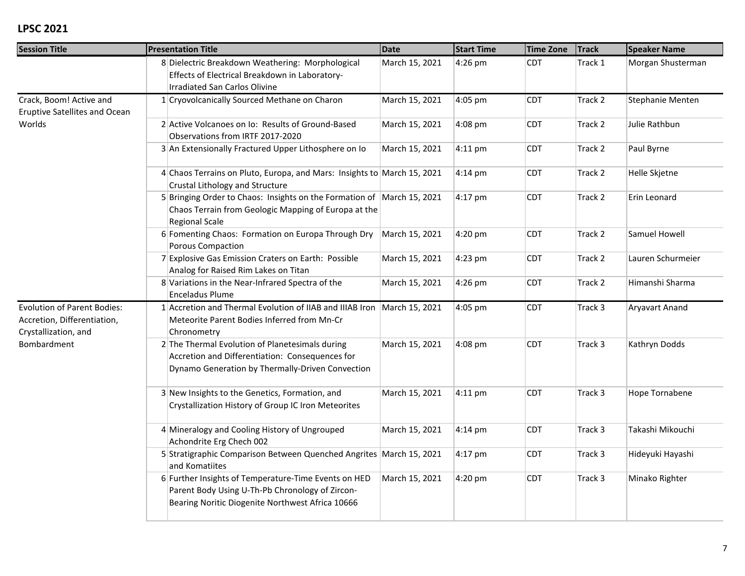## LPSC 2021

| Session Title | | Presentation Title | Date | Start Time | Time Zone | Track | Speaker Name |
|---|---|---|---|---|---|---|---|
| | 8 | Dielectric Breakdown Weathering: Morphological Effects of Electrical Breakdown in Laboratory-Irradiated San Carlos Olivine | March 15, 2021 | 4:26 pm | CDT | Track 1 | Morgan Shusterman |
| Crack, Boom! Active and Eruptive Satellites and Ocean Worlds | 1 | Cryovolcanically Sourced Methane on Charon | March 15, 2021 | 4:05 pm | CDT | Track 2 | Stephanie Menten |
| | 2 | Active Volcanoes on Io: Results of Ground-Based Observations from IRTF 2017-2020 | March 15, 2021 | 4:08 pm | CDT | Track 2 | Julie Rathbun |
| | 3 | An Extensionally Fractured Upper Lithosphere on Io | March 15, 2021 | 4:11 pm | CDT | Track 2 | Paul Byrne |
| | 4 | Chaos Terrains on Pluto, Europa, and Mars: Insights to Crustal Lithology and Structure | March 15, 2021 | 4:14 pm | CDT | Track 2 | Helle Skjetne |
| | 5 | Bringing Order to Chaos: Insights on the Formation of Chaos Terrain from Geologic Mapping of Europa at the Regional Scale | March 15, 2021 | 4:17 pm | CDT | Track 2 | Erin Leonard |
| | 6 | Fomenting Chaos: Formation on Europa Through Dry Porous Compaction | March 15, 2021 | 4:20 pm | CDT | Track 2 | Samuel Howell |
| | 7 | Explosive Gas Emission Craters on Earth: Possible Analog for Raised Rim Lakes on Titan | March 15, 2021 | 4:23 pm | CDT | Track 2 | Lauren Schurmeier |
| | 8 | Variations in the Near-Infrared Spectra of the Enceladus Plume | March 15, 2021 | 4:26 pm | CDT | Track 2 | Himanshi Sharma |
| Evolution of Parent Bodies: Accretion, Differentiation, Crystallization, and Bombardment | 1 | Accretion and Thermal Evolution of IIAB and IIIAB Iron Meteorite Parent Bodies Inferred from Mn-Cr Chronometry | March 15, 2021 | 4:05 pm | CDT | Track 3 | Aryavart Anand |
| | 2 | The Thermal Evolution of Planetesimals during Accretion and Differentiation: Consequences for Dynamo Generation by Thermally-Driven Convection | March 15, 2021 | 4:08 pm | CDT | Track 3 | Kathryn Dodds |
| | 3 | New Insights to the Genetics, Formation, and Crystallization History of Group IC Iron Meteorites | March 15, 2021 | 4:11 pm | CDT | Track 3 | Hope Tornabene |
| | 4 | Mineralogy and Cooling History of Ungrouped Achondrite Erg Chech 002 | March 15, 2021 | 4:14 pm | CDT | Track 3 | Takashi Mikouchi |
| | 5 | Stratigraphic Comparison Between Quenched Angrites and Komatiites | March 15, 2021 | 4:17 pm | CDT | Track 3 | Hideyuki Hayashi |
| | 6 | Further Insights of Temperature-Time Events on HED Parent Body Using U-Th-Pb Chronology of Zircon-Bearing Noritic Diogenite Northwest Africa 10666 | March 15, 2021 | 4:20 pm | CDT | Track 3 | Minako Righter |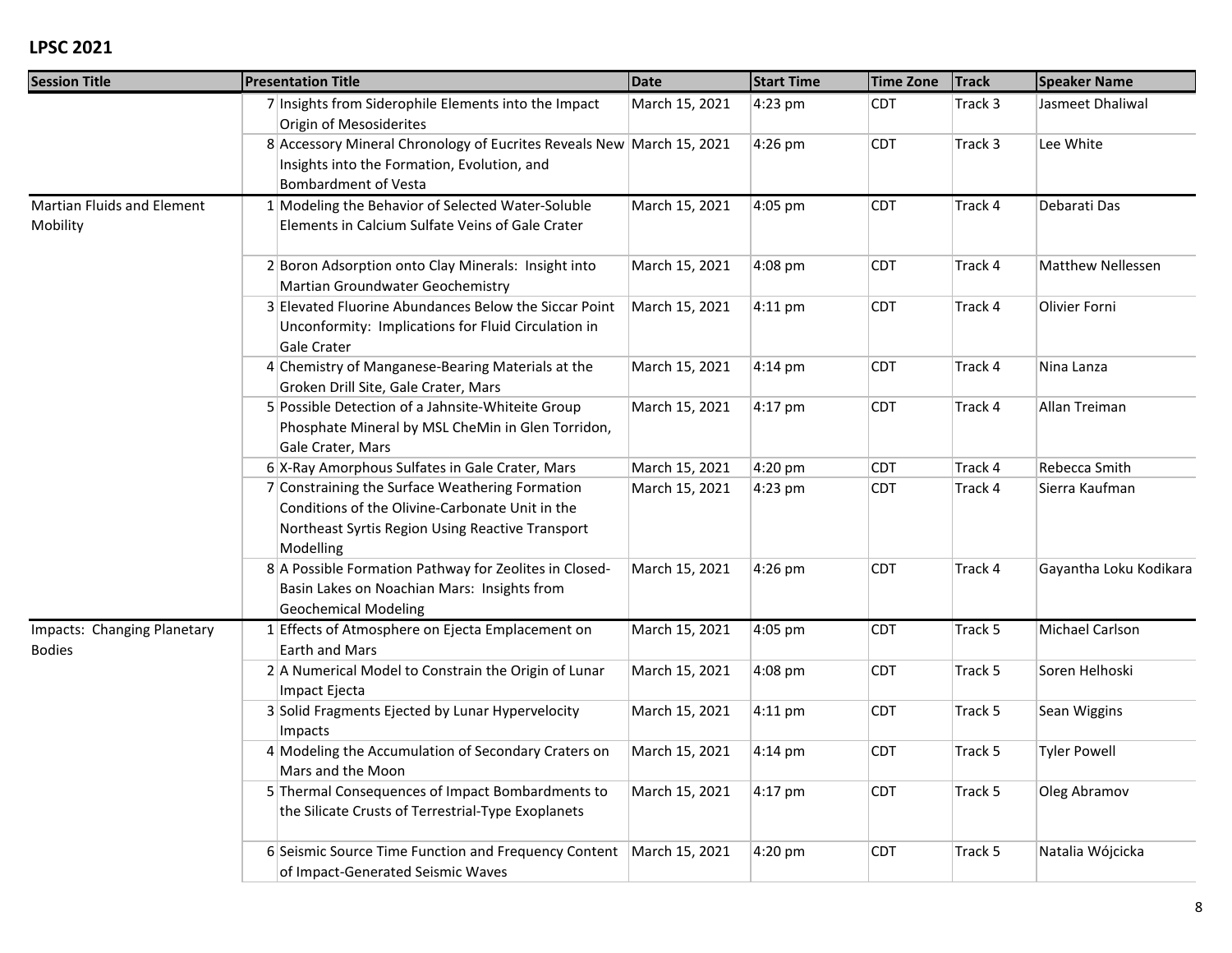## LPSC 2021

| Session Title | | Presentation Title | Date | Start Time | Time Zone | Track | Speaker Name |
|---|---|---|---|---|---|---|---|
| | 7 | Insights from Siderophile Elements into the Impact Origin of Mesosiderites | March 15, 2021 | 4:23 pm | CDT | Track 3 | Jasmeet Dhaliwal |
| | 8 | Accessory Mineral Chronology of Eucrites Reveals New Insights into the Formation, Evolution, and Bombardment of Vesta | March 15, 2021 | 4:26 pm | CDT | Track 3 | Lee White |
| Martian Fluids and Element Mobility | 1 | Modeling the Behavior of Selected Water-Soluble Elements in Calcium Sulfate Veins of Gale Crater | March 15, 2021 | 4:05 pm | CDT | Track 4 | Debarati Das |
| | 2 | Boron Adsorption onto Clay Minerals: Insight into Martian Groundwater Geochemistry | March 15, 2021 | 4:08 pm | CDT | Track 4 | Matthew Nellessen |
| | 3 | Elevated Fluorine Abundances Below the Siccar Point Unconformity: Implications for Fluid Circulation in Gale Crater | March 15, 2021 | 4:11 pm | CDT | Track 4 | Olivier Forni |
| | 4 | Chemistry of Manganese-Bearing Materials at the Groken Drill Site, Gale Crater, Mars | March 15, 2021 | 4:14 pm | CDT | Track 4 | Nina Lanza |
| | 5 | Possible Detection of a Jahnsite-Whiteite Group Phosphate Mineral by MSL CheMin in Glen Torridon, Gale Crater, Mars | March 15, 2021 | 4:17 pm | CDT | Track 4 | Allan Treiman |
| | 6 | X-Ray Amorphous Sulfates in Gale Crater, Mars | March 15, 2021 | 4:20 pm | CDT | Track 4 | Rebecca Smith |
| | 7 | Constraining the Surface Weathering Formation Conditions of the Olivine-Carbonate Unit in the Northeast Syrtis Region Using Reactive Transport Modelling | March 15, 2021 | 4:23 pm | CDT | Track 4 | Sierra Kaufman |
| | 8 | A Possible Formation Pathway for Zeolites in Closed-Basin Lakes on Noachian Mars: Insights from Geochemical Modeling | March 15, 2021 | 4:26 pm | CDT | Track 4 | Gayantha Loku Kodikara |
| Impacts: Changing Planetary Bodies | 1 | Effects of Atmosphere on Ejecta Emplacement on Earth and Mars | March 15, 2021 | 4:05 pm | CDT | Track 5 | Michael Carlson |
| | 2 | A Numerical Model to Constrain the Origin of Lunar Impact Ejecta | March 15, 2021 | 4:08 pm | CDT | Track 5 | Soren Helhoski |
| | 3 | Solid Fragments Ejected by Lunar Hypervelocity Impacts | March 15, 2021 | 4:11 pm | CDT | Track 5 | Sean Wiggins |
| | 4 | Modeling the Accumulation of Secondary Craters on Mars and the Moon | March 15, 2021 | 4:14 pm | CDT | Track 5 | Tyler Powell |
| | 5 | Thermal Consequences of Impact Bombardments to the Silicate Crusts of Terrestrial-Type Exoplanets | March 15, 2021 | 4:17 pm | CDT | Track 5 | Oleg Abramov |
| | 6 | Seismic Source Time Function and Frequency Content of Impact-Generated Seismic Waves | March 15, 2021 | 4:20 pm | CDT | Track 5 | Natalia Wójcicka |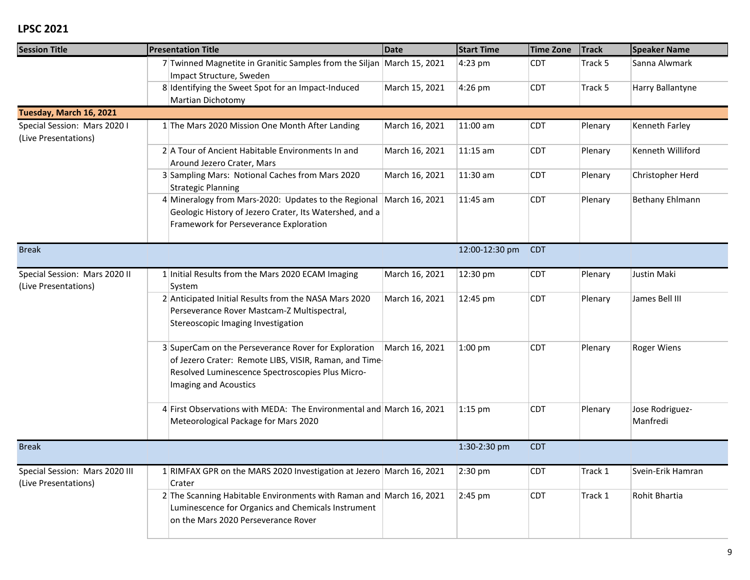**LPSC 2021**

| Session Title | | Presentation Title | Date | Start Time | Time Zone | Track | Speaker Name |
|---|---|---|---|---|---|---|---|
| | 7 | Twinned Magnetite in Granitic Samples from the Siljan Impact Structure, Sweden | March 15, 2021 | 4:23 pm | CDT | Track 5 | Sanna Alwmark |
| | 8 | Identifying the Sweet Spot for an Impact-Induced Martian Dichotomy | March 15, 2021 | 4:26 pm | CDT | Track 5 | Harry Ballantyne |
| **Tuesday, March 16, 2021** | | | | | | | |
| Special Session: Mars 2020 I (Live Presentations) | 1 | The Mars 2020 Mission One Month After Landing | March 16, 2021 | 11:00 am | CDT | Plenary | Kenneth Farley |
| | 2 | A Tour of Ancient Habitable Environments In and Around Jezero Crater, Mars | March 16, 2021 | 11:15 am | CDT | Plenary | Kenneth Williford |
| | 3 | Sampling Mars: Notional Caches from Mars 2020 Strategic Planning | March 16, 2021 | 11:30 am | CDT | Plenary | Christopher Herd |
| | 4 | Mineralogy from Mars-2020: Updates to the Regional Geologic History of Jezero Crater, Its Watershed, and a Framework for Perseverance Exploration | March 16, 2021 | 11:45 am | CDT | Plenary | Bethany Ehlmann |
| Break | | | | 12:00-12:30 pm | CDT | | |
| Special Session: Mars 2020 II (Live Presentations) | 1 | Initial Results from the Mars 2020 ECAM Imaging System | March 16, 2021 | 12:30 pm | CDT | Plenary | Justin Maki |
| | 2 | Anticipated Initial Results from the NASA Mars 2020 Perseverance Rover Mastcam-Z Multispectral, Stereoscopic Imaging Investigation | March 16, 2021 | 12:45 pm | CDT | Plenary | James Bell III |
| | 3 | SuperCam on the Perseverance Rover for Exploration of Jezero Crater: Remote LIBS, VISIR, Raman, and Time-Resolved Luminescence Spectroscopies Plus Micro-Imaging and Acoustics | March 16, 2021 | 1:00 pm | CDT | Plenary | Roger Wiens |
| | 4 | First Observations with MEDA: The Environmental and Meteorological Package for Mars 2020 | March 16, 2021 | 1:15 pm | CDT | Plenary | Jose Rodriguez-Manfredi |
| Break | | | | 1:30-2:30 pm | CDT | | |
| Special Session: Mars 2020 III (Live Presentations) | 1 | RIMFAX GPR on the MARS 2020 Investigation at Jezero Crater | March 16, 2021 | 2:30 pm | CDT | Track 1 | Svein-Erik Hamran |
| | 2 | The Scanning Habitable Environments with Raman and Luminescence for Organics and Chemicals Instrument on the Mars 2020 Perseverance Rover | March 16, 2021 | 2:45 pm | CDT | Track 1 | Rohit Bhartia |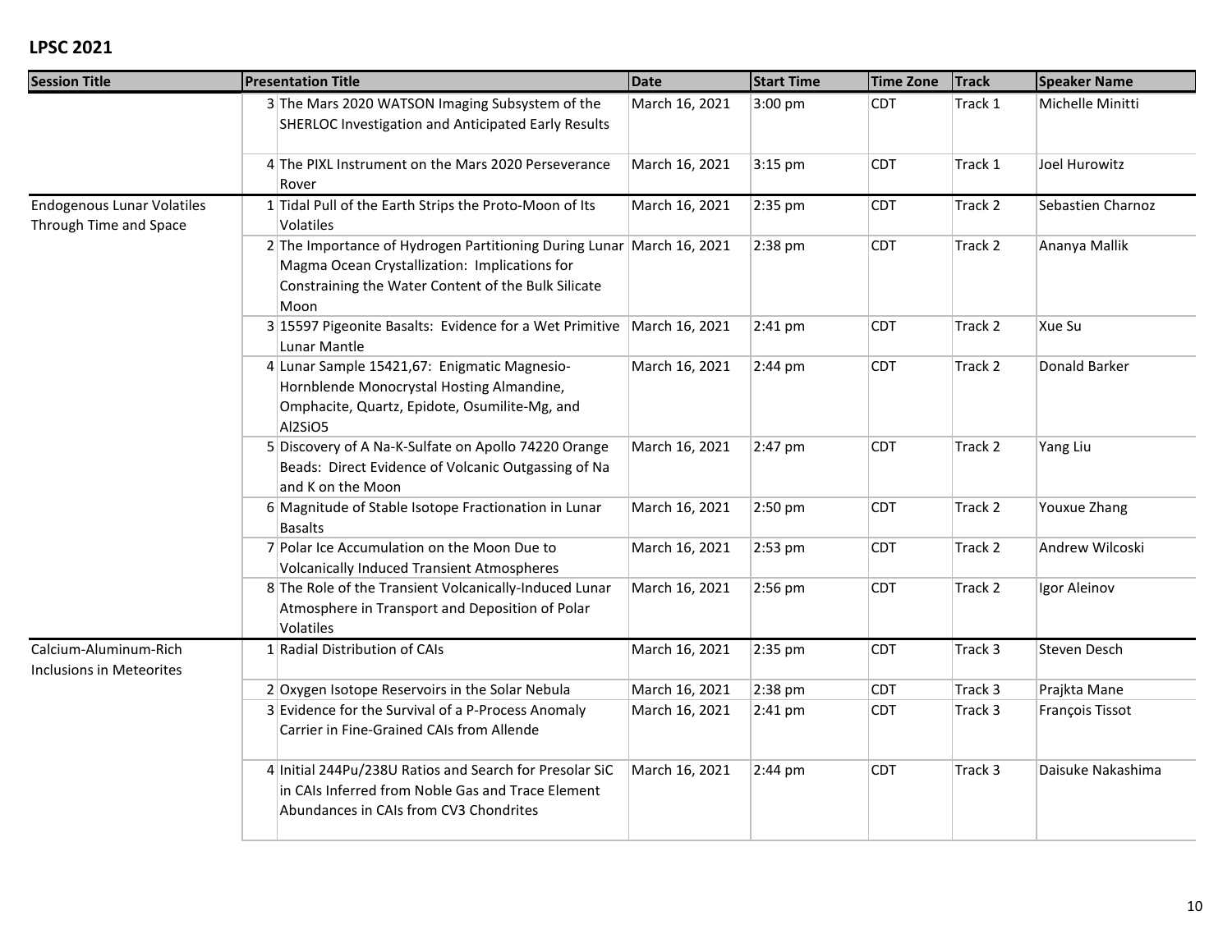## LPSC 2021

| Session Title | | Presentation Title | Date | Start Time | Time Zone | Track | Speaker Name |
|---|---|---|---|---|---|---|---|
| | 3 | The Mars 2020 WATSON Imaging Subsystem of the SHERLOC Investigation and Anticipated Early Results | March 16, 2021 | 3:00 pm | CDT | Track 1 | Michelle Minitti |
| | 4 | The PIXL Instrument on the Mars 2020 Perseverance Rover | March 16, 2021 | 3:15 pm | CDT | Track 1 | Joel Hurowitz |
| Endogenous Lunar Volatiles Through Time and Space | 1 | Tidal Pull of the Earth Strips the Proto-Moon of Its Volatiles | March 16, 2021 | 2:35 pm | CDT | Track 2 | Sebastien Charnoz |
| | 2 | The Importance of Hydrogen Partitioning During Lunar Magma Ocean Crystallization: Implications for Constraining the Water Content of the Bulk Silicate Moon | March 16, 2021 | 2:38 pm | CDT | Track 2 | Ananya Mallik |
| | 3 | 15597 Pigeonite Basalts: Evidence for a Wet Primitive Lunar Mantle | March 16, 2021 | 2:41 pm | CDT | Track 2 | Xue Su |
| | 4 | Lunar Sample 15421,67: Enigmatic Magnesio-Hornblende Monocrystal Hosting Almandine, Omphacite, Quartz, Epidote, Osumilite-Mg, and $Al_2SiO_5$ | March 16, 2021 | 2:44 pm | CDT | Track 2 | Donald Barker |
| | 5 | Discovery of A Na-K-Sulfate on Apollo 74220 Orange Beads: Direct Evidence of Volcanic Outgassing of Na and K on the Moon | March 16, 2021 | 2:47 pm | CDT | Track 2 | Yang Liu |
| | 6 | Magnitude of Stable Isotope Fractionation in Lunar Basalts | March 16, 2021 | 2:50 pm | CDT | Track 2 | Youxue Zhang |
| | 7 | Polar Ice Accumulation on the Moon Due to Volcanically Induced Transient Atmospheres | March 16, 2021 | 2:53 pm | CDT | Track 2 | Andrew Wilcoski |
| | 8 | The Role of the Transient Volcanically-Induced Lunar Atmosphere in Transport and Deposition of Polar Volatiles | March 16, 2021 | 2:56 pm | CDT | Track 2 | Igor Aleinov |
| Calcium-Aluminum-Rich Inclusions in Meteorites | 1 | Radial Distribution of CAIs | March 16, 2021 | 2:35 pm | CDT | Track 3 | Steven Desch |
| | 2 | Oxygen Isotope Reservoirs in the Solar Nebula | March 16, 2021 | 2:38 pm | CDT | Track 3 | Prajkta Mane |
| | 3 | Evidence for the Survival of a P-Process Anomaly Carrier in Fine-Grained CAIs from Allende | March 16, 2021 | 2:41 pm | CDT | Track 3 | François Tissot |
| | 4 | Initial 244Pu/238U Ratios and Search for Presolar SiC in CAIs Inferred from Noble Gas and Trace Element Abundances in CAIs from CV3 Chondrites | March 16, 2021 | 2:44 pm | CDT | Track 3 | Daisuke Nakashima |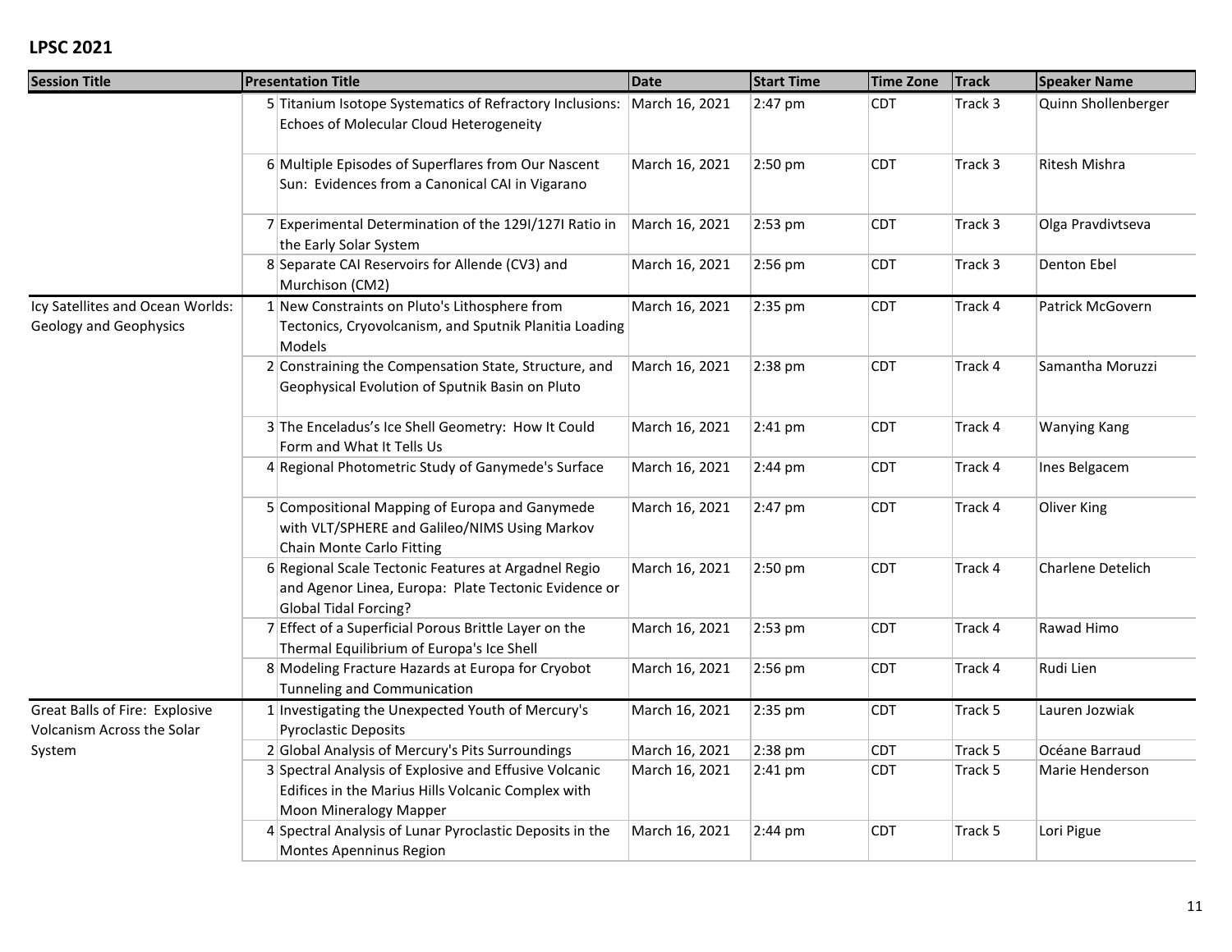**LPSC 2021**

| Session Title | | Presentation Title | Date | Start Time | Time Zone | Track | Speaker Name |
|---|---|---|---|---|---|---|---|
| | 5 | Titanium Isotope Systematics of Refractory Inclusions: Echoes of Molecular Cloud Heterogeneity | March 16, 2021 | 2:47 pm | CDT | Track 3 | Quinn Shollenberger |
| | 6 | Multiple Episodes of Superflares from Our Nascent Sun: Evidences from a Canonical CAI in Vigarano | March 16, 2021 | 2:50 pm | CDT | Track 3 | Ritesh Mishra |
| | 7 | Experimental Determination of the 129I/127I Ratio in the Early Solar System | March 16, 2021 | 2:53 pm | CDT | Track 3 | Olga Pravdivtseva |
| | 8 | Separate CAI Reservoirs for Allende (CV3) and Murchison (CM2) | March 16, 2021 | 2:56 pm | CDT | Track 3 | Denton Ebel |
| Icy Satellites and Ocean Worlds: Geology and Geophysics | 1 | New Constraints on Pluto's Lithosphere from Tectonics, Cryovolcanism, and Sputnik Planitia Loading Models | March 16, 2021 | 2:35 pm | CDT | Track 4 | Patrick McGovern |
| | 2 | Constraining the Compensation State, Structure, and Geophysical Evolution of Sputnik Basin on Pluto | March 16, 2021 | 2:38 pm | CDT | Track 4 | Samantha Moruzzi |
| | 3 | The Enceladus's Ice Shell Geometry: How It Could Form and What It Tells Us | March 16, 2021 | 2:41 pm | CDT | Track 4 | Wanying Kang |
| | 4 | Regional Photometric Study of Ganymede's Surface | March 16, 2021 | 2:44 pm | CDT | Track 4 | Ines Belgacem |
| | 5 | Compositional Mapping of Europa and Ganymede with VLT/SPHERE and Galileo/NIMS Using Markov Chain Monte Carlo Fitting | March 16, 2021 | 2:47 pm | CDT | Track 4 | Oliver King |
| | 6 | Regional Scale Tectonic Features at Argadnel Regio and Agenor Linea, Europa: Plate Tectonic Evidence or Global Tidal Forcing? | March 16, 2021 | 2:50 pm | CDT | Track 4 | Charlene Detelich |
| | 7 | Effect of a Superficial Porous Brittle Layer on the Thermal Equilibrium of Europa's Ice Shell | March 16, 2021 | 2:53 pm | CDT | Track 4 | Rawad Himo |
| | 8 | Modeling Fracture Hazards at Europa for Cryobot Tunneling and Communication | March 16, 2021 | 2:56 pm | CDT | Track 4 | Rudi Lien |
| Great Balls of Fire: Explosive Volcanism Across the Solar System | 1 | Investigating the Unexpected Youth of Mercury's Pyroclastic Deposits | March 16, 2021 | 2:35 pm | CDT | Track 5 | Lauren Jozwiak |
| | 2 | Global Analysis of Mercury's Pits Surroundings | March 16, 2021 | 2:38 pm | CDT | Track 5 | Océane Barraud |
| | 3 | Spectral Analysis of Explosive and Effusive Volcanic Edifices in the Marius Hills Volcanic Complex with Moon Mineralogy Mapper | March 16, 2021 | 2:41 pm | CDT | Track 5 | Marie Henderson |
| | 4 | Spectral Analysis of Lunar Pyroclastic Deposits in the Montes Apenninus Region | March 16, 2021 | 2:44 pm | CDT | Track 5 | Lori Pigue |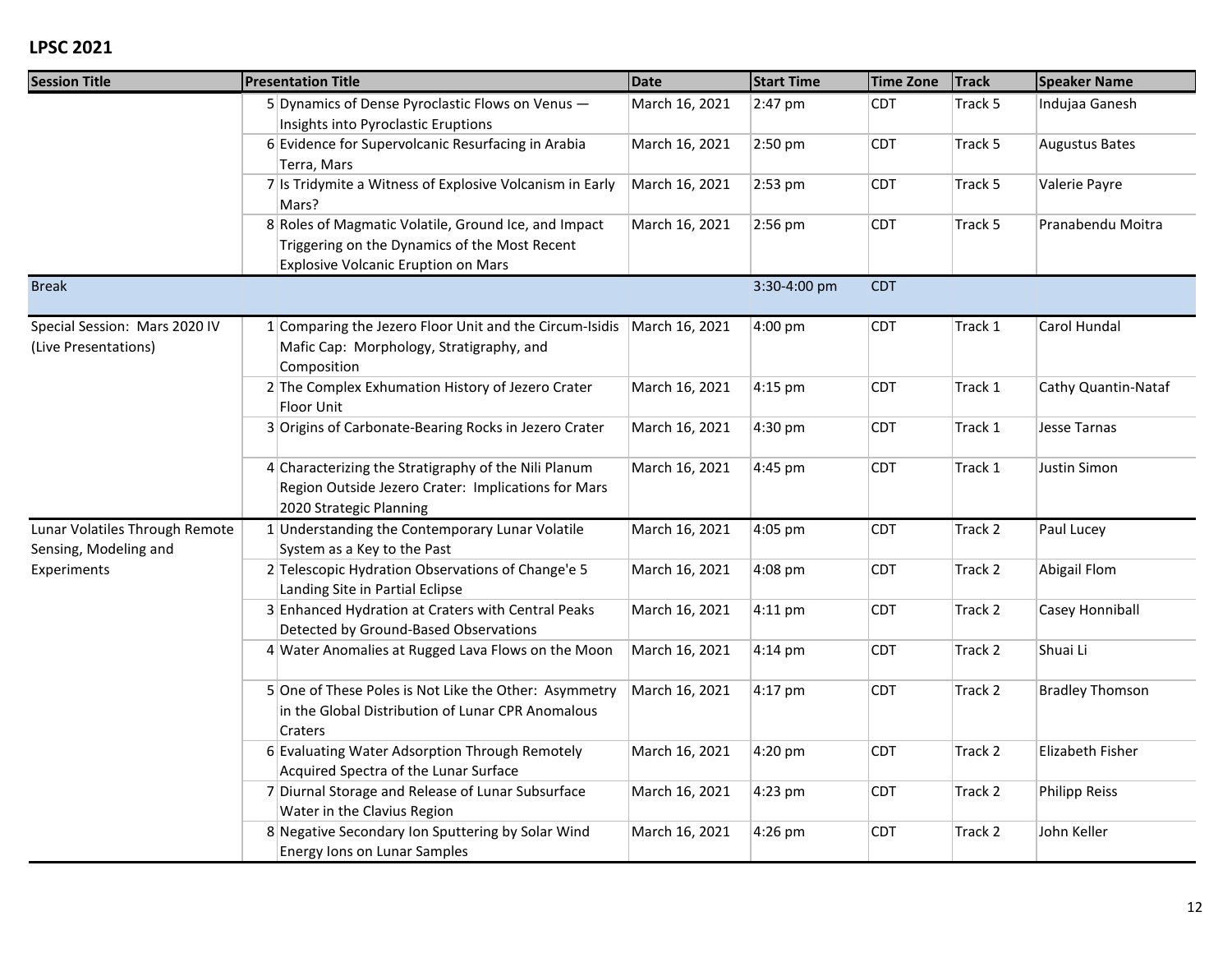## LPSC 2021

| Session Title | | Presentation Title | Date | Start Time | Time Zone | Track | Speaker Name |
|---|---|---|---|---|---|---|---|
| | 5 | Dynamics of Dense Pyroclastic Flows on Venus — Insights into Pyroclastic Eruptions | March 16, 2021 | 2:47 pm | CDT | Track 5 | Indujaa Ganesh |
| | 6 | Evidence for Supervolcanic Resurfacing in Arabia Terra, Mars | March 16, 2021 | 2:50 pm | CDT | Track 5 | Augustus Bates |
| | 7 | Is Tridymite a Witness of Explosive Volcanism in Early Mars? | March 16, 2021 | 2:53 pm | CDT | Track 5 | Valerie Payre |
| | 8 | Roles of Magmatic Volatile, Ground Ice, and Impact Triggering on the Dynamics of the Most Recent Explosive Volcanic Eruption on Mars | March 16, 2021 | 2:56 pm | CDT | Track 5 | Pranabendu Moitra |
| Break | | | | 3:30-4:00 pm | CDT | | |
| Special Session: Mars 2020 IV (Live Presentations) | 1 | Comparing the Jezero Floor Unit and the Circum-Isidis Mafic Cap: Morphology, Stratigraphy, and Composition | March 16, 2021 | 4:00 pm | CDT | Track 1 | Carol Hundal |
| | 2 | The Complex Exhumation History of Jezero Crater Floor Unit | March 16, 2021 | 4:15 pm | CDT | Track 1 | Cathy Quantin-Nataf |
| | 3 | Origins of Carbonate-Bearing Rocks in Jezero Crater | March 16, 2021 | 4:30 pm | CDT | Track 1 | Jesse Tarnas |
| | 4 | Characterizing the Stratigraphy of the Nili Planum Region Outside Jezero Crater: Implications for Mars 2020 Strategic Planning | March 16, 2021 | 4:45 pm | CDT | Track 1 | Justin Simon |
| Lunar Volatiles Through Remote Sensing, Modeling and Experiments | 1 | Understanding the Contemporary Lunar Volatile System as a Key to the Past | March 16, 2021 | 4:05 pm | CDT | Track 2 | Paul Lucey |
| | 2 | Telescopic Hydration Observations of Change'e 5 Landing Site in Partial Eclipse | March 16, 2021 | 4:08 pm | CDT | Track 2 | Abigail Flom |
| | 3 | Enhanced Hydration at Craters with Central Peaks Detected by Ground-Based Observations | March 16, 2021 | 4:11 pm | CDT | Track 2 | Casey Honniball |
| | 4 | Water Anomalies at Rugged Lava Flows on the Moon | March 16, 2021 | 4:14 pm | CDT | Track 2 | Shuai Li |
| | 5 | One of These Poles is Not Like the Other: Asymmetry in the Global Distribution of Lunar CPR Anomalous Craters | March 16, 2021 | 4:17 pm | CDT | Track 2 | Bradley Thomson |
| | 6 | Evaluating Water Adsorption Through Remotely Acquired Spectra of the Lunar Surface | March 16, 2021 | 4:20 pm | CDT | Track 2 | Elizabeth Fisher |
| | 7 | Diurnal Storage and Release of Lunar Subsurface Water in the Clavius Region | March 16, 2021 | 4:23 pm | CDT | Track 2 | Philipp Reiss |
| | 8 | Negative Secondary Ion Sputtering by Solar Wind Energy Ions on Lunar Samples | March 16, 2021 | 4:26 pm | CDT | Track 2 | John Keller |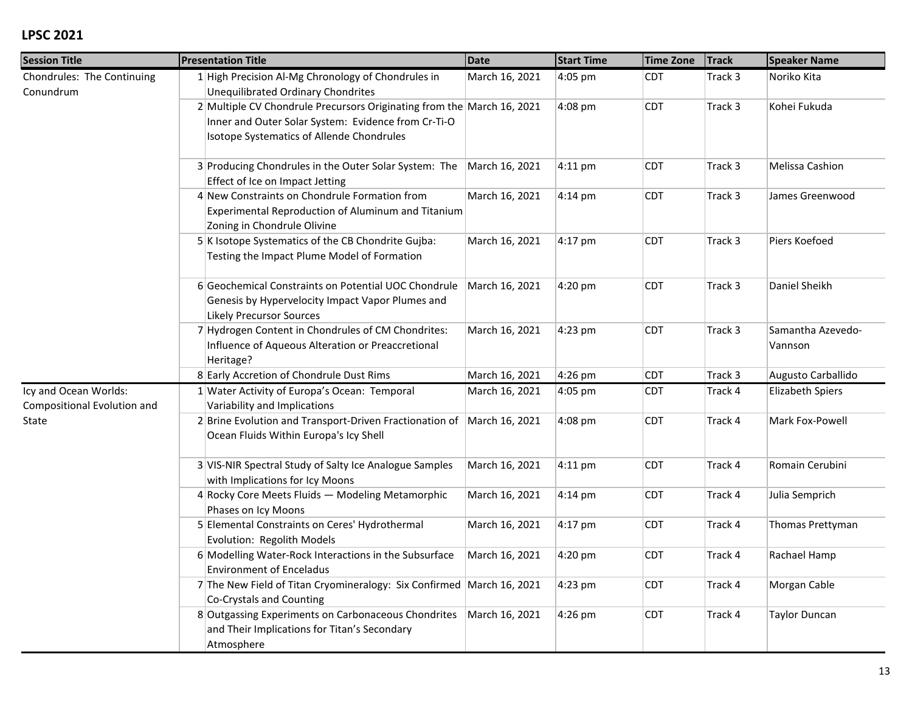**LPSC 2021**

| Session Title | | Presentation Title | Date | Start Time | Time Zone | Track | Speaker Name |
|---|---|---|---|---|---|---|---|
| Chondrules: The Continuing Conundrum | 1 | High Precision Al-Mg Chronology of Chondrules in Unequilibrated Ordinary Chondrites | March 16, 2021 | 4:05 pm | CDT | Track 3 | Noriko Kita |
| | 2 | Multiple CV Chondrule Precursors Originating from the Inner and Outer Solar System: Evidence from Cr-Ti-O Isotope Systematics of Allende Chondrules | March 16, 2021 | 4:08 pm | CDT | Track 3 | Kohei Fukuda |
| | 3 | Producing Chondrules in the Outer Solar System: The Effect of Ice on Impact Jetting | March 16, 2021 | 4:11 pm | CDT | Track 3 | Melissa Cashion |
| | 4 | New Constraints on Chondrule Formation from Experimental Reproduction of Aluminum and Titanium Zoning in Chondrule Olivine | March 16, 2021 | 4:14 pm | CDT | Track 3 | James Greenwood |
| | 5 | K Isotope Systematics of the CB Chondrite Gujba: Testing the Impact Plume Model of Formation | March 16, 2021 | 4:17 pm | CDT | Track 3 | Piers Koefoed |
| | 6 | Geochemical Constraints on Potential UOC Chondrule Genesis by Hypervelocity Impact Vapor Plumes and Likely Precursor Sources | March 16, 2021 | 4:20 pm | CDT | Track 3 | Daniel Sheikh |
| | 7 | Hydrogen Content in Chondrules of CM Chondrites: Influence of Aqueous Alteration or Preaccretional Heritage? | March 16, 2021 | 4:23 pm | CDT | Track 3 | Samantha Azevedo-Vannson |
| | 8 | Early Accretion of Chondrule Dust Rims | March 16, 2021 | 4:26 pm | CDT | Track 3 | Augusto Carballido |
| Icy and Ocean Worlds: Compositional Evolution and State | 1 | Water Activity of Europa's Ocean: Temporal Variability and Implications | March 16, 2021 | 4:05 pm | CDT | Track 4 | Elizabeth Spiers |
| | 2 | Brine Evolution and Transport-Driven Fractionation of Ocean Fluids Within Europa's Icy Shell | March 16, 2021 | 4:08 pm | CDT | Track 4 | Mark Fox-Powell |
| | 3 | VIS-NIR Spectral Study of Salty Ice Analogue Samples with Implications for Icy Moons | March 16, 2021 | 4:11 pm | CDT | Track 4 | Romain Cerubini |
| | 4 | Rocky Core Meets Fluids — Modeling Metamorphic Phases on Icy Moons | March 16, 2021 | 4:14 pm | CDT | Track 4 | Julia Semprich |
| | 5 | Elemental Constraints on Ceres' Hydrothermal Evolution: Regolith Models | March 16, 2021 | 4:17 pm | CDT | Track 4 | Thomas Prettyman |
| | 6 | Modelling Water-Rock Interactions in the Subsurface Environment of Enceladus | March 16, 2021 | 4:20 pm | CDT | Track 4 | Rachael Hamp |
| | 7 | The New Field of Titan Cryomineralogy: Six Confirmed Co-Crystals and Counting | March 16, 2021 | 4:23 pm | CDT | Track 4 | Morgan Cable |
| | 8 | Outgassing Experiments on Carbonaceous Chondrites and Their Implications for Titan's Secondary Atmosphere | March 16, 2021 | 4:26 pm | CDT | Track 4 | Taylor Duncan |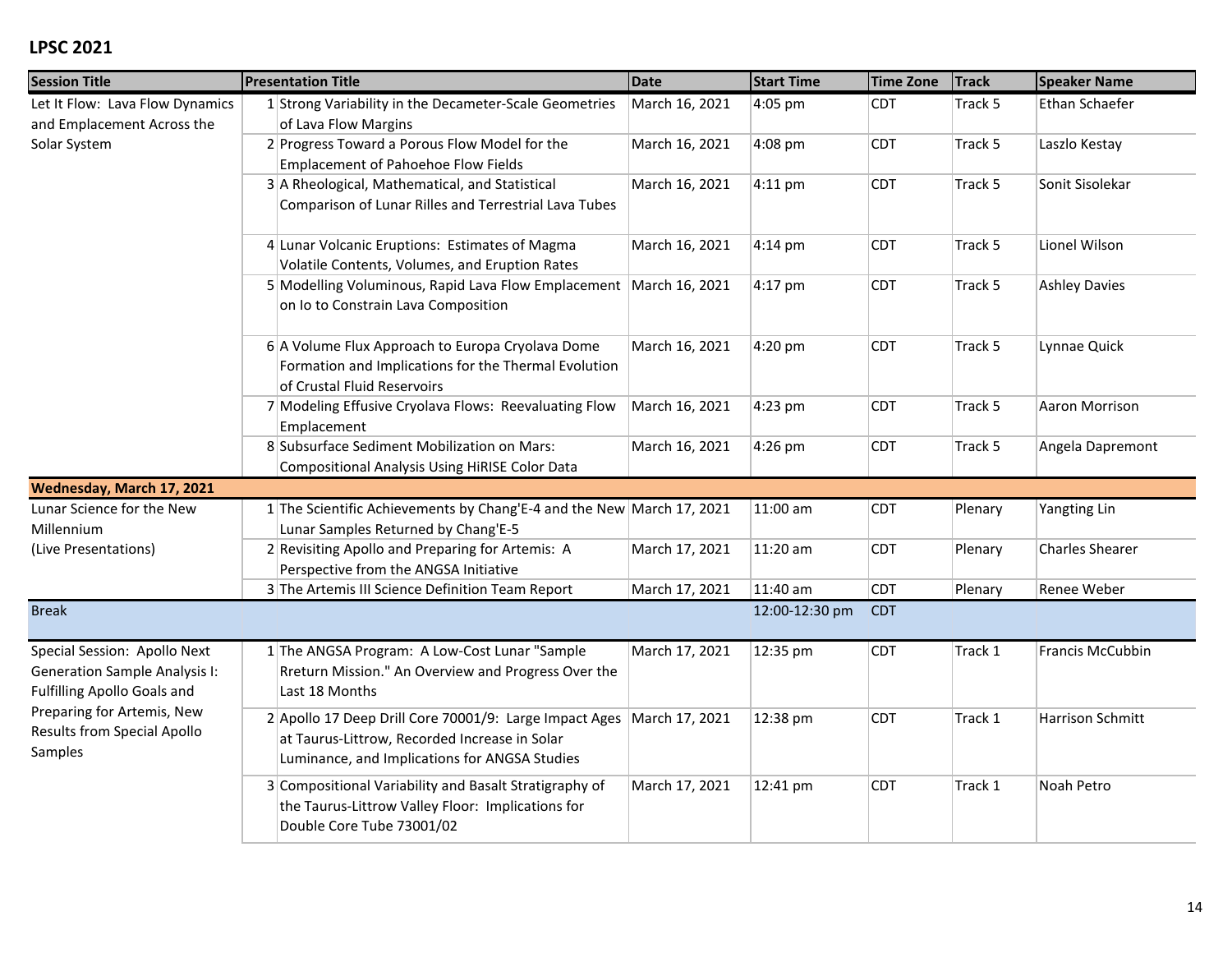## LPSC 2021

| Session Title | | Presentation Title | Date | Start Time | Time Zone | Track | Speaker Name |
|---|---|---|---|---|---|---|---|
| Let It Flow: Lava Flow Dynamics and Emplacement Across the Solar System | 1 | Strong Variability in the Decameter-Scale Geometries of Lava Flow Margins | March 16, 2021 | 4:05 pm | CDT | Track 5 | Ethan Schaefer |
| | 2 | Progress Toward a Porous Flow Model for the Emplacement of Pahoehoe Flow Fields | March 16, 2021 | 4:08 pm | CDT | Track 5 | Laszlo Kestay |
| | 3 | A Rheological, Mathematical, and Statistical Comparison of Lunar Rilles and Terrestrial Lava Tubes | March 16, 2021 | 4:11 pm | CDT | Track 5 | Sonit Sisolekar |
| | 4 | Lunar Volcanic Eruptions: Estimates of Magma Volatile Contents, Volumes, and Eruption Rates | March 16, 2021 | 4:14 pm | CDT | Track 5 | Lionel Wilson |
| | 5 | Modelling Voluminous, Rapid Lava Flow Emplacement on Io to Constrain Lava Composition | March 16, 2021 | 4:17 pm | CDT | Track 5 | Ashley Davies |
| | 6 | A Volume Flux Approach to Europa Cryolava Dome Formation and Implications for the Thermal Evolution of Crustal Fluid Reservoirs | March 16, 2021 | 4:20 pm | CDT | Track 5 | Lynnae Quick |
| | 7 | Modeling Effusive Cryolava Flows: Reevaluating Flow Emplacement | March 16, 2021 | 4:23 pm | CDT | Track 5 | Aaron Morrison |
| | 8 | Subsurface Sediment Mobilization on Mars: Compositional Analysis Using HiRISE Color Data | March 16, 2021 | 4:26 pm | CDT | Track 5 | Angela Dapremont |
| **Wednesday, March 17, 2021** | | | | | | | |
| Lunar Science for the New Millennium (Live Presentations) | 1 | The Scientific Achievements by Chang'E-4 and the New Lunar Samples Returned by Chang'E-5 | March 17, 2021 | 11:00 am | CDT | Plenary | Yangting Lin |
| | 2 | Revisiting Apollo and Preparing for Artemis: A Perspective from the ANGSA Initiative | March 17, 2021 | 11:20 am | CDT | Plenary | Charles Shearer |
| | 3 | The Artemis III Science Definition Team Report | March 17, 2021 | 11:40 am | CDT | Plenary | Renee Weber |
| Break | | | | 12:00-12:30 pm | CDT | | |
| Special Session: Apollo Next Generation Sample Analysis I: Fulfilling Apollo Goals and Preparing for Artemis, New Results from Special Apollo Samples | 1 | The ANGSA Program: A Low-Cost Lunar "Sample Rreturn Mission." An Overview and Progress Over the Last 18 Months | March 17, 2021 | 12:35 pm | CDT | Track 1 | Francis McCubbin |
| | 2 | Apollo 17 Deep Drill Core 70001/9: Large Impact Ages at Taurus-Littrow, Recorded Increase in Solar Luminance, and Implications for ANGSA Studies | March 17, 2021 | 12:38 pm | CDT | Track 1 | Harrison Schmitt |
| | 3 | Compositional Variability and Basalt Stratigraphy of the Taurus-Littrow Valley Floor: Implications for Double Core Tube 73001/02 | March 17, 2021 | 12:41 pm | CDT | Track 1 | Noah Petro |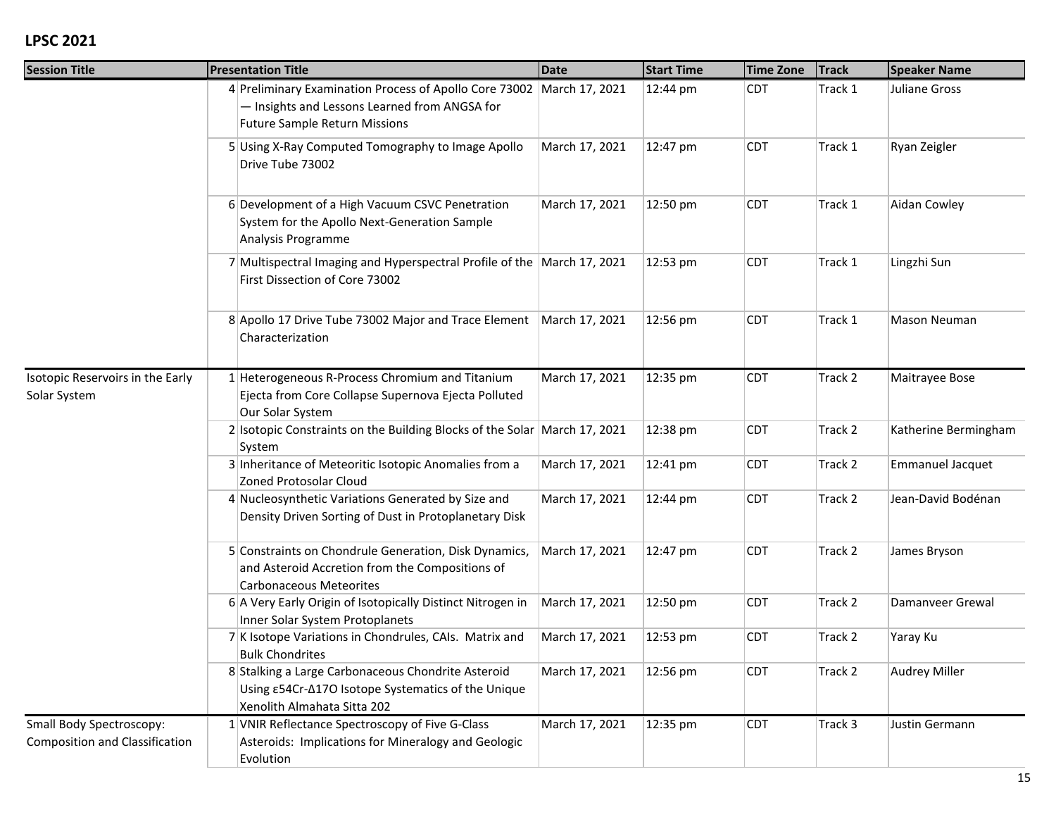## LPSC 2021

| Session Title | | Presentation Title | Date | Start Time | Time Zone | Track | Speaker Name |
|---|---|---|---|---|---|---|---|
| | 4 | Preliminary Examination Process of Apollo Core 73002 — Insights and Lessons Learned from ANGSA for Future Sample Return Missions | March 17, 2021 | 12:44 pm | CDT | Track 1 | Juliane Gross |
| | 5 | Using X-Ray Computed Tomography to Image Apollo Drive Tube 73002 | March 17, 2021 | 12:47 pm | CDT | Track 1 | Ryan Zeigler |
| | 6 | Development of a High Vacuum CSVC Penetration System for the Apollo Next-Generation Sample Analysis Programme | March 17, 2021 | 12:50 pm | CDT | Track 1 | Aidan Cowley |
| | 7 | Multispectral Imaging and Hyperspectral Profile of the First Dissection of Core 73002 | March 17, 2021 | 12:53 pm | CDT | Track 1 | Lingzhi Sun |
| | 8 | Apollo 17 Drive Tube 73002 Major and Trace Element Characterization | March 17, 2021 | 12:56 pm | CDT | Track 1 | Mason Neuman |
| Isotopic Reservoirs in the Early Solar System | 1 | Heterogeneous R-Process Chromium and Titanium Ejecta from Core Collapse Supernova Ejecta Polluted Our Solar System | March 17, 2021 | 12:35 pm | CDT | Track 2 | Maitrayee Bose |
| | 2 | Isotopic Constraints on the Building Blocks of the Solar System | March 17, 2021 | 12:38 pm | CDT | Track 2 | Katherine Bermingham |
| | 3 | Inheritance of Meteoritic Isotopic Anomalies from a Zoned Protosolar Cloud | March 17, 2021 | 12:41 pm | CDT | Track 2 | Emmanuel Jacquet |
| | 4 | Nucleosynthetic Variations Generated by Size and Density Driven Sorting of Dust in Protoplanetary Disk | March 17, 2021 | 12:44 pm | CDT | Track 2 | Jean-David Bodénan |
| | 5 | Constraints on Chondrule Generation, Disk Dynamics, and Asteroid Accretion from the Compositions of Carbonaceous Meteorites | March 17, 2021 | 12:47 pm | CDT | Track 2 | James Bryson |
| | 6 | A Very Early Origin of Isotopically Distinct Nitrogen in Inner Solar System Protoplanets | March 17, 2021 | 12:50 pm | CDT | Track 2 | Damanveer Grewal |
| | 7 | K Isotope Variations in Chondrules, CAIs. Matrix and Bulk Chondrites | March 17, 2021 | 12:53 pm | CDT | Track 2 | Yaray Ku |
| | 8 | Stalking a Large Carbonaceous Chondrite Asteroid Using $\varepsilon^{54}Cr$-$\Delta^{17}O$ Isotope Systematics of the Unique Xenolith Almahata Sitta 202 | March 17, 2021 | 12:56 pm | CDT | Track 2 | Audrey Miller |
| Small Body Spectroscopy: Composition and Classification | 1 | VNIR Reflectance Spectroscopy of Five G-Class Asteroids: Implications for Mineralogy and Geologic Evolution | March 17, 2021 | 12:35 pm | CDT | Track 3 | Justin Germann |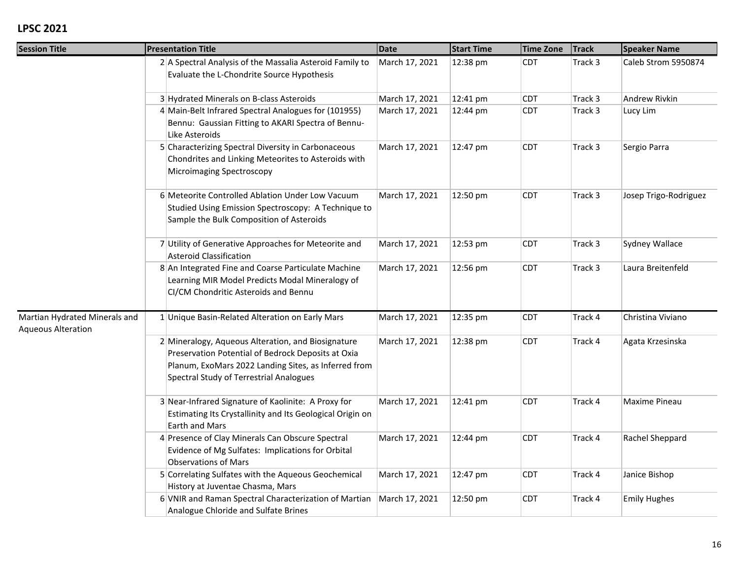## LPSC 2021

| Session Title | | Presentation Title | Date | Start Time | Time Zone | Track | Speaker Name |
|---|---|---|---|---|---|---|---|
| | 2 | A Spectral Analysis of the Massalia Asteroid Family to Evaluate the L-Chondrite Source Hypothesis | March 17, 2021 | 12:38 pm | CDT | Track 3 | Caleb Strom 5950874 |
| | 3 | Hydrated Minerals on B-class Asteroids | March 17, 2021 | 12:41 pm | CDT | Track 3 | Andrew Rivkin |
| | 4 | Main-Belt Infrared Spectral Analogues for (101955) Bennu: Gaussian Fitting to AKARI Spectra of Bennu-Like Asteroids | March 17, 2021 | 12:44 pm | CDT | Track 3 | Lucy Lim |
| | 5 | Characterizing Spectral Diversity in Carbonaceous Chondrites and Linking Meteorites to Asteroids with Microimaging Spectroscopy | March 17, 2021 | 12:47 pm | CDT | Track 3 | Sergio Parra |
| | 6 | Meteorite Controlled Ablation Under Low Vacuum Studied Using Emission Spectroscopy: A Technique to Sample the Bulk Composition of Asteroids | March 17, 2021 | 12:50 pm | CDT | Track 3 | Josep Trigo-Rodriguez |
| | 7 | Utility of Generative Approaches for Meteorite and Asteroid Classification | March 17, 2021 | 12:53 pm | CDT | Track 3 | Sydney Wallace |
| | 8 | An Integrated Fine and Coarse Particulate Machine Learning MIR Model Predicts Modal Mineralogy of CI/CM Chondritic Asteroids and Bennu | March 17, 2021 | 12:56 pm | CDT | Track 3 | Laura Breitenfeld |
| Martian Hydrated Minerals and Aqueous Alteration | 1 | Unique Basin-Related Alteration on Early Mars | March 17, 2021 | 12:35 pm | CDT | Track 4 | Christina Viviano |
| | 2 | Mineralogy, Aqueous Alteration, and Biosignature Preservation Potential of Bedrock Deposits at Oxia Planum, ExoMars 2022 Landing Sites, as Inferred from Spectral Study of Terrestrial Analogues | March 17, 2021 | 12:38 pm | CDT | Track 4 | Agata Krzesinska |
| | 3 | Near-Infrared Signature of Kaolinite: A Proxy for Estimating Its Crystallinity and Its Geological Origin on Earth and Mars | March 17, 2021 | 12:41 pm | CDT | Track 4 | Maxime Pineau |
| | 4 | Presence of Clay Minerals Can Obscure Spectral Evidence of Mg Sulfates: Implications for Orbital Observations of Mars | March 17, 2021 | 12:44 pm | CDT | Track 4 | Rachel Sheppard |
| | 5 | Correlating Sulfates with the Aqueous Geochemical History at Juventae Chasma, Mars | March 17, 2021 | 12:47 pm | CDT | Track 4 | Janice Bishop |
| | 6 | VNIR and Raman Spectral Characterization of Martian Analogue Chloride and Sulfate Brines | March 17, 2021 | 12:50 pm | CDT | Track 4 | Emily Hughes |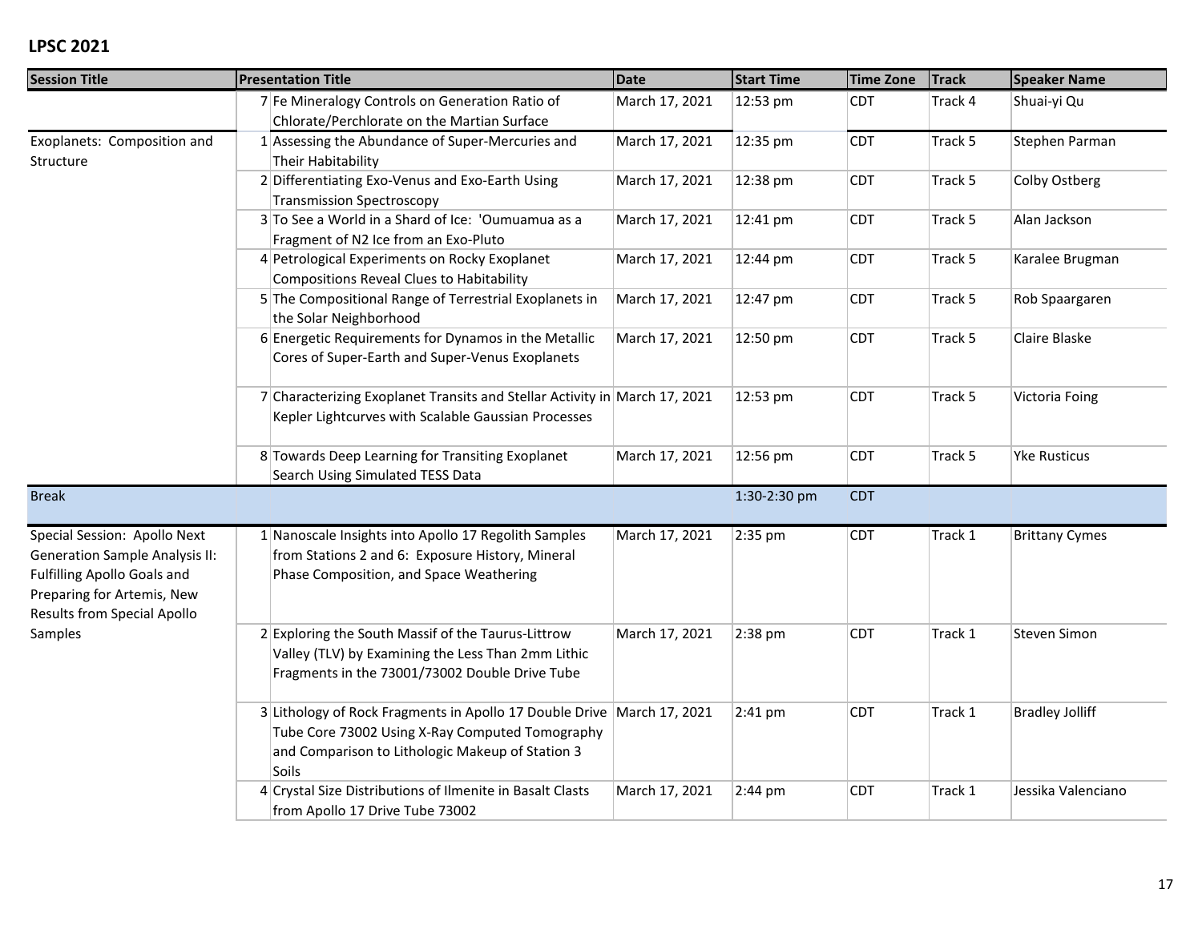**LPSC 2021**

| Session Title | | Presentation Title | Date | Start Time | Time Zone | Track | Speaker Name |
|---|---|---|---|---|---|---|---|
| | 7 | Fe Mineralogy Controls on Generation Ratio of Chlorate/Perchlorate on the Martian Surface | March 17, 2021 | 12:53 pm | CDT | Track 4 | Shuai-yi Qu |
| Exoplanets: Composition and Structure | 1 | Assessing the Abundance of Super-Mercuries and Their Habitability | March 17, 2021 | 12:35 pm | CDT | Track 5 | Stephen Parman |
| | 2 | Differentiating Exo-Venus and Exo-Earth Using Transmission Spectroscopy | March 17, 2021 | 12:38 pm | CDT | Track 5 | Colby Ostberg |
| | 3 | To See a World in a Shard of Ice: 'Oumuamua as a Fragment of N2 Ice from an Exo-Pluto | March 17, 2021 | 12:41 pm | CDT | Track 5 | Alan Jackson |
| | 4 | Petrological Experiments on Rocky Exoplanet Compositions Reveal Clues to Habitability | March 17, 2021 | 12:44 pm | CDT | Track 5 | Karalee Brugman |
| | 5 | The Compositional Range of Terrestrial Exoplanets in the Solar Neighborhood | March 17, 2021 | 12:47 pm | CDT | Track 5 | Rob Spaargaren |
| | 6 | Energetic Requirements for Dynamos in the Metallic Cores of Super-Earth and Super-Venus Exoplanets | March 17, 2021 | 12:50 pm | CDT | Track 5 | Claire Blaske |
| | 7 | Characterizing Exoplanet Transits and Stellar Activity in Kepler Lightcurves with Scalable Gaussian Processes | March 17, 2021 | 12:53 pm | CDT | Track 5 | Victoria Foing |
| | 8 | Towards Deep Learning for Transiting Exoplanet Search Using Simulated TESS Data | March 17, 2021 | 12:56 pm | CDT | Track 5 | Yke Rusticus |
| Break | | | | 1:30-2:30 pm | CDT | | |
| Special Session: Apollo Next Generation Sample Analysis II: Fulfilling Apollo Goals and Preparing for Artemis, New Results from Special Apollo Samples | 1 | Nanoscale Insights into Apollo 17 Regolith Samples from Stations 2 and 6: Exposure History, Mineral Phase Composition, and Space Weathering | March 17, 2021 | 2:35 pm | CDT | Track 1 | Brittany Cymes |
| | 2 | Exploring the South Massif of the Taurus-Littrow Valley (TLV) by Examining the Less Than 2mm Lithic Fragments in the 73001/73002 Double Drive Tube | March 17, 2021 | 2:38 pm | CDT | Track 1 | Steven Simon |
| | 3 | Lithology of Rock Fragments in Apollo 17 Double Drive Tube Core 73002 Using X-Ray Computed Tomography and Comparison to Lithologic Makeup of Station 3 Soils | March 17, 2021 | 2:41 pm | CDT | Track 1 | Bradley Jolliff |
| | 4 | Crystal Size Distributions of Ilmenite in Basalt Clasts from Apollo 17 Drive Tube 73002 | March 17, 2021 | 2:44 pm | CDT | Track 1 | Jessika Valenciano |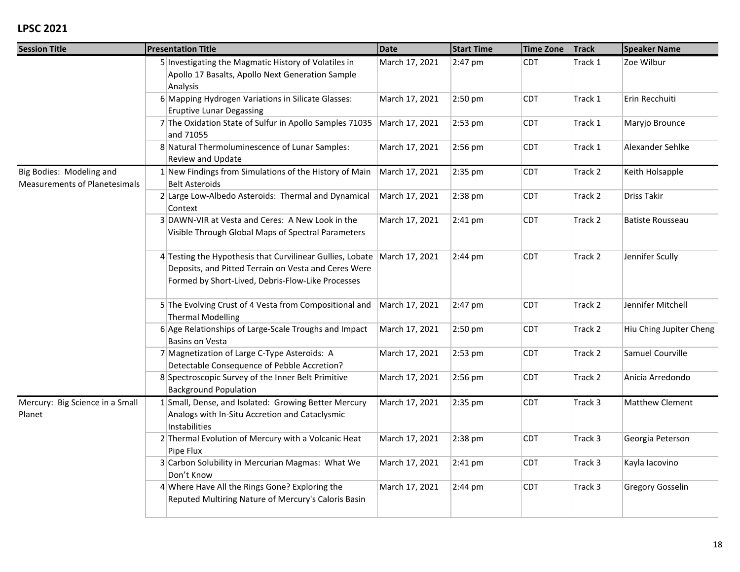**LPSC 2021**

| Session Title | | Presentation Title | Date | Start Time | Time Zone | Track | Speaker Name |
|---|---|---|---|---|---|---|---|
| | 5 | Investigating the Magmatic History of Volatiles in Apollo 17 Basalts, Apollo Next Generation Sample Analysis | March 17, 2021 | 2:47 pm | CDT | Track 1 | Zoe Wilbur |
| | 6 | Mapping Hydrogen Variations in Silicate Glasses: Eruptive Lunar Degassing | March 17, 2021 | 2:50 pm | CDT | Track 1 | Erin Recchuiti |
| | 7 | The Oxidation State of Sulfur in Apollo Samples 71035 and 71055 | March 17, 2021 | 2:53 pm | CDT | Track 1 | Maryjo Brounce |
| | 8 | Natural Thermoluminescence of Lunar Samples: Review and Update | March 17, 2021 | 2:56 pm | CDT | Track 1 | Alexander Sehlke |
| Big Bodies: Modeling and Measurements of Planetesimals | 1 | New Findings from Simulations of the History of Main Belt Asteroids | March 17, 2021 | 2:35 pm | CDT | Track 2 | Keith Holsapple |
| | 2 | Large Low-Albedo Asteroids: Thermal and Dynamical Context | March 17, 2021 | 2:38 pm | CDT | Track 2 | Driss Takir |
| | 3 | DAWN-VIR at Vesta and Ceres: A New Look in the Visible Through Global Maps of Spectral Parameters | March 17, 2021 | 2:41 pm | CDT | Track 2 | Batiste Rousseau |
| | 4 | Testing the Hypothesis that Curvilinear Gullies, Lobate Deposits, and Pitted Terrain on Vesta and Ceres Were Formed by Short-Lived, Debris-Flow-Like Processes | March 17, 2021 | 2:44 pm | CDT | Track 2 | Jennifer Scully |
| | 5 | The Evolving Crust of 4 Vesta from Compositional and Thermal Modelling | March 17, 2021 | 2:47 pm | CDT | Track 2 | Jennifer Mitchell |
| | 6 | Age Relationships of Large-Scale Troughs and Impact Basins on Vesta | March 17, 2021 | 2:50 pm | CDT | Track 2 | Hiu Ching Jupiter Cheng |
| | 7 | Magnetization of Large C-Type Asteroids: A Detectable Consequence of Pebble Accretion? | March 17, 2021 | 2:53 pm | CDT | Track 2 | Samuel Courville |
| | 8 | Spectroscopic Survey of the Inner Belt Primitive Background Population | March 17, 2021 | 2:56 pm | CDT | Track 2 | Anicia Arredondo |
| Mercury: Big Science in a Small Planet | 1 | Small, Dense, and Isolated: Growing Better Mercury Analogs with In-Situ Accretion and Cataclysmic Instabilities | March 17, 2021 | 2:35 pm | CDT | Track 3 | Matthew Clement |
| | 2 | Thermal Evolution of Mercury with a Volcanic Heat Pipe Flux | March 17, 2021 | 2:38 pm | CDT | Track 3 | Georgia Peterson |
| | 3 | Carbon Solubility in Mercurian Magmas: What We Don't Know | March 17, 2021 | 2:41 pm | CDT | Track 3 | Kayla Iacovino |
| | 4 | Where Have All the Rings Gone? Exploring the Reputed Multiring Nature of Mercury's Caloris Basin | March 17, 2021 | 2:44 pm | CDT | Track 3 | Gregory Gosselin |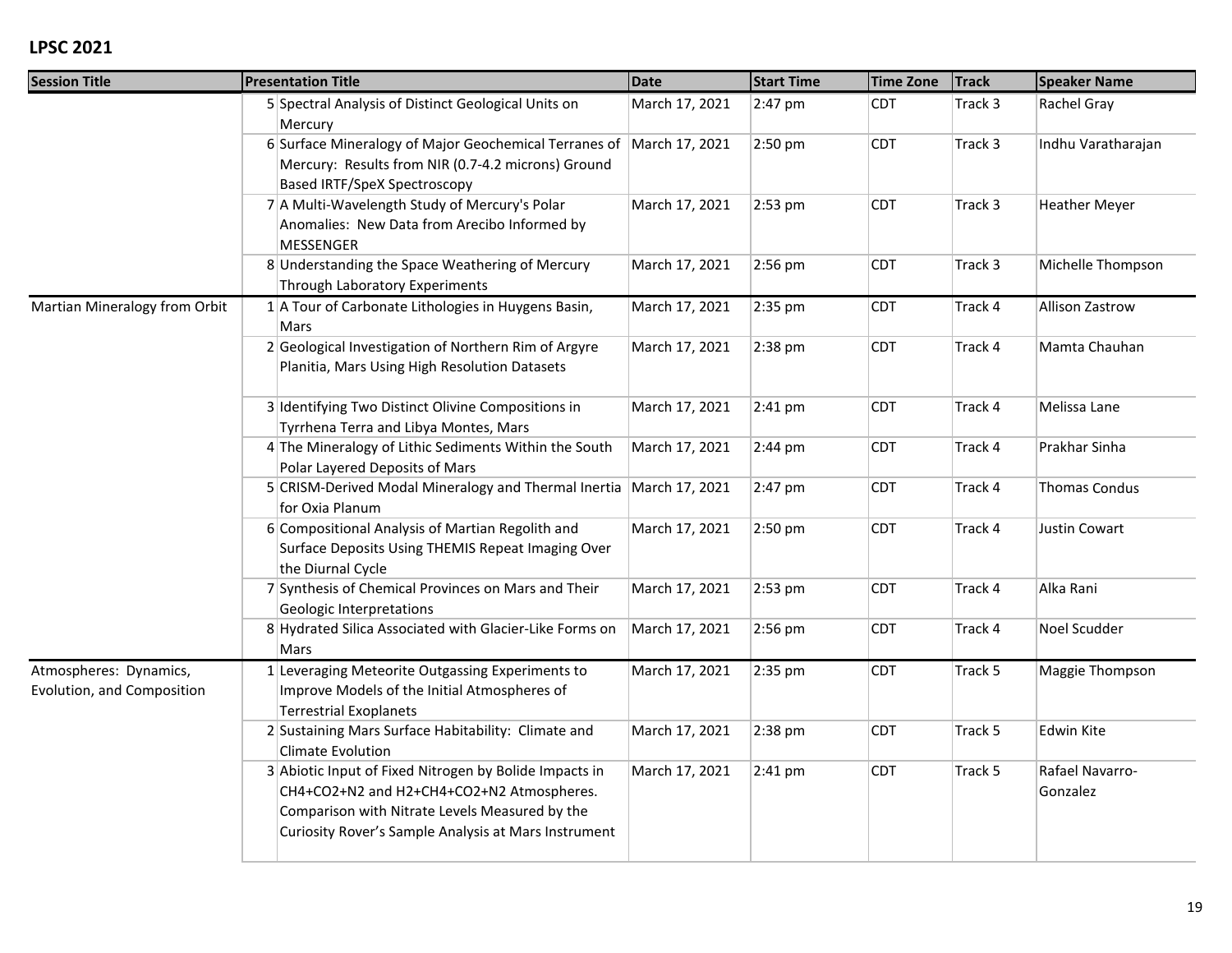## LPSC 2021

| Session Title | | Presentation Title | Date | Start Time | Time Zone | Track | Speaker Name |
|---|---|---|---|---|---|---|---|
| | 5 | Spectral Analysis of Distinct Geological Units on Mercury | March 17, 2021 | 2:47 pm | CDT | Track 3 | Rachel Gray |
| | 6 | Surface Mineralogy of Major Geochemical Terranes of Mercury: Results from NIR (0.7-4.2 microns) Ground Based IRTF/SpeX Spectroscopy | March 17, 2021 | 2:50 pm | CDT | Track 3 | Indhu Varatharajan |
| | 7 | A Multi-Wavelength Study of Mercury's Polar Anomalies: New Data from Arecibo Informed by MESSENGER | March 17, 2021 | 2:53 pm | CDT | Track 3 | Heather Meyer |
| | 8 | Understanding the Space Weathering of Mercury Through Laboratory Experiments | March 17, 2021 | 2:56 pm | CDT | Track 3 | Michelle Thompson |
| Martian Mineralogy from Orbit | 1 | A Tour of Carbonate Lithologies in Huygens Basin, Mars | March 17, 2021 | 2:35 pm | CDT | Track 4 | Allison Zastrow |
| | 2 | Geological Investigation of Northern Rim of Argyre Planitia, Mars Using High Resolution Datasets | March 17, 2021 | 2:38 pm | CDT | Track 4 | Mamta Chauhan |
| | 3 | Identifying Two Distinct Olivine Compositions in Tyrrhena Terra and Libya Montes, Mars | March 17, 2021 | 2:41 pm | CDT | Track 4 | Melissa Lane |
| | 4 | The Mineralogy of Lithic Sediments Within the South Polar Layered Deposits of Mars | March 17, 2021 | 2:44 pm | CDT | Track 4 | Prakhar Sinha |
| | 5 | CRISM-Derived Modal Mineralogy and Thermal Inertia for Oxia Planum | March 17, 2021 | 2:47 pm | CDT | Track 4 | Thomas Condus |
| | 6 | Compositional Analysis of Martian Regolith and Surface Deposits Using THEMIS Repeat Imaging Over the Diurnal Cycle | March 17, 2021 | 2:50 pm | CDT | Track 4 | Justin Cowart |
| | 7 | Synthesis of Chemical Provinces on Mars and Their Geologic Interpretations | March 17, 2021 | 2:53 pm | CDT | Track 4 | Alka Rani |
| | 8 | Hydrated Silica Associated with Glacier-Like Forms on Mars | March 17, 2021 | 2:56 pm | CDT | Track 4 | Noel Scudder |
| Atmospheres: Dynamics, Evolution, and Composition | 1 | Leveraging Meteorite Outgassing Experiments to Improve Models of the Initial Atmospheres of Terrestrial Exoplanets | March 17, 2021 | 2:35 pm | CDT | Track 5 | Maggie Thompson |
| | 2 | Sustaining Mars Surface Habitability: Climate and Climate Evolution | March 17, 2021 | 2:38 pm | CDT | Track 5 | Edwin Kite |
| | 3 | Abiotic Input of Fixed Nitrogen by Bolide Impacts in $CH_4$+$CO_2$+$N_2$ and $H_2$+$CH_4$+$CO_2$+$N_2$ Atmospheres. Comparison with Nitrate Levels Measured by the Curiosity Rover's Sample Analysis at Mars Instrument | March 17, 2021 | 2:41 pm | CDT | Track 5 | Rafael Navarro-Gonzalez |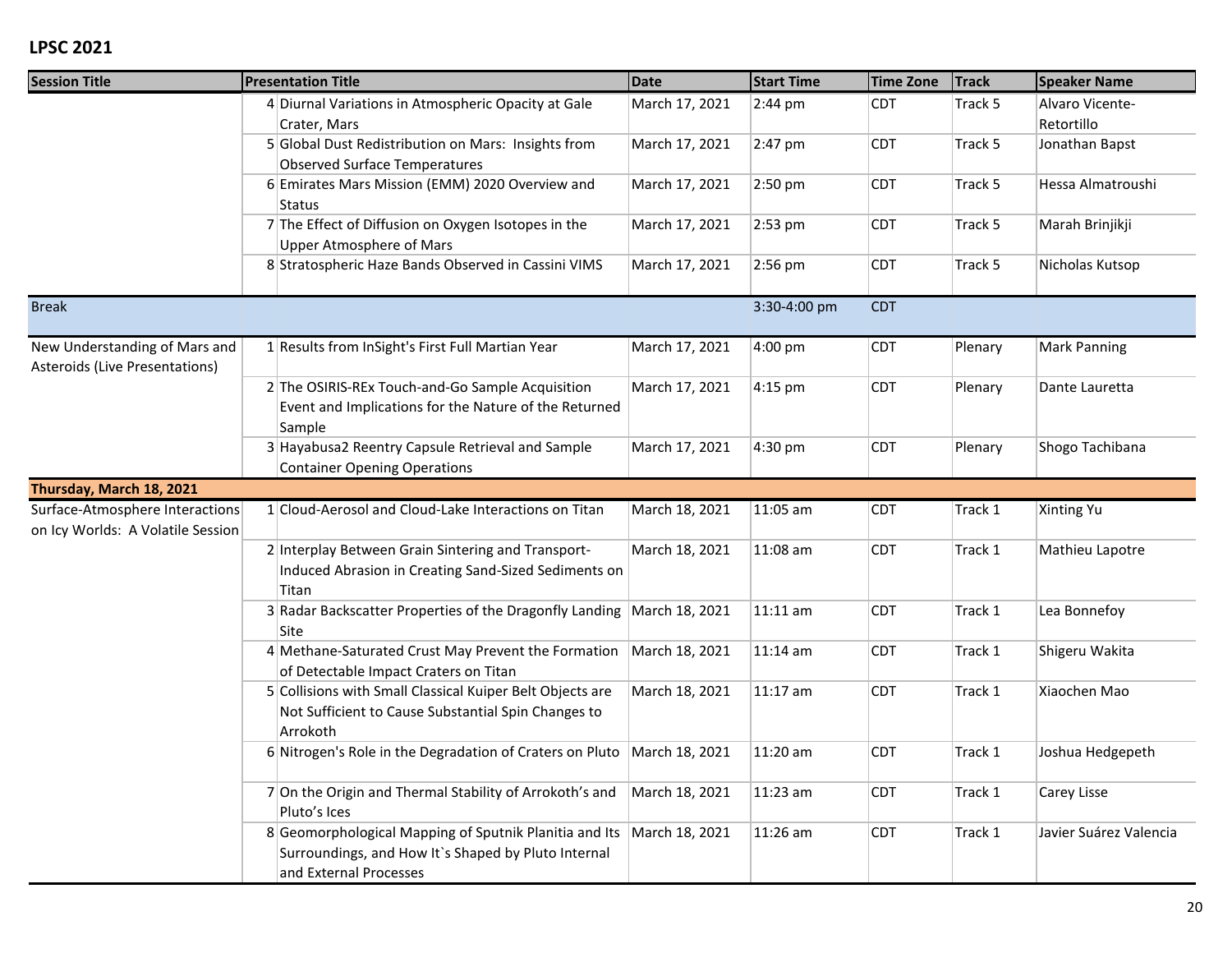**LPSC 2021**

| Session Title | | Presentation Title | Date | Start Time | Time Zone | Track | Speaker Name |
|---|---|---|---|---|---|---|---|
| | 4 | Diurnal Variations in Atmospheric Opacity at Gale Crater, Mars | March 17, 2021 | 2:44 pm | CDT | Track 5 | Alvaro Vicente-Retortillo |
| | 5 | Global Dust Redistribution on Mars: Insights from Observed Surface Temperatures | March 17, 2021 | 2:47 pm | CDT | Track 5 | Jonathan Bapst |
| | 6 | Emirates Mars Mission (EMM) 2020 Overview and Status | March 17, 2021 | 2:50 pm | CDT | Track 5 | Hessa Almatroushi |
| | 7 | The Effect of Diffusion on Oxygen Isotopes in the Upper Atmosphere of Mars | March 17, 2021 | 2:53 pm | CDT | Track 5 | Marah Brinjikji |
| | 8 | Stratospheric Haze Bands Observed in Cassini VIMS | March 17, 2021 | 2:56 pm | CDT | Track 5 | Nicholas Kutsop |
| Break | | | | 3:30-4:00 pm | CDT | | |
| New Understanding of Mars and Asteroids (Live Presentations) | 1 | Results from InSight's First Full Martian Year | March 17, 2021 | 4:00 pm | CDT | Plenary | Mark Panning |
| | 2 | The OSIRIS-REx Touch-and-Go Sample Acquisition Event and Implications for the Nature of the Returned Sample | March 17, 2021 | 4:15 pm | CDT | Plenary | Dante Lauretta |
| | 3 | Hayabusa2 Reentry Capsule Retrieval and Sample Container Opening Operations | March 17, 2021 | 4:30 pm | CDT | Plenary | Shogo Tachibana |
| **Thursday, March 18, 2021** | | | | | | | |
| Surface-Atmosphere Interactions on Icy Worlds: A Volatile Session | 1 | Cloud-Aerosol and Cloud-Lake Interactions on Titan | March 18, 2021 | 11:05 am | CDT | Track 1 | Xinting Yu |
| | 2 | Interplay Between Grain Sintering and Transport-Induced Abrasion in Creating Sand-Sized Sediments on Titan | March 18, 2021 | 11:08 am | CDT | Track 1 | Mathieu Lapotre |
| | 3 | Radar Backscatter Properties of the Dragonfly Landing Site | March 18, 2021 | 11:11 am | CDT | Track 1 | Lea Bonnefoy |
| | 4 | Methane-Saturated Crust May Prevent the Formation of Detectable Impact Craters on Titan | March 18, 2021 | 11:14 am | CDT | Track 1 | Shigeru Wakita |
| | 5 | Collisions with Small Classical Kuiper Belt Objects are Not Sufficient to Cause Substantial Spin Changes to Arrokoth | March 18, 2021 | 11:17 am | CDT | Track 1 | Xiaochen Mao |
| | 6 | Nitrogen's Role in the Degradation of Craters on Pluto | March 18, 2021 | 11:20 am | CDT | Track 1 | Joshua Hedgepeth |
| | 7 | On the Origin and Thermal Stability of Arrokoth's and Pluto's Ices | March 18, 2021 | 11:23 am | CDT | Track 1 | Carey Lisse |
| | 8 | Geomorphological Mapping of Sputnik Planitia and Its Surroundings, and How It`s Shaped by Pluto Internal and External Processes | March 18, 2021 | 11:26 am | CDT | Track 1 | Javier Suárez Valencia |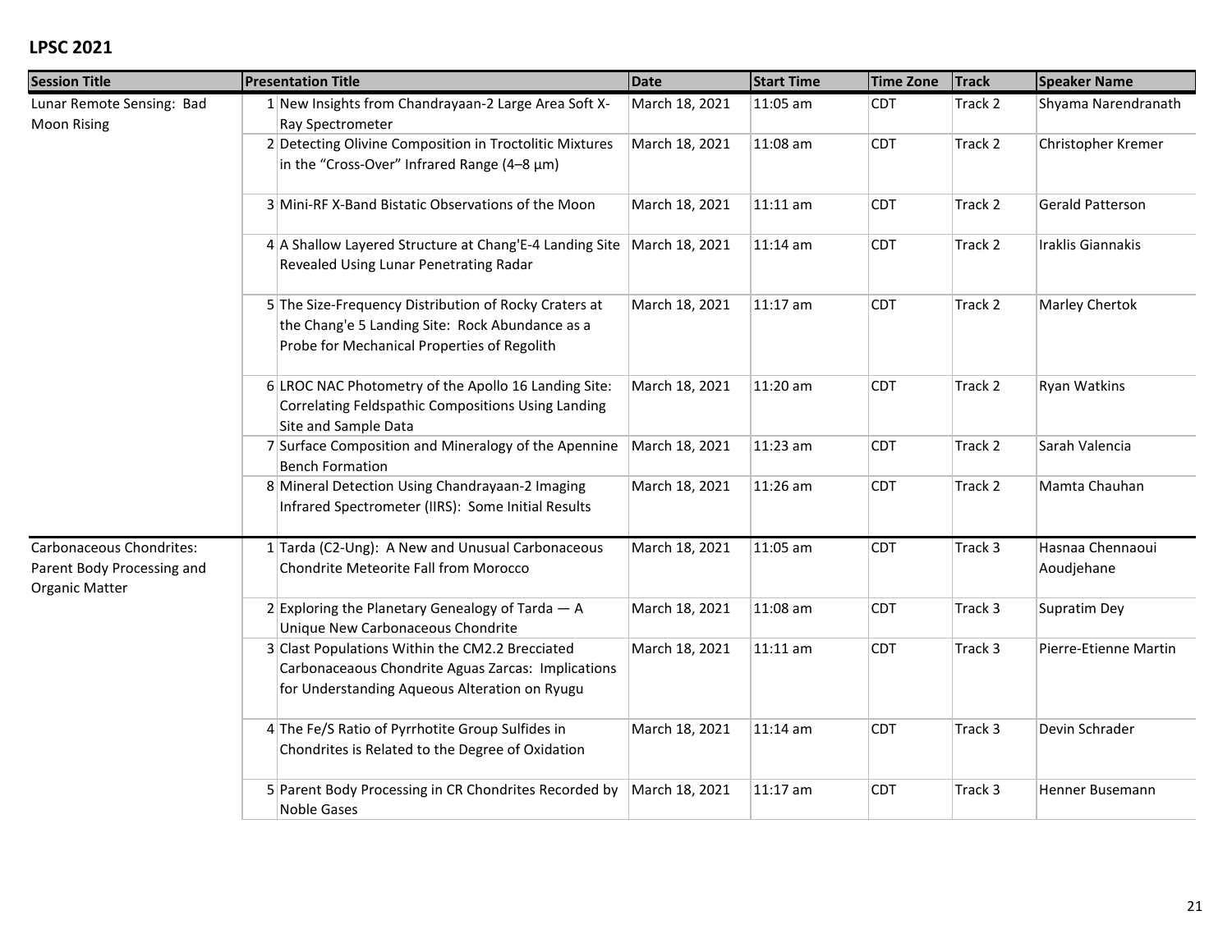## LPSC 2021

| Session Title | | Presentation Title | Date | Start Time | Time Zone | Track | Speaker Name |
|---|---|---|---|---|---|---|---|
| Lunar Remote Sensing: Bad Moon Rising | 1 | New Insights from Chandrayaan-2 Large Area Soft X-Ray Spectrometer | March 18, 2021 | 11:05 am | CDT | Track 2 | Shyama Narendranath |
| | 2 | Detecting Olivine Composition in Troctolitic Mixtures in the “Cross-Over” Infrared Range (4–8 μm) | March 18, 2021 | 11:08 am | CDT | Track 2 | Christopher Kremer |
| | 3 | Mini-RF X-Band Bistatic Observations of the Moon | March 18, 2021 | 11:11 am | CDT | Track 2 | Gerald Patterson |
| | 4 | A Shallow Layered Structure at Chang'E-4 Landing Site Revealed Using Lunar Penetrating Radar | March 18, 2021 | 11:14 am | CDT | Track 2 | Iraklis Giannakis |
| | 5 | The Size-Frequency Distribution of Rocky Craters at the Chang'e 5 Landing Site: Rock Abundance as a Probe for Mechanical Properties of Regolith | March 18, 2021 | 11:17 am | CDT | Track 2 | Marley Chertok |
| | 6 | LROC NAC Photometry of the Apollo 16 Landing Site: Correlating Feldspathic Compositions Using Landing Site and Sample Data | March 18, 2021 | 11:20 am | CDT | Track 2 | Ryan Watkins |
| | 7 | Surface Composition and Mineralogy of the Apennine Bench Formation | March 18, 2021 | 11:23 am | CDT | Track 2 | Sarah Valencia |
| | 8 | Mineral Detection Using Chandrayaan-2 Imaging Infrared Spectrometer (IIRS): Some Initial Results | March 18, 2021 | 11:26 am | CDT | Track 2 | Mamta Chauhan |
| Carbonaceous Chondrites: Parent Body Processing and Organic Matter | 1 | Tarda (C2-Ung): A New and Unusual Carbonaceous Chondrite Meteorite Fall from Morocco | March 18, 2021 | 11:05 am | CDT | Track 3 | Hasnaa Chennaoui Aoudjehane |
| | 2 | Exploring the Planetary Genealogy of Tarda — A Unique New Carbonaceous Chondrite | March 18, 2021 | 11:08 am | CDT | Track 3 | Supratim Dey |
| | 3 | Clast Populations Within the CM2.2 Brecciated Carbonaceaous Chondrite Aguas Zarcas: Implications for Understanding Aqueous Alteration on Ryugu | March 18, 2021 | 11:11 am | CDT | Track 3 | Pierre-Etienne Martin |
| | 4 | The Fe/S Ratio of Pyrrhotite Group Sulfides in Chondrites is Related to the Degree of Oxidation | March 18, 2021 | 11:14 am | CDT | Track 3 | Devin Schrader |
| | 5 | Parent Body Processing in CR Chondrites Recorded by Noble Gases | March 18, 2021 | 11:17 am | CDT | Track 3 | Henner Busemann |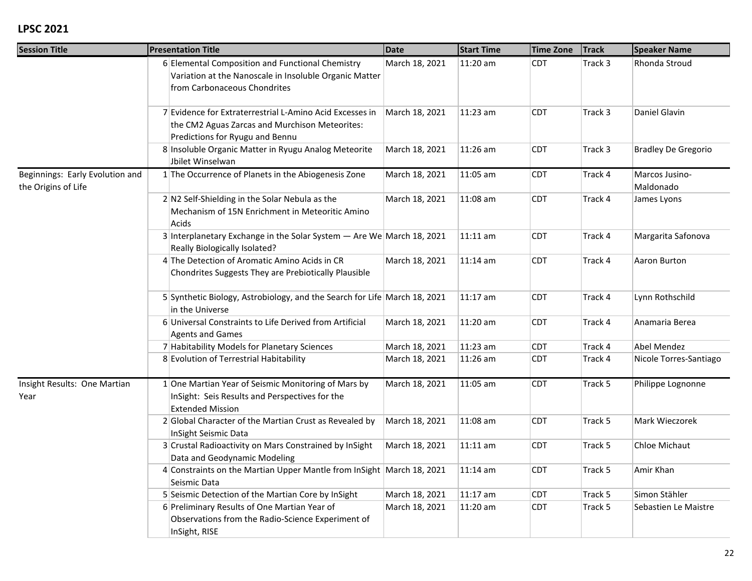## LPSC 2021

| Session Title | | Presentation Title | Date | Start Time | Time Zone | Track | Speaker Name |
|---|---|---|---|---|---|---|---|
| | 6 | Elemental Composition and Functional Chemistry Variation at the Nanoscale in Insoluble Organic Matter from Carbonaceous Chondrites | March 18, 2021 | 11:20 am | CDT | Track 3 | Rhonda Stroud |
| | 7 | Evidence for Extraterrestrial L-Amino Acid Excesses in the CM2 Aguas Zarcas and Murchison Meteorites: Predictions for Ryugu and Bennu | March 18, 2021 | 11:23 am | CDT | Track 3 | Daniel Glavin |
| | 8 | Insoluble Organic Matter in Ryugu Analog Meteorite Jbilet Winselwan | March 18, 2021 | 11:26 am | CDT | Track 3 | Bradley De Gregorio |
| Beginnings: Early Evolution and the Origins of Life | 1 | The Occurrence of Planets in the Abiogenesis Zone | March 18, 2021 | 11:05 am | CDT | Track 4 | Marcos Jusino-Maldonado |
| | 2 | N2 Self-Shielding in the Solar Nebula as the Mechanism of 15N Enrichment in Meteoritic Amino Acids | March 18, 2021 | 11:08 am | CDT | Track 4 | James Lyons |
| | 3 | Interplanetary Exchange in the Solar System — Are We Really Biologically Isolated? | March 18, 2021 | 11:11 am | CDT | Track 4 | Margarita Safonova |
| | 4 | The Detection of Aromatic Amino Acids in CR Chondrites Suggests They are Prebiotically Plausible | March 18, 2021 | 11:14 am | CDT | Track 4 | Aaron Burton |
| | 5 | Synthetic Biology, Astrobiology, and the Search for Life in the Universe | March 18, 2021 | 11:17 am | CDT | Track 4 | Lynn Rothschild |
| | 6 | Universal Constraints to Life Derived from Artificial Agents and Games | March 18, 2021 | 11:20 am | CDT | Track 4 | Anamaria Berea |
| | 7 | Habitability Models for Planetary Sciences | March 18, 2021 | 11:23 am | CDT | Track 4 | Abel Mendez |
| | 8 | Evolution of Terrestrial Habitability | March 18, 2021 | 11:26 am | CDT | Track 4 | Nicole Torres-Santiago |
| Insight Results: One Martian Year | 1 | One Martian Year of Seismic Monitoring of Mars by InSight: Seis Results and Perspectives for the Extended Mission | March 18, 2021 | 11:05 am | CDT | Track 5 | Philippe Lognonne |
| | 2 | Global Character of the Martian Crust as Revealed by InSight Seismic Data | March 18, 2021 | 11:08 am | CDT | Track 5 | Mark Wieczorek |
| | 3 | Crustal Radioactivity on Mars Constrained by InSight Data and Geodynamic Modeling | March 18, 2021 | 11:11 am | CDT | Track 5 | Chloe Michaut |
| | 4 | Constraints on the Martian Upper Mantle from InSight Seismic Data | March 18, 2021 | 11:14 am | CDT | Track 5 | Amir Khan |
| | 5 | Seismic Detection of the Martian Core by InSight | March 18, 2021 | 11:17 am | CDT | Track 5 | Simon Stähler |
| | 6 | Preliminary Results of One Martian Year of Observations from the Radio-Science Experiment of InSight, RISE | March 18, 2021 | 11:20 am | CDT | Track 5 | Sebastien Le Maistre |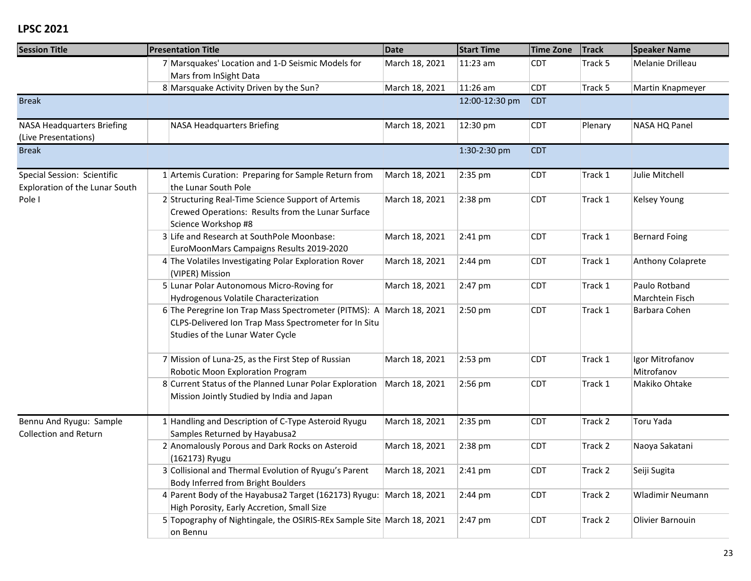## LPSC 2021

| Session Title | | Presentation Title | Date | Start Time | Time Zone | Track | Speaker Name |
|---|---|---|---|---|---|---|---|
| | 7 | Marsquakes' Location and 1-D Seismic Models for Mars from InSight Data | March 18, 2021 | 11:23 am | CDT | Track 5 | Melanie Drilleau |
| | 8 | Marsquake Activity Driven by the Sun? | March 18, 2021 | 11:26 am | CDT | Track 5 | Martin Knapmeyer |
| Break | | | | 12:00-12:30 pm | CDT | | |
| NASA Headquarters Briefing (Live Presentations) | | NASA Headquarters Briefing | March 18, 2021 | 12:30 pm | CDT | Plenary | NASA HQ Panel |
| Break | | | | 1:30-2:30 pm | CDT | | |
| Special Session: Scientific Exploration of the Lunar South Pole I | 1 | Artemis Curation: Preparing for Sample Return from the Lunar South Pole | March 18, 2021 | 2:35 pm | CDT | Track 1 | Julie Mitchell |
| | 2 | Structuring Real-Time Science Support of Artemis Crewed Operations: Results from the Lunar Surface Science Workshop #8 | March 18, 2021 | 2:38 pm | CDT | Track 1 | Kelsey Young |
| | 3 | Life and Research at SouthPole Moonbase: EuroMoonMars Campaigns Results 2019-2020 | March 18, 2021 | 2:41 pm | CDT | Track 1 | Bernard Foing |
| | 4 | The Volatiles Investigating Polar Exploration Rover (VIPER) Mission | March 18, 2021 | 2:44 pm | CDT | Track 1 | Anthony Colaprete |
| | 5 | Lunar Polar Autonomous Micro-Roving for Hydrogenous Volatile Characterization | March 18, 2021 | 2:47 pm | CDT | Track 1 | Paulo Rotband Marchtein Fisch |
| | 6 | The Peregrine Ion Trap Mass Spectrometer (PITMS): A CLPS-Delivered Ion Trap Mass Spectrometer for In Situ Studies of the Lunar Water Cycle | March 18, 2021 | 2:50 pm | CDT | Track 1 | Barbara Cohen |
| | 7 | Mission of Luna-25, as the First Step of Russian Robotic Moon Exploration Program | March 18, 2021 | 2:53 pm | CDT | Track 1 | Igor Mitrofanov Mitrofanov |
| | 8 | Current Status of the Planned Lunar Polar Exploration Mission Jointly Studied by India and Japan | March 18, 2021 | 2:56 pm | CDT | Track 1 | Makiko Ohtake |
| Bennu And Ryugu: Sample Collection and Return | 1 | Handling and Description of C-Type Asteroid Ryugu Samples Returned by Hayabusa2 | March 18, 2021 | 2:35 pm | CDT | Track 2 | Toru Yada |
| | 2 | Anomalously Porous and Dark Rocks on Asteroid (162173) Ryugu | March 18, 2021 | 2:38 pm | CDT | Track 2 | Naoya Sakatani |
| | 3 | Collisional and Thermal Evolution of Ryugu's Parent Body Inferred from Bright Boulders | March 18, 2021 | 2:41 pm | CDT | Track 2 | Seiji Sugita |
| | 4 | Parent Body of the Hayabusa2 Target (162173) Ryugu: High Porosity, Early Accretion, Small Size | March 18, 2021 | 2:44 pm | CDT | Track 2 | Wladimir Neumann |
| | 5 | Topography of Nightingale, the OSIRIS-REx Sample Site on Bennu | March 18, 2021 | 2:47 pm | CDT | Track 2 | Olivier Barnouin |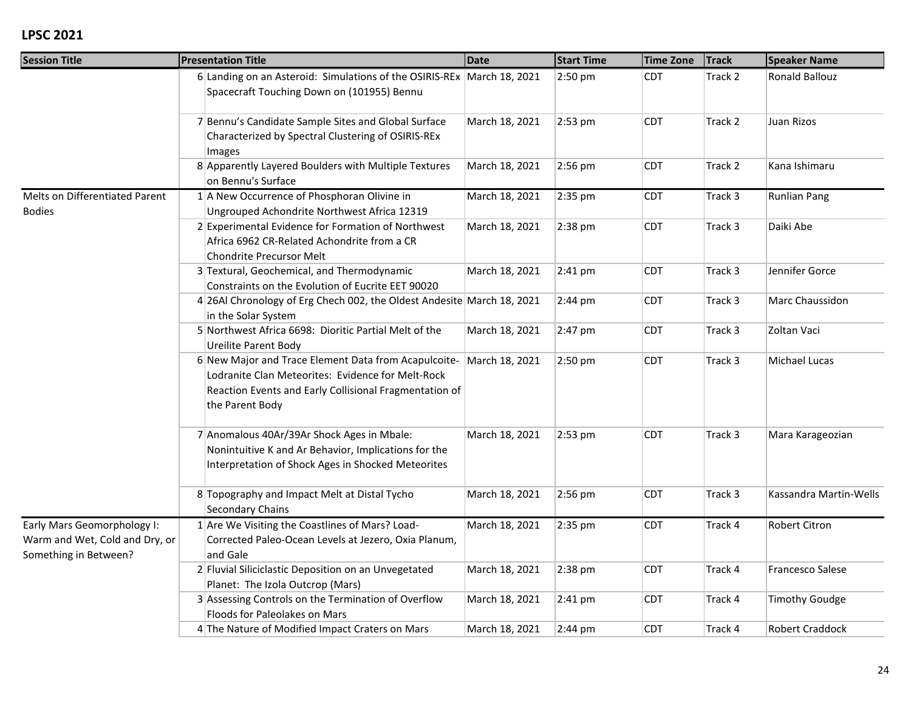## LPSC 2021

| Session Title | | Presentation Title | Date | Start Time | Time Zone | Track | Speaker Name |
|---|---|---|---|---|---|---|---|
| | 6 | Landing on an Asteroid: Simulations of the OSIRIS-REx Spacecraft Touching Down on (101955) Bennu | March 18, 2021 | 2:50 pm | CDT | Track 2 | Ronald Ballouz |
| | 7 | Bennu's Candidate Sample Sites and Global Surface Characterized by Spectral Clustering of OSIRIS-REx Images | March 18, 2021 | 2:53 pm | CDT | Track 2 | Juan Rizos |
| | 8 | Apparently Layered Boulders with Multiple Textures on Bennu's Surface | March 18, 2021 | 2:56 pm | CDT | Track 2 | Kana Ishimaru |
| Melts on Differentiated Parent Bodies | 1 | A New Occurrence of Phosphoran Olivine in Ungrouped Achondrite Northwest Africa 12319 | March 18, 2021 | 2:35 pm | CDT | Track 3 | Runlian Pang |
| | 2 | Experimental Evidence for Formation of Northwest Africa 6962 CR-Related Achondrite from a CR Chondrite Precursor Melt | March 18, 2021 | 2:38 pm | CDT | Track 3 | Daiki Abe |
| | 3 | Textural, Geochemical, and Thermodynamic Constraints on the Evolution of Eucrite EET 90020 | March 18, 2021 | 2:41 pm | CDT | Track 3 | Jennifer Gorce |
| | 4 | 26Al Chronology of Erg Chech 002, the Oldest Andesite in the Solar System | March 18, 2021 | 2:44 pm | CDT | Track 3 | Marc Chaussidon |
| | 5 | Northwest Africa 6698: Dioritic Partial Melt of the Ureilite Parent Body | March 18, 2021 | 2:47 pm | CDT | Track 3 | Zoltan Vaci |
| | 6 | New Major and Trace Element Data from Acapulcoite-Lodranite Clan Meteorites: Evidence for Melt-Rock Reaction Events and Early Collisional Fragmentation of the Parent Body | March 18, 2021 | 2:50 pm | CDT | Track 3 | Michael Lucas |
| | 7 | Anomalous 40Ar/39Ar Shock Ages in Mbale: Nonintuitive K and Ar Behavior, Implications for the Interpretation of Shock Ages in Shocked Meteorites | March 18, 2021 | 2:53 pm | CDT | Track 3 | Mara Karageozian |
| | 8 | Topography and Impact Melt at Distal Tycho Secondary Chains | March 18, 2021 | 2:56 pm | CDT | Track 3 | Kassandra Martin-Wells |
| Early Mars Geomorphology I: Warm and Wet, Cold and Dry, or Something in Between? | 1 | Are We Visiting the Coastlines of Mars? Load-Corrected Paleo-Ocean Levels at Jezero, Oxia Planum, and Gale | March 18, 2021 | 2:35 pm | CDT | Track 4 | Robert Citron |
| | 2 | Fluvial Siliciclastic Deposition on an Unvegetated Planet: The Izola Outcrop (Mars) | March 18, 2021 | 2:38 pm | CDT | Track 4 | Francesco Salese |
| | 3 | Assessing Controls on the Termination of Overflow Floods for Paleolakes on Mars | March 18, 2021 | 2:41 pm | CDT | Track 4 | Timothy Goudge |
| | 4 | The Nature of Modified Impact Craters on Mars | March 18, 2021 | 2:44 pm | CDT | Track 4 | Robert Craddock |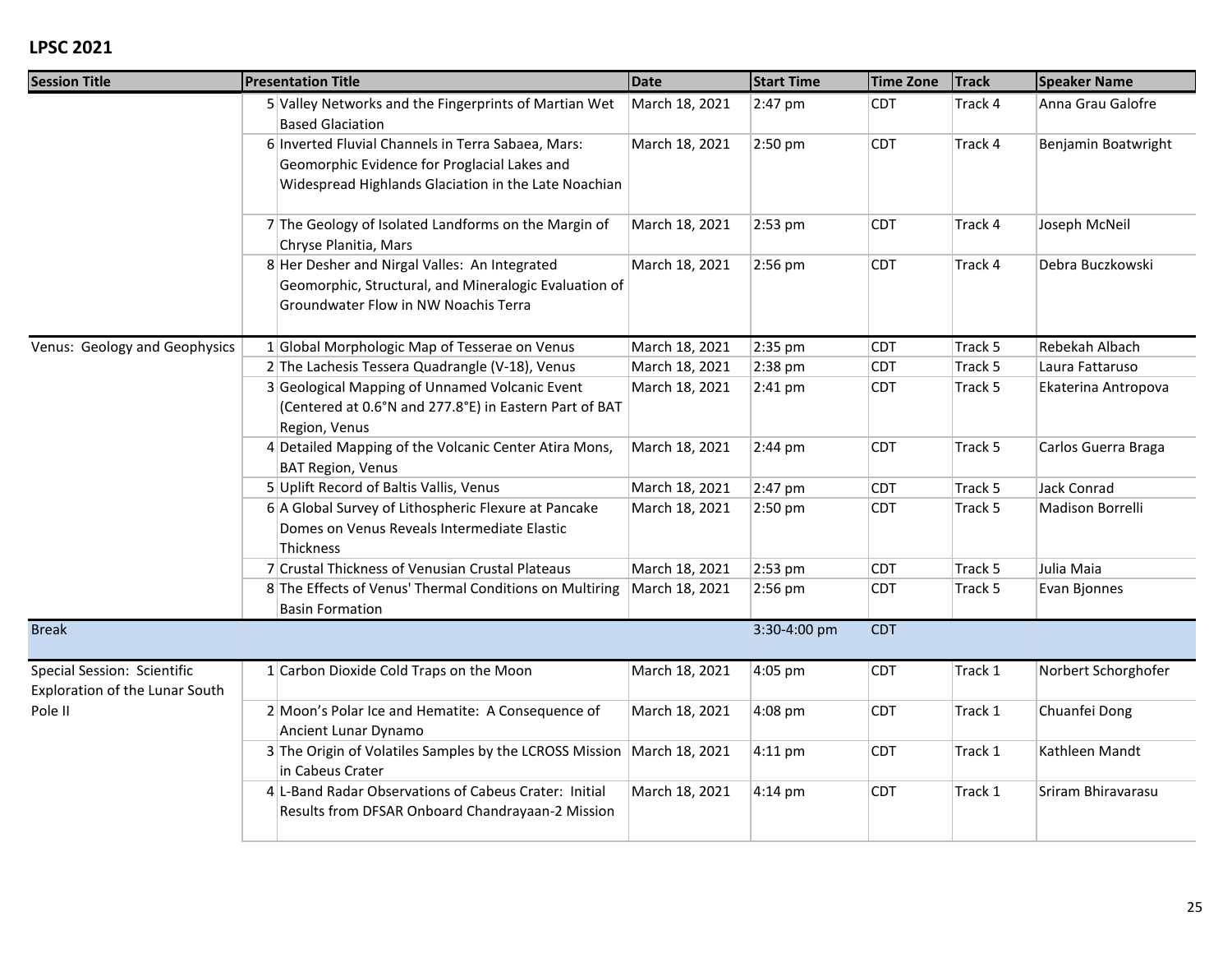## LPSC 2021

| Session Title | | Presentation Title | Date | Start Time | Time Zone | Track | Speaker Name |
|---|---|---|---|---|---|---|---|
| | 5 | Valley Networks and the Fingerprints of Martian Wet Based Glaciation | March 18, 2021 | 2:47 pm | CDT | Track 4 | Anna Grau Galofre |
| | 6 | Inverted Fluvial Channels in Terra Sabaea, Mars: Geomorphic Evidence for Proglacial Lakes and Widespread Highlands Glaciation in the Late Noachian | March 18, 2021 | 2:50 pm | CDT | Track 4 | Benjamin Boatwright |
| | 7 | The Geology of Isolated Landforms on the Margin of Chryse Planitia, Mars | March 18, 2021 | 2:53 pm | CDT | Track 4 | Joseph McNeil |
| | 8 | Her Desher and Nirgal Valles: An Integrated Geomorphic, Structural, and Mineralogic Evaluation of Groundwater Flow in NW Noachis Terra | March 18, 2021 | 2:56 pm | CDT | Track 4 | Debra Buczkowski |
| Venus: Geology and Geophysics | 1 | Global Morphologic Map of Tesserae on Venus | March 18, 2021 | 2:35 pm | CDT | Track 5 | Rebekah Albach |
| | 2 | The Lachesis Tessera Quadrangle (V-18), Venus | March 18, 2021 | 2:38 pm | CDT | Track 5 | Laura Fattaruso |
| | 3 | Geological Mapping of Unnamed Volcanic Event (Centered at 0.6°N and 277.8°E) in Eastern Part of BAT Region, Venus | March 18, 2021 | 2:41 pm | CDT | Track 5 | Ekaterina Antropova |
| | 4 | Detailed Mapping of the Volcanic Center Atira Mons, BAT Region, Venus | March 18, 2021 | 2:44 pm | CDT | Track 5 | Carlos Guerra Braga |
| | 5 | Uplift Record of Baltis Vallis, Venus | March 18, 2021 | 2:47 pm | CDT | Track 5 | Jack Conrad |
| | 6 | A Global Survey of Lithospheric Flexure at Pancake Domes on Venus Reveals Intermediate Elastic Thickness | March 18, 2021 | 2:50 pm | CDT | Track 5 | Madison Borrelli |
| | 7 | Crustal Thickness of Venusian Crustal Plateaus | March 18, 2021 | 2:53 pm | CDT | Track 5 | Julia Maia |
| | 8 | The Effects of Venus' Thermal Conditions on Multiring Basin Formation | March 18, 2021 | 2:56 pm | CDT | Track 5 | Evan Bjonnes |
| Break | | | | 3:30-4:00 pm | CDT | | |
| Special Session: Scientific Exploration of the Lunar South Pole II | 1 | Carbon Dioxide Cold Traps on the Moon | March 18, 2021 | 4:05 pm | CDT | Track 1 | Norbert Schorghofer |
| | 2 | Moon's Polar Ice and Hematite: A Consequence of Ancient Lunar Dynamo | March 18, 2021 | 4:08 pm | CDT | Track 1 | Chuanfei Dong |
| | 3 | The Origin of Volatiles Samples by the LCROSS Mission in Cabeus Crater | March 18, 2021 | 4:11 pm | CDT | Track 1 | Kathleen Mandt |
| | 4 | L-Band Radar Observations of Cabeus Crater: Initial Results from DFSAR Onboard Chandrayaan-2 Mission | March 18, 2021 | 4:14 pm | CDT | Track 1 | Sriram Bhiravarasu |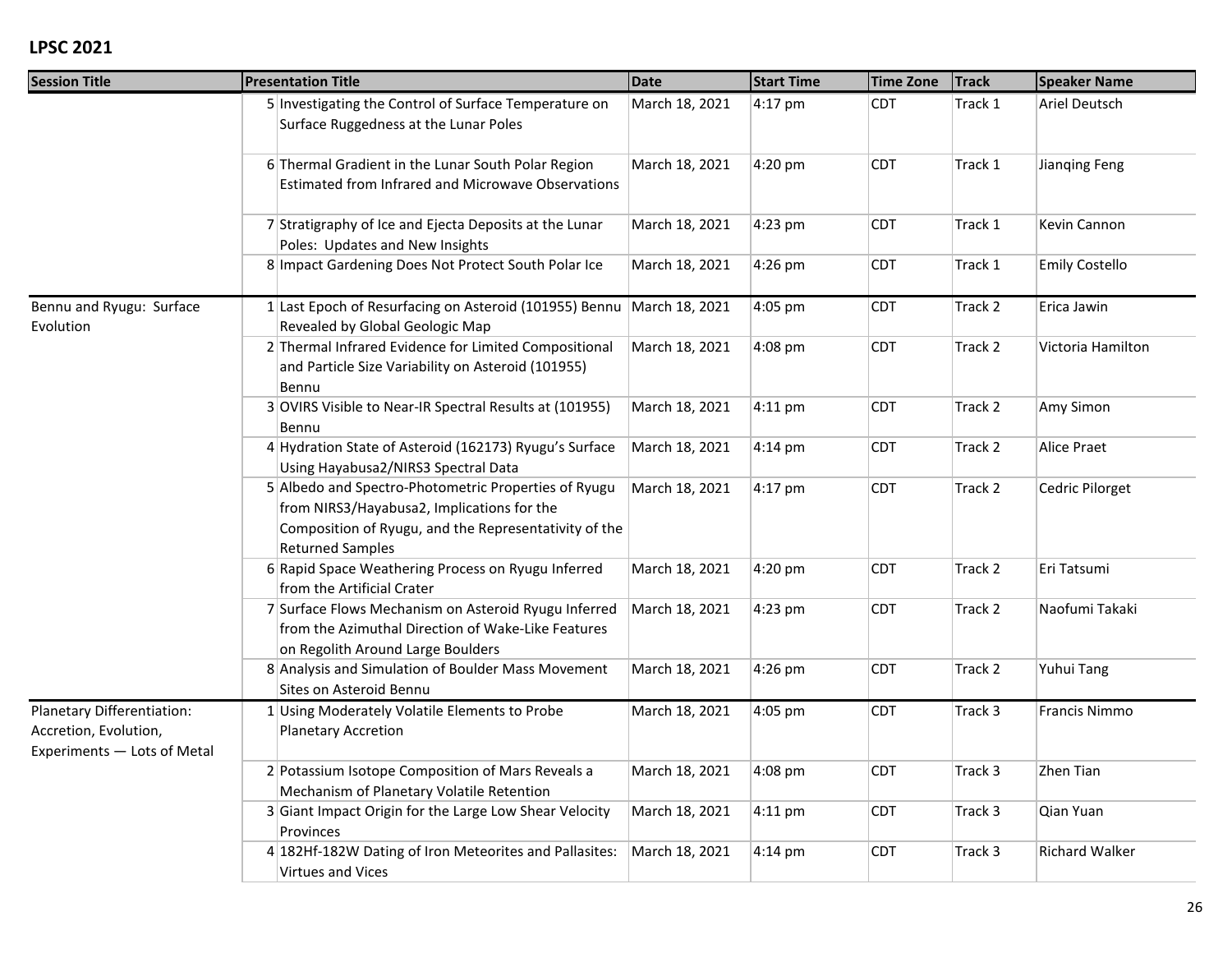**LPSC 2021**

| Session Title | Presentation Title | | Date | Start Time | Time Zone | Track | Speaker Name |
|---|---|---|---|---|---|---|---|
| | 5 | Investigating the Control of Surface Temperature on Surface Ruggedness at the Lunar Poles | March 18, 2021 | 4:17 pm | CDT | Track 1 | Ariel Deutsch |
| | 6 | Thermal Gradient in the Lunar South Polar Region Estimated from Infrared and Microwave Observations | March 18, 2021 | 4:20 pm | CDT | Track 1 | Jianqing Feng |
| | 7 | Stratigraphy of Ice and Ejecta Deposits at the Lunar Poles: Updates and New Insights | March 18, 2021 | 4:23 pm | CDT | Track 1 | Kevin Cannon |
| | 8 | Impact Gardening Does Not Protect South Polar Ice | March 18, 2021 | 4:26 pm | CDT | Track 1 | Emily Costello |
| Bennu and Ryugu: Surface Evolution | 1 | Last Epoch of Resurfacing on Asteroid (101955) Bennu Revealed by Global Geologic Map | March 18, 2021 | 4:05 pm | CDT | Track 2 | Erica Jawin |
| | 2 | Thermal Infrared Evidence for Limited Compositional and Particle Size Variability on Asteroid (101955) Bennu | March 18, 2021 | 4:08 pm | CDT | Track 2 | Victoria Hamilton |
| | 3 | OVIRS Visible to Near-IR Spectral Results at (101955) Bennu | March 18, 2021 | 4:11 pm | CDT | Track 2 | Amy Simon |
| | 4 | Hydration State of Asteroid (162173) Ryugu's Surface Using Hayabusa2/NIRS3 Spectral Data | March 18, 2021 | 4:14 pm | CDT | Track 2 | Alice Praet |
| | 5 | Albedo and Spectro-Photometric Properties of Ryugu from NIRS3/Hayabusa2, Implications for the Composition of Ryugu, and the Representativity of the Returned Samples | March 18, 2021 | 4:17 pm | CDT | Track 2 | Cedric Pilorget |
| | 6 | Rapid Space Weathering Process on Ryugu Inferred from the Artificial Crater | March 18, 2021 | 4:20 pm | CDT | Track 2 | Eri Tatsumi |
| | 7 | Surface Flows Mechanism on Asteroid Ryugu Inferred from the Azimuthal Direction of Wake-Like Features on Regolith Around Large Boulders | March 18, 2021 | 4:23 pm | CDT | Track 2 | Naofumi Takaki |
| | 8 | Analysis and Simulation of Boulder Mass Movement Sites on Asteroid Bennu | March 18, 2021 | 4:26 pm | CDT | Track 2 | Yuhui Tang |
| Planetary Differentiation: Accretion, Evolution, Experiments — Lots of Metal | 1 | Using Moderately Volatile Elements to Probe Planetary Accretion | March 18, 2021 | 4:05 pm | CDT | Track 3 | Francis Nimmo |
| | 2 | Potassium Isotope Composition of Mars Reveals a Mechanism of Planetary Volatile Retention | March 18, 2021 | 4:08 pm | CDT | Track 3 | Zhen Tian |
| | 3 | Giant Impact Origin for the Large Low Shear Velocity Provinces | March 18, 2021 | 4:11 pm | CDT | Track 3 | Qian Yuan |
| | 4 | 182Hf-182W Dating of Iron Meteorites and Pallasites: Virtues and Vices | March 18, 2021 | 4:14 pm | CDT | Track 3 | Richard Walker |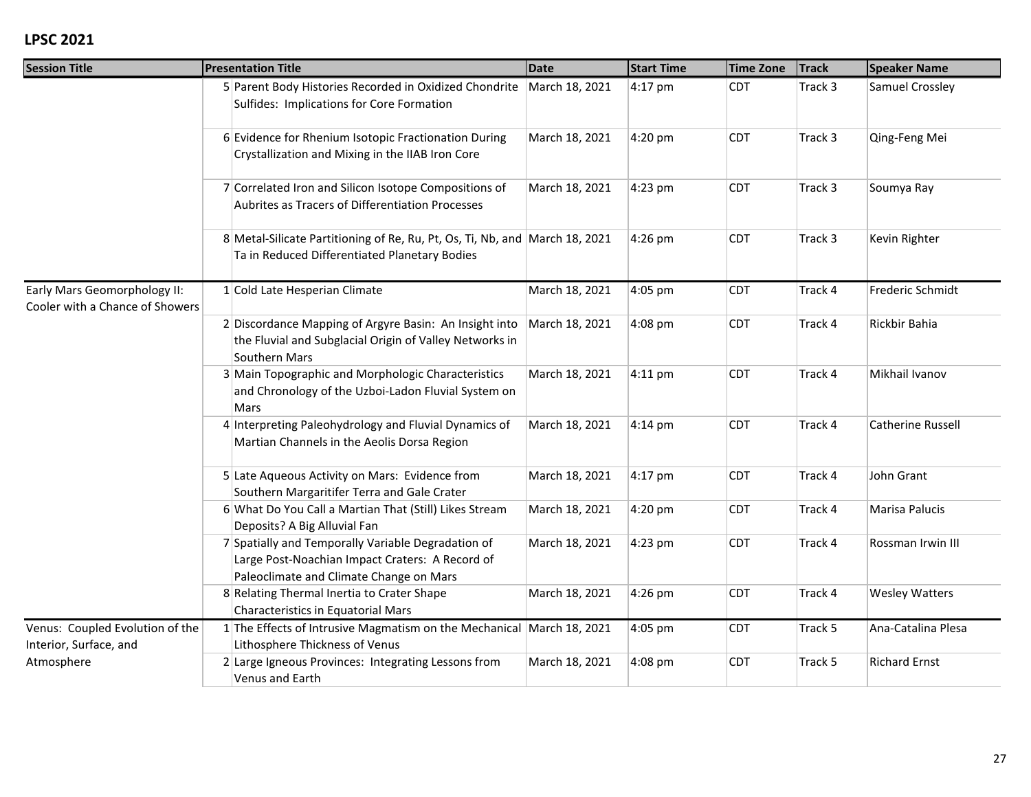## LPSC 2021

| Session Title | | Presentation Title | Date | Start Time | Time Zone | Track | Speaker Name |
|---|---|---|---|---|---|---|---|
| | 5 | Parent Body Histories Recorded in Oxidized Chondrite Sulfides: Implications for Core Formation | March 18, 2021 | 4:17 pm | CDT | Track 3 | Samuel Crossley |
| | 6 | Evidence for Rhenium Isotopic Fractionation During Crystallization and Mixing in the IIAB Iron Core | March 18, 2021 | 4:20 pm | CDT | Track 3 | Qing-Feng Mei |
| | 7 | Correlated Iron and Silicon Isotope Compositions of Aubrites as Tracers of Differentiation Processes | March 18, 2021 | 4:23 pm | CDT | Track 3 | Soumya Ray |
| | 8 | Metal-Silicate Partitioning of Re, Ru, Pt, Os, Ti, Nb, and Ta in Reduced Differentiated Planetary Bodies | March 18, 2021 | 4:26 pm | CDT | Track 3 | Kevin Righter |
| Early Mars Geomorphology II: Cooler with a Chance of Showers | 1 | Cold Late Hesperian Climate | March 18, 2021 | 4:05 pm | CDT | Track 4 | Frederic Schmidt |
| | 2 | Discordance Mapping of Argyre Basin: An Insight into the Fluvial and Subglacial Origin of Valley Networks in Southern Mars | March 18, 2021 | 4:08 pm | CDT | Track 4 | Rickbir Bahia |
| | 3 | Main Topographic and Morphologic Characteristics and Chronology of the Uzboi-Ladon Fluvial System on Mars | March 18, 2021 | 4:11 pm | CDT | Track 4 | Mikhail Ivanov |
| | 4 | Interpreting Paleohydrology and Fluvial Dynamics of Martian Channels in the Aeolis Dorsa Region | March 18, 2021 | 4:14 pm | CDT | Track 4 | Catherine Russell |
| | 5 | Late Aqueous Activity on Mars: Evidence from Southern Margaritifer Terra and Gale Crater | March 18, 2021 | 4:17 pm | CDT | Track 4 | John Grant |
| | 6 | What Do You Call a Martian That (Still) Likes Stream Deposits? A Big Alluvial Fan | March 18, 2021 | 4:20 pm | CDT | Track 4 | Marisa Palucis |
| | 7 | Spatially and Temporally Variable Degradation of Large Post-Noachian Impact Craters: A Record of Paleoclimate and Climate Change on Mars | March 18, 2021 | 4:23 pm | CDT | Track 4 | Rossman Irwin III |
| | 8 | Relating Thermal Inertia to Crater Shape Characteristics in Equatorial Mars | March 18, 2021 | 4:26 pm | CDT | Track 4 | Wesley Watters |
| Venus: Coupled Evolution of the Interior, Surface, and Atmosphere | 1 | The Effects of Intrusive Magmatism on the Mechanical Lithosphere Thickness of Venus | March 18, 2021 | 4:05 pm | CDT | Track 5 | Ana-Catalina Plesa |
| | 2 | Large Igneous Provinces: Integrating Lessons from Venus and Earth | March 18, 2021 | 4:08 pm | CDT | Track 5 | Richard Ernst |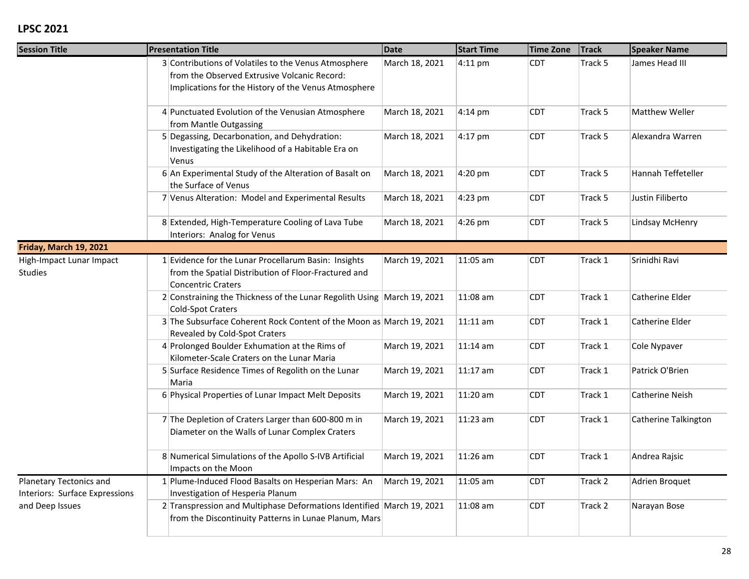## LPSC 2021

| Session Title | | Presentation Title | Date | Start Time | Time Zone | Track | Speaker Name |
|---|---|---|---|---|---|---|---|
| | 3 | Contributions of Volatiles to the Venus Atmosphere from the Observed Extrusive Volcanic Record: Implications for the History of the Venus Atmosphere | March 18, 2021 | 4:11 pm | CDT | Track 5 | James Head III |
| | 4 | Punctuated Evolution of the Venusian Atmosphere from Mantle Outgassing | March 18, 2021 | 4:14 pm | CDT | Track 5 | Matthew Weller |
| | 5 | Degassing, Decarbonation, and Dehydration: Investigating the Likelihood of a Habitable Era on Venus | March 18, 2021 | 4:17 pm | CDT | Track 5 | Alexandra Warren |
| | 6 | An Experimental Study of the Alteration of Basalt on the Surface of Venus | March 18, 2021 | 4:20 pm | CDT | Track 5 | Hannah Teffeteller |
| | 7 | Venus Alteration: Model and Experimental Results | March 18, 2021 | 4:23 pm | CDT | Track 5 | Justin Filiberto |
| | 8 | Extended, High-Temperature Cooling of Lava Tube Interiors: Analog for Venus | March 18, 2021 | 4:26 pm | CDT | Track 5 | Lindsay McHenry |
| **Friday, March 19, 2021** | | | | | | | |
| High-Impact Lunar Impact Studies | 1 | Evidence for the Lunar Procellarum Basin: Insights from the Spatial Distribution of Floor-Fractured and Concentric Craters | March 19, 2021 | 11:05 am | CDT | Track 1 | Srinidhi Ravi |
| | 2 | Constraining the Thickness of the Lunar Regolith Using Cold-Spot Craters | March 19, 2021 | 11:08 am | CDT | Track 1 | Catherine Elder |
| | 3 | The Subsurface Coherent Rock Content of the Moon as Revealed by Cold-Spot Craters | March 19, 2021 | 11:11 am | CDT | Track 1 | Catherine Elder |
| | 4 | Prolonged Boulder Exhumation at the Rims of Kilometer-Scale Craters on the Lunar Maria | March 19, 2021 | 11:14 am | CDT | Track 1 | Cole Nypaver |
| | 5 | Surface Residence Times of Regolith on the Lunar Maria | March 19, 2021 | 11:17 am | CDT | Track 1 | Patrick O'Brien |
| | 6 | Physical Properties of Lunar Impact Melt Deposits | March 19, 2021 | 11:20 am | CDT | Track 1 | Catherine Neish |
| | 7 | The Depletion of Craters Larger than 600-800 m in Diameter on the Walls of Lunar Complex Craters | March 19, 2021 | 11:23 am | CDT | Track 1 | Catherine Talkington |
| | 8 | Numerical Simulations of the Apollo S-IVB Artificial Impacts on the Moon | March 19, 2021 | 11:26 am | CDT | Track 1 | Andrea Rajsic |
| Planetary Tectonics and Interiors: Surface Expressions and Deep Issues | 1 | Plume-Induced Flood Basalts on Hesperian Mars: An Investigation of Hesperia Planum | March 19, 2021 | 11:05 am | CDT | Track 2 | Adrien Broquet |
| | 2 | Transpression and Multiphase Deformations Identified from the Discontinuity Patterns in Lunae Planum, Mars | March 19, 2021 | 11:08 am | CDT | Track 2 | Narayan Bose |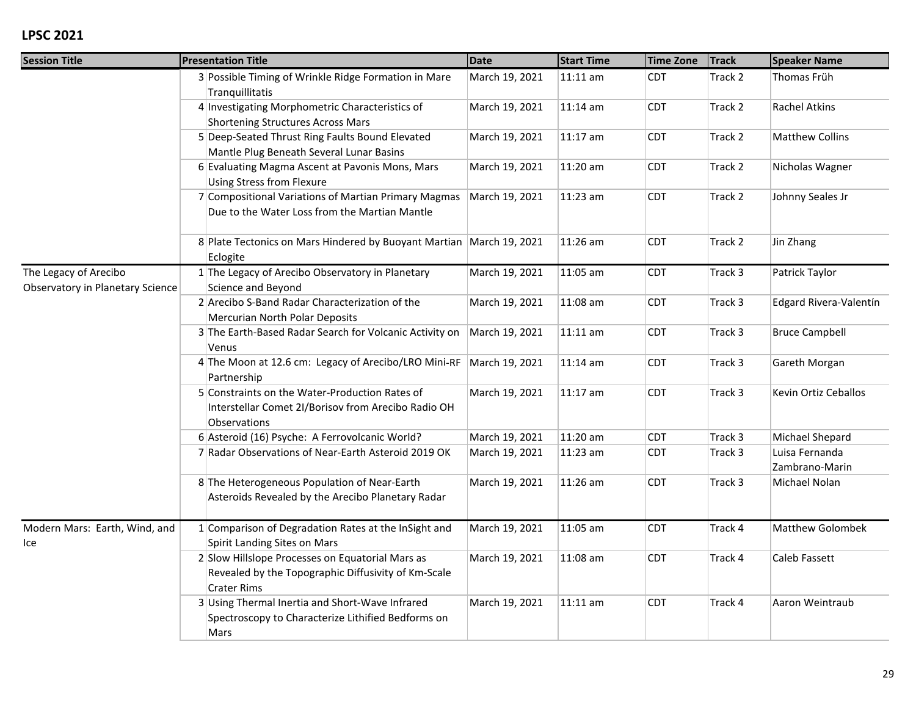**LPSC 2021**

| Session Title | | Presentation Title | Date | Start Time | Time Zone | Track | Speaker Name |
|---|---|---|---|---|---|---|---|
| | 3 | Possible Timing of Wrinkle Ridge Formation in Mare Tranquillitatis | March 19, 2021 | 11:11 am | CDT | Track 2 | Thomas Früh |
| | 4 | Investigating Morphometric Characteristics of Shortening Structures Across Mars | March 19, 2021 | 11:14 am | CDT | Track 2 | Rachel Atkins |
| | 5 | Deep-Seated Thrust Ring Faults Bound Elevated Mantle Plug Beneath Several Lunar Basins | March 19, 2021 | 11:17 am | CDT | Track 2 | Matthew Collins |
| | 6 | Evaluating Magma Ascent at Pavonis Mons, Mars Using Stress from Flexure | March 19, 2021 | 11:20 am | CDT | Track 2 | Nicholas Wagner |
| | 7 | Compositional Variations of Martian Primary Magmas Due to the Water Loss from the Martian Mantle | March 19, 2021 | 11:23 am | CDT | Track 2 | Johnny Seales Jr |
| | 8 | Plate Tectonics on Mars Hindered by Buoyant Martian Eclogite | March 19, 2021 | 11:26 am | CDT | Track 2 | Jin Zhang |
| The Legacy of Arecibo Observatory in Planetary Science | 1 | The Legacy of Arecibo Observatory in Planetary Science and Beyond | March 19, 2021 | 11:05 am | CDT | Track 3 | Patrick Taylor |
| | 2 | Arecibo S-Band Radar Characterization of the Mercurian North Polar Deposits | March 19, 2021 | 11:08 am | CDT | Track 3 | Edgard Rivera-Valentín |
| | 3 | The Earth-Based Radar Search for Volcanic Activity on Venus | March 19, 2021 | 11:11 am | CDT | Track 3 | Bruce Campbell |
| | 4 | The Moon at 12.6 cm: Legacy of Arecibo/LRO Mini-RF Partnership | March 19, 2021 | 11:14 am | CDT | Track 3 | Gareth Morgan |
| | 5 | Constraints on the Water-Production Rates of Interstellar Comet 2I/Borisov from Arecibo Radio OH Observations | March 19, 2021 | 11:17 am | CDT | Track 3 | Kevin Ortiz Ceballos |
| | 6 | Asteroid (16) Psyche: A Ferrovolcanic World? | March 19, 2021 | 11:20 am | CDT | Track 3 | Michael Shepard |
| | 7 | Radar Observations of Near-Earth Asteroid 2019 OK | March 19, 2021 | 11:23 am | CDT | Track 3 | Luisa Fernanda Zambrano-Marin |
| | 8 | The Heterogeneous Population of Near-Earth Asteroids Revealed by the Arecibo Planetary Radar | March 19, 2021 | 11:26 am | CDT | Track 3 | Michael Nolan |
| Modern Mars: Earth, Wind, and Ice | 1 | Comparison of Degradation Rates at the InSight and Spirit Landing Sites on Mars | March 19, 2021 | 11:05 am | CDT | Track 4 | Matthew Golombek |
| | 2 | Slow Hillslope Processes on Equatorial Mars as Revealed by the Topographic Diffusivity of Km-Scale Crater Rims | March 19, 2021 | 11:08 am | CDT | Track 4 | Caleb Fassett |
| | 3 | Using Thermal Inertia and Short-Wave Infrared Spectroscopy to Characterize Lithified Bedforms on Mars | March 19, 2021 | 11:11 am | CDT | Track 4 | Aaron Weintraub |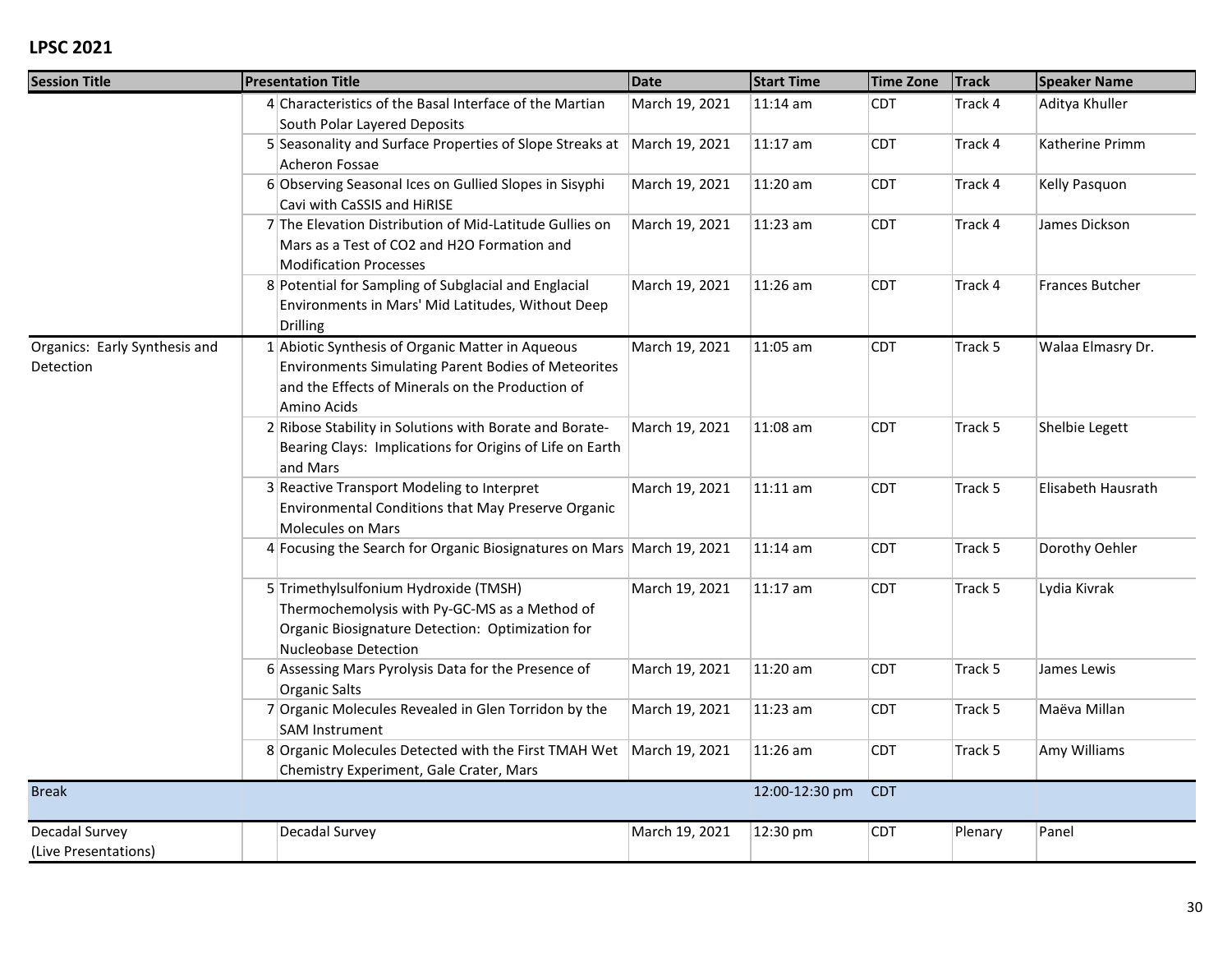## LPSC 2021

| Session Title | | Presentation Title | Date | Start Time | Time Zone | Track | Speaker Name |
|---|---|---|---|---|---|---|---|
| | 4 | Characteristics of the Basal Interface of the Martian South Polar Layered Deposits | March 19, 2021 | 11:14 am | CDT | Track 4 | Aditya Khuller |
| | 5 | Seasonality and Surface Properties of Slope Streaks at Acheron Fossae | March 19, 2021 | 11:17 am | CDT | Track 4 | Katherine Primm |
| | 6 | Observing Seasonal Ices on Gullied Slopes in Sisyphi Cavi with CaSSIS and HiRISE | March 19, 2021 | 11:20 am | CDT | Track 4 | Kelly Pasquon |
| | 7 | The Elevation Distribution of Mid-Latitude Gullies on Mars as a Test of CO2 and H2O Formation and Modification Processes | March 19, 2021 | 11:23 am | CDT | Track 4 | James Dickson |
| | 8 | Potential for Sampling of Subglacial and Englacial Environments in Mars' Mid Latitudes, Without Deep Drilling | March 19, 2021 | 11:26 am | CDT | Track 4 | Frances Butcher |
| Organics: Early Synthesis and Detection | 1 | Abiotic Synthesis of Organic Matter in Aqueous Environments Simulating Parent Bodies of Meteorites and the Effects of Minerals on the Production of Amino Acids | March 19, 2021 | 11:05 am | CDT | Track 5 | Walaa Elmasry Dr. |
| | 2 | Ribose Stability in Solutions with Borate and Borate-Bearing Clays: Implications for Origins of Life on Earth and Mars | March 19, 2021 | 11:08 am | CDT | Track 5 | Shelbie Legett |
| | 3 | Reactive Transport Modeling to Interpret Environmental Conditions that May Preserve Organic Molecules on Mars | March 19, 2021 | 11:11 am | CDT | Track 5 | Elisabeth Hausrath |
| | 4 | Focusing the Search for Organic Biosignatures on Mars | March 19, 2021 | 11:14 am | CDT | Track 5 | Dorothy Oehler |
| | 5 | Trimethylsulfonium Hydroxide (TMSH) Thermochemolysis with Py-GC-MS as a Method of Organic Biosignature Detection: Optimization for Nucleobase Detection | March 19, 2021 | 11:17 am | CDT | Track 5 | Lydia Kivrak |
| | 6 | Assessing Mars Pyrolysis Data for the Presence of Organic Salts | March 19, 2021 | 11:20 am | CDT | Track 5 | James Lewis |
| | 7 | Organic Molecules Revealed in Glen Torridon by the SAM Instrument | March 19, 2021 | 11:23 am | CDT | Track 5 | Maëva Millan |
| | 8 | Organic Molecules Detected with the First TMAH Wet Chemistry Experiment, Gale Crater, Mars | March 19, 2021 | 11:26 am | CDT | Track 5 | Amy Williams |
| Break | | | | 12:00-12:30 pm | CDT | | |
| Decadal Survey (Live Presentations) | | Decadal Survey | March 19, 2021 | 12:30 pm | CDT | Plenary | Panel |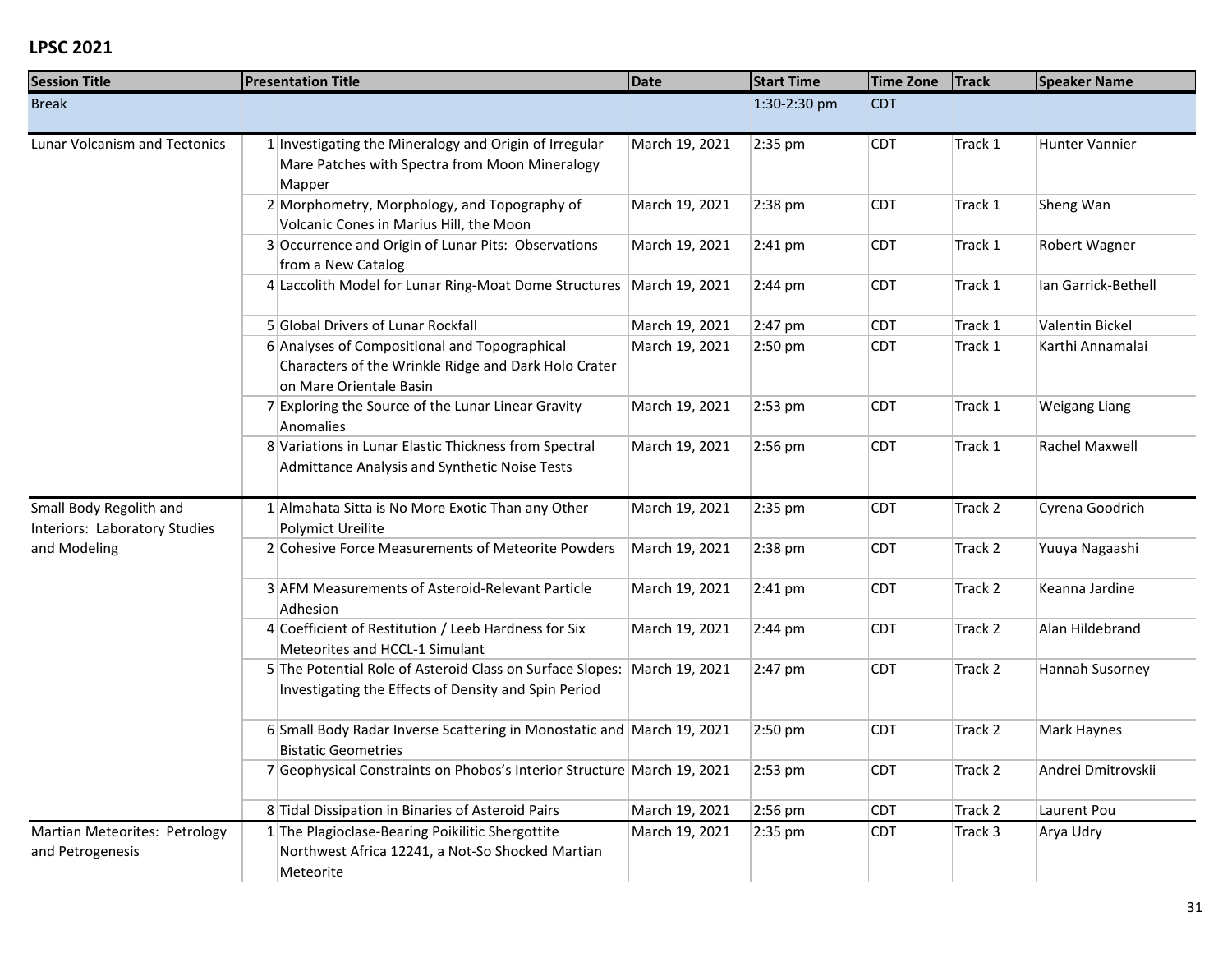## LPSC 2021

| Session Title | | Presentation Title | Date | Start Time | Time Zone | Track | Speaker Name |
|---|---|---|---|---|---|---|---|
| Break | | | | 1:30-2:30 pm | CDT | | |
| Lunar Volcanism and Tectonics | 1 | Investigating the Mineralogy and Origin of Irregular Mare Patches with Spectra from Moon Mineralogy Mapper | March 19, 2021 | 2:35 pm | CDT | Track 1 | Hunter Vannier |
| | 2 | Morphometry, Morphology, and Topography of Volcanic Cones in Marius Hill, the Moon | March 19, 2021 | 2:38 pm | CDT | Track 1 | Sheng Wan |
| | 3 | Occurrence and Origin of Lunar Pits: Observations from a New Catalog | March 19, 2021 | 2:41 pm | CDT | Track 1 | Robert Wagner |
| | 4 | Laccolith Model for Lunar Ring-Moat Dome Structures | March 19, 2021 | 2:44 pm | CDT | Track 1 | Ian Garrick-Bethell |
| | 5 | Global Drivers of Lunar Rockfall | March 19, 2021 | 2:47 pm | CDT | Track 1 | Valentin Bickel |
| | 6 | Analyses of Compositional and Topographical Characters of the Wrinkle Ridge and Dark Holo Crater on Mare Orientale Basin | March 19, 2021 | 2:50 pm | CDT | Track 1 | Karthi Annamalai |
| | 7 | Exploring the Source of the Lunar Linear Gravity Anomalies | March 19, 2021 | 2:53 pm | CDT | Track 1 | Weigang Liang |
| | 8 | Variations in Lunar Elastic Thickness from Spectral Admittance Analysis and Synthetic Noise Tests | March 19, 2021 | 2:56 pm | CDT | Track 1 | Rachel Maxwell |
| Small Body Regolith and Interiors: Laboratory Studies and Modeling | 1 | Almahata Sitta is No More Exotic Than any Other Polymict Ureilite | March 19, 2021 | 2:35 pm | CDT | Track 2 | Cyrena Goodrich |
| | 2 | Cohesive Force Measurements of Meteorite Powders | March 19, 2021 | 2:38 pm | CDT | Track 2 | Yuuya Nagaashi |
| | 3 | AFM Measurements of Asteroid-Relevant Particle Adhesion | March 19, 2021 | 2:41 pm | CDT | Track 2 | Keanna Jardine |
| | 4 | Coefficient of Restitution / Leeb Hardness for Six Meteorites and HCCL-1 Simulant | March 19, 2021 | 2:44 pm | CDT | Track 2 | Alan Hildebrand |
| | 5 | The Potential Role of Asteroid Class on Surface Slopes: Investigating the Effects of Density and Spin Period | March 19, 2021 | 2:47 pm | CDT | Track 2 | Hannah Susorney |
| | 6 | Small Body Radar Inverse Scattering in Monostatic and Bistatic Geometries | March 19, 2021 | 2:50 pm | CDT | Track 2 | Mark Haynes |
| | 7 | Geophysical Constraints on Phobos's Interior Structure | March 19, 2021 | 2:53 pm | CDT | Track 2 | Andrei Dmitrovskii |
| | 8 | Tidal Dissipation in Binaries of Asteroid Pairs | March 19, 2021 | 2:56 pm | CDT | Track 2 | Laurent Pou |
| Martian Meteorites: Petrology and Petrogenesis | 1 | The Plagioclase-Bearing Poikilitic Shergottite Northwest Africa 12241, a Not-So Shocked Martian Meteorite | March 19, 2021 | 2:35 pm | CDT | Track 3 | Arya Udry |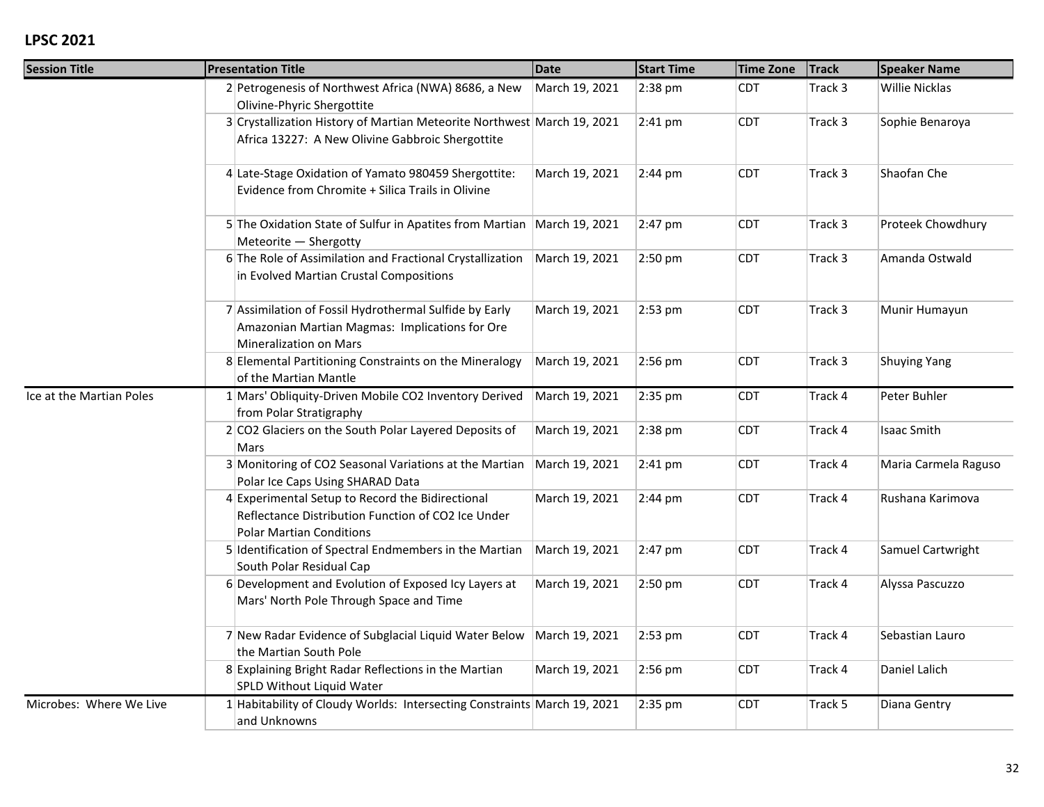## LPSC 2021

| Session Title | | Presentation Title | Date | Start Time | Time Zone | Track | Speaker Name |
|---|---|---|---|---|---|---|---|
| | 2 | Petrogenesis of Northwest Africa (NWA) 8686, a New Olivine-Phyric Shergottite | March 19, 2021 | 2:38 pm | CDT | Track 3 | Willie Nicklas |
| | 3 | Crystallization History of Martian Meteorite Northwest Africa 13227: A New Olivine Gabbroic Shergottite | March 19, 2021 | 2:41 pm | CDT | Track 3 | Sophie Benaroya |
| | 4 | Late-Stage Oxidation of Yamato 980459 Shergottite: Evidence from Chromite + Silica Trails in Olivine | March 19, 2021 | 2:44 pm | CDT | Track 3 | Shaofan Che |
| | 5 | The Oxidation State of Sulfur in Apatites from Martian Meteorite — Shergotty | March 19, 2021 | 2:47 pm | CDT | Track 3 | Proteek Chowdhury |
| | 6 | The Role of Assimilation and Fractional Crystallization in Evolved Martian Crustal Compositions | March 19, 2021 | 2:50 pm | CDT | Track 3 | Amanda Ostwald |
| | 7 | Assimilation of Fossil Hydrothermal Sulfide by Early Amazonian Martian Magmas: Implications for Ore Mineralization on Mars | March 19, 2021 | 2:53 pm | CDT | Track 3 | Munir Humayun |
| | 8 | Elemental Partitioning Constraints on the Mineralogy of the Martian Mantle | March 19, 2021 | 2:56 pm | CDT | Track 3 | Shuying Yang |
| Ice at the Martian Poles | 1 | Mars' Obliquity-Driven Mobile CO2 Inventory Derived from Polar Stratigraphy | March 19, 2021 | 2:35 pm | CDT | Track 4 | Peter Buhler |
| | 2 | CO2 Glaciers on the South Polar Layered Deposits of Mars | March 19, 2021 | 2:38 pm | CDT | Track 4 | Isaac Smith |
| | 3 | Monitoring of CO2 Seasonal Variations at the Martian Polar Ice Caps Using SHARAD Data | March 19, 2021 | 2:41 pm | CDT | Track 4 | Maria Carmela Raguso |
| | 4 | Experimental Setup to Record the Bidirectional Reflectance Distribution Function of CO2 Ice Under Polar Martian Conditions | March 19, 2021 | 2:44 pm | CDT | Track 4 | Rushana Karimova |
| | 5 | Identification of Spectral Endmembers in the Martian South Polar Residual Cap | March 19, 2021 | 2:47 pm | CDT | Track 4 | Samuel Cartwright |
| | 6 | Development and Evolution of Exposed Icy Layers at Mars' North Pole Through Space and Time | March 19, 2021 | 2:50 pm | CDT | Track 4 | Alyssa Pascuzzo |
| | 7 | New Radar Evidence of Subglacial Liquid Water Below the Martian South Pole | March 19, 2021 | 2:53 pm | CDT | Track 4 | Sebastian Lauro |
| | 8 | Explaining Bright Radar Reflections in the Martian SPLD Without Liquid Water | March 19, 2021 | 2:56 pm | CDT | Track 4 | Daniel Lalich |
| Microbes: Where We Live | 1 | Habitability of Cloudy Worlds: Intersecting Constraints and Unknowns | March 19, 2021 | 2:35 pm | CDT | Track 5 | Diana Gentry |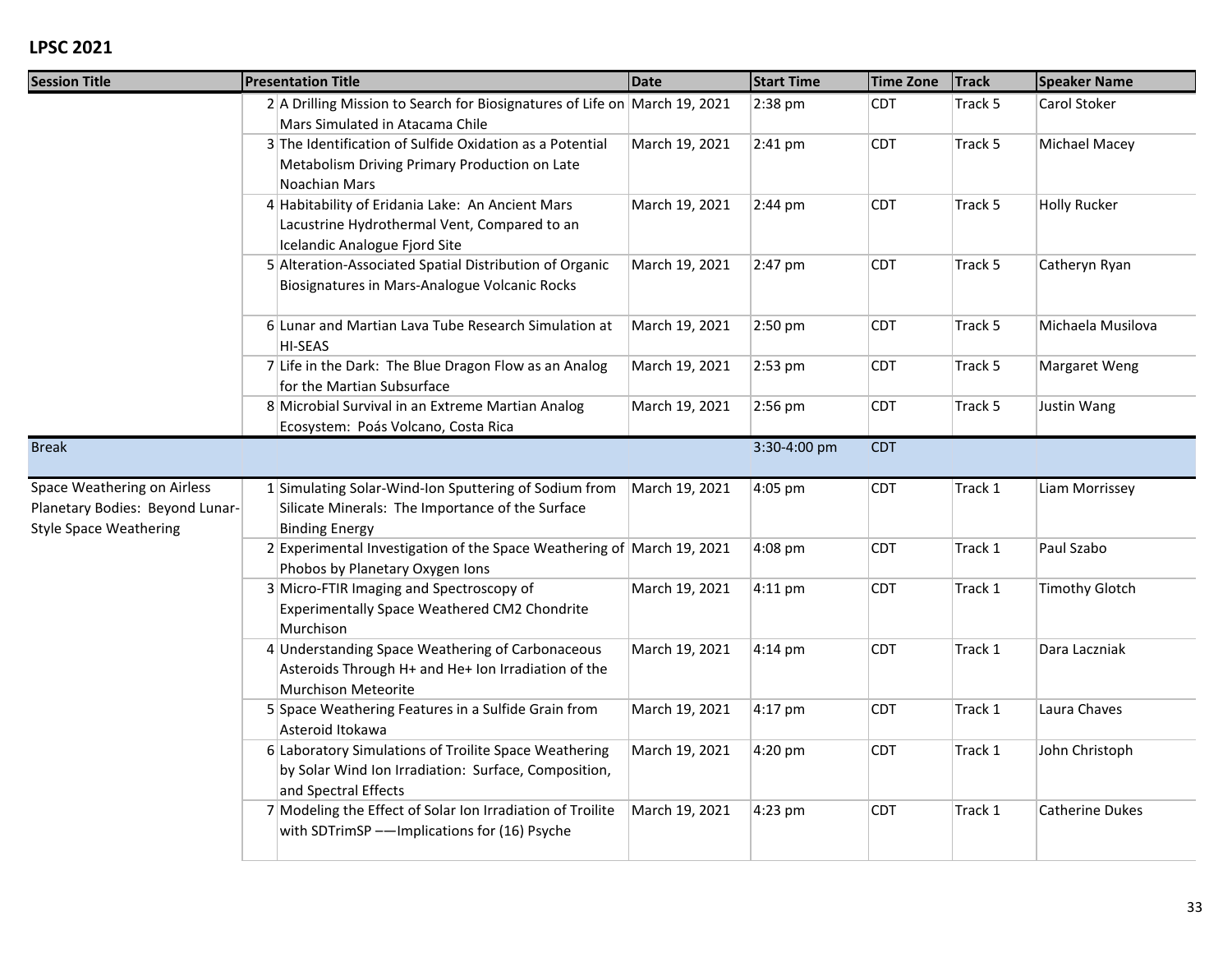## LPSC 2021

| Session Title | | Presentation Title | Date | Start Time | Time Zone | Track | Speaker Name |
|---|---|---|---|---|---|---|---|
| | 2 | A Drilling Mission to Search for Biosignatures of Life on Mars Simulated in Atacama Chile | March 19, 2021 | 2:38 pm | CDT | Track 5 | Carol Stoker |
| | 3 | The Identification of Sulfide Oxidation as a Potential Metabolism Driving Primary Production on Late Noachian Mars | March 19, 2021 | 2:41 pm | CDT | Track 5 | Michael Macey |
| | 4 | Habitability of Eridania Lake: An Ancient Mars Lacustrine Hydrothermal Vent, Compared to an Icelandic Analogue Fjord Site | March 19, 2021 | 2:44 pm | CDT | Track 5 | Holly Rucker |
| | 5 | Alteration-Associated Spatial Distribution of Organic Biosignatures in Mars-Analogue Volcanic Rocks | March 19, 2021 | 2:47 pm | CDT | Track 5 | Catheryn Ryan |
| | 6 | Lunar and Martian Lava Tube Research Simulation at HI-SEAS | March 19, 2021 | 2:50 pm | CDT | Track 5 | Michaela Musilova |
| | 7 | Life in the Dark: The Blue Dragon Flow as an Analog for the Martian Subsurface | March 19, 2021 | 2:53 pm | CDT | Track 5 | Margaret Weng |
| | 8 | Microbial Survival in an Extreme Martian Analog Ecosystem: Poás Volcano, Costa Rica | March 19, 2021 | 2:56 pm | CDT | Track 5 | Justin Wang |
| Break | | | | 3:30-4:00 pm | CDT | | |
| Space Weathering on Airless Planetary Bodies: Beyond Lunar-Style Space Weathering | 1 | Simulating Solar-Wind-Ion Sputtering of Sodium from Silicate Minerals: The Importance of the Surface Binding Energy | March 19, 2021 | 4:05 pm | CDT | Track 1 | Liam Morrissey |
| | 2 | Experimental Investigation of the Space Weathering of Phobos by Planetary Oxygen Ions | March 19, 2021 | 4:08 pm | CDT | Track 1 | Paul Szabo |
| | 3 | Micro-FTIR Imaging and Spectroscopy of Experimentally Space Weathered CM2 Chondrite Murchison | March 19, 2021 | 4:11 pm | CDT | Track 1 | Timothy Glotch |
| | 4 | Understanding Space Weathering of Carbonaceous Asteroids Through $H^+$ and $He^+$ Ion Irradiation of the Murchison Meteorite | March 19, 2021 | 4:14 pm | CDT | Track 1 | Dara Laczniak |
| | 5 | Space Weathering Features in a Sulfide Grain from Asteroid Itokawa | March 19, 2021 | 4:17 pm | CDT | Track 1 | Laura Chaves |
| | 6 | Laboratory Simulations of Troilite Space Weathering by Solar Wind Ion Irradiation: Surface, Composition, and Spectral Effects | March 19, 2021 | 4:20 pm | CDT | Track 1 | John Christoph |
| | 7 | Modeling the Effect of Solar Ion Irradiation of Troilite with SDTrimSP ——Implications for (16) Psyche | March 19, 2021 | 4:23 pm | CDT | Track 1 | Catherine Dukes |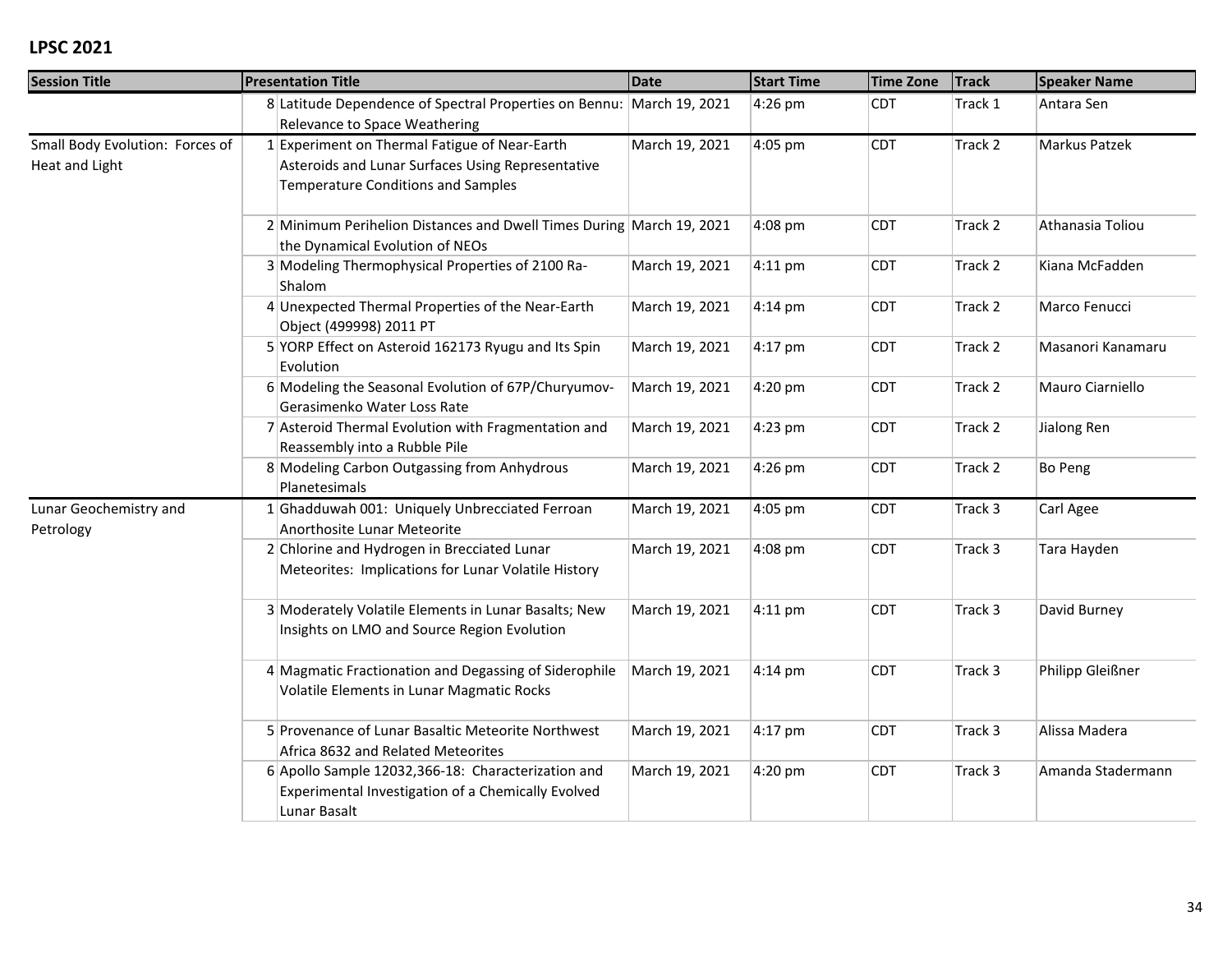## LPSC 2021

| Session Title | | Presentation Title | Date | Start Time | Time Zone | Track | Speaker Name |
|---|---|---|---|---|---|---|---|
| | 8 | Latitude Dependence of Spectral Properties on Bennu: Relevance to Space Weathering | March 19, 2021 | 4:26 pm | CDT | Track 1 | Antara Sen |
| Small Body Evolution: Forces of Heat and Light | 1 | Experiment on Thermal Fatigue of Near-Earth Asteroids and Lunar Surfaces Using Representative Temperature Conditions and Samples | March 19, 2021 | 4:05 pm | CDT | Track 2 | Markus Patzek |
| | 2 | Minimum Perihelion Distances and Dwell Times During the Dynamical Evolution of NEOs | March 19, 2021 | 4:08 pm | CDT | Track 2 | Athanasia Toliou |
| | 3 | Modeling Thermophysical Properties of 2100 Ra-Shalom | March 19, 2021 | 4:11 pm | CDT | Track 2 | Kiana McFadden |
| | 4 | Unexpected Thermal Properties of the Near-Earth Object (499998) 2011 PT | March 19, 2021 | 4:14 pm | CDT | Track 2 | Marco Fenucci |
| | 5 | YORP Effect on Asteroid 162173 Ryugu and Its Spin Evolution | March 19, 2021 | 4:17 pm | CDT | Track 2 | Masanori Kanamaru |
| | 6 | Modeling the Seasonal Evolution of 67P/Churyumov-Gerasimenko Water Loss Rate | March 19, 2021 | 4:20 pm | CDT | Track 2 | Mauro Ciarniello |
| | 7 | Asteroid Thermal Evolution with Fragmentation and Reassembly into a Rubble Pile | March 19, 2021 | 4:23 pm | CDT | Track 2 | Jialong Ren |
| | 8 | Modeling Carbon Outgassing from Anhydrous Planetesimals | March 19, 2021 | 4:26 pm | CDT | Track 2 | Bo Peng |
| Lunar Geochemistry and Petrology | 1 | Ghadduwah 001: Uniquely Unbrecciated Ferroan Anorthosite Lunar Meteorite | March 19, 2021 | 4:05 pm | CDT | Track 3 | Carl Agee |
| | 2 | Chlorine and Hydrogen in Brecciated Lunar Meteorites: Implications for Lunar Volatile History | March 19, 2021 | 4:08 pm | CDT | Track 3 | Tara Hayden |
| | 3 | Moderately Volatile Elements in Lunar Basalts; New Insights on LMO and Source Region Evolution | March 19, 2021 | 4:11 pm | CDT | Track 3 | David Burney |
| | 4 | Magmatic Fractionation and Degassing of Siderophile Volatile Elements in Lunar Magmatic Rocks | March 19, 2021 | 4:14 pm | CDT | Track 3 | Philipp Gleißner |
| | 5 | Provenance of Lunar Basaltic Meteorite Northwest Africa 8632 and Related Meteorites | March 19, 2021 | 4:17 pm | CDT | Track 3 | Alissa Madera |
| | 6 | Apollo Sample 12032,366-18: Characterization and Experimental Investigation of a Chemically Evolved Lunar Basalt | March 19, 2021 | 4:20 pm | CDT | Track 3 | Amanda Stadermann |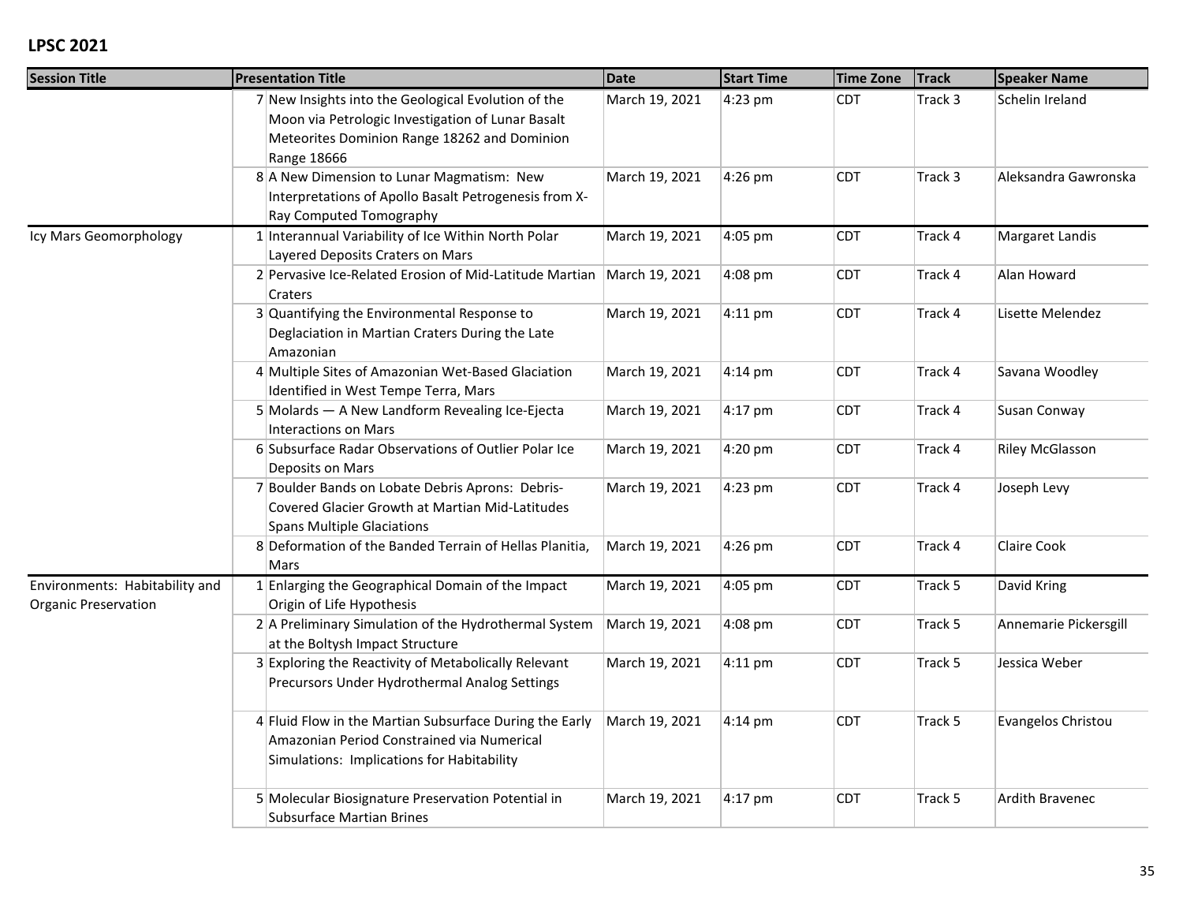## LPSC 2021

| Session Title | | Presentation Title | Date | Start Time | Time Zone | Track | Speaker Name |
|---|---|---|---|---|---|---|---|
| | 7 | New Insights into the Geological Evolution of the Moon via Petrologic Investigation of Lunar Basalt Meteorites Dominion Range 18262 and Dominion Range 18666 | March 19, 2021 | 4:23 pm | CDT | Track 3 | Schelin Ireland |
| | 8 | A New Dimension to Lunar Magmatism: New Interpretations of Apollo Basalt Petrogenesis from X-Ray Computed Tomography | March 19, 2021 | 4:26 pm | CDT | Track 3 | Aleksandra Gawronska |
| Icy Mars Geomorphology | 1 | Interannual Variability of Ice Within North Polar Layered Deposits Craters on Mars | March 19, 2021 | 4:05 pm | CDT | Track 4 | Margaret Landis |
| | 2 | Pervasive Ice-Related Erosion of Mid-Latitude Martian Craters | March 19, 2021 | 4:08 pm | CDT | Track 4 | Alan Howard |
| | 3 | Quantifying the Environmental Response to Deglaciation in Martian Craters During the Late Amazonian | March 19, 2021 | 4:11 pm | CDT | Track 4 | Lisette Melendez |
| | 4 | Multiple Sites of Amazonian Wet-Based Glaciation Identified in West Tempe Terra, Mars | March 19, 2021 | 4:14 pm | CDT | Track 4 | Savana Woodley |
| | 5 | Molards — A New Landform Revealing Ice-Ejecta Interactions on Mars | March 19, 2021 | 4:17 pm | CDT | Track 4 | Susan Conway |
| | 6 | Subsurface Radar Observations of Outlier Polar Ice Deposits on Mars | March 19, 2021 | 4:20 pm | CDT | Track 4 | Riley McGlasson |
| | 7 | Boulder Bands on Lobate Debris Aprons: Debris-Covered Glacier Growth at Martian Mid-Latitudes Spans Multiple Glaciations | March 19, 2021 | 4:23 pm | CDT | Track 4 | Joseph Levy |
| | 8 | Deformation of the Banded Terrain of Hellas Planitia, Mars | March 19, 2021 | 4:26 pm | CDT | Track 4 | Claire Cook |
| Environments: Habitability and Organic Preservation | 1 | Enlarging the Geographical Domain of the Impact Origin of Life Hypothesis | March 19, 2021 | 4:05 pm | CDT | Track 5 | David Kring |
| | 2 | A Preliminary Simulation of the Hydrothermal System at the Boltysh Impact Structure | March 19, 2021 | 4:08 pm | CDT | Track 5 | Annemarie Pickersgill |
| | 3 | Exploring the Reactivity of Metabolically Relevant Precursors Under Hydrothermal Analog Settings | March 19, 2021 | 4:11 pm | CDT | Track 5 | Jessica Weber |
| | 4 | Fluid Flow in the Martian Subsurface During the Early Amazonian Period Constrained via Numerical Simulations: Implications for Habitability | March 19, 2021 | 4:14 pm | CDT | Track 5 | Evangelos Christou |
| | 5 | Molecular Biosignature Preservation Potential in Subsurface Martian Brines | March 19, 2021 | 4:17 pm | CDT | Track 5 | Ardith Bravenec |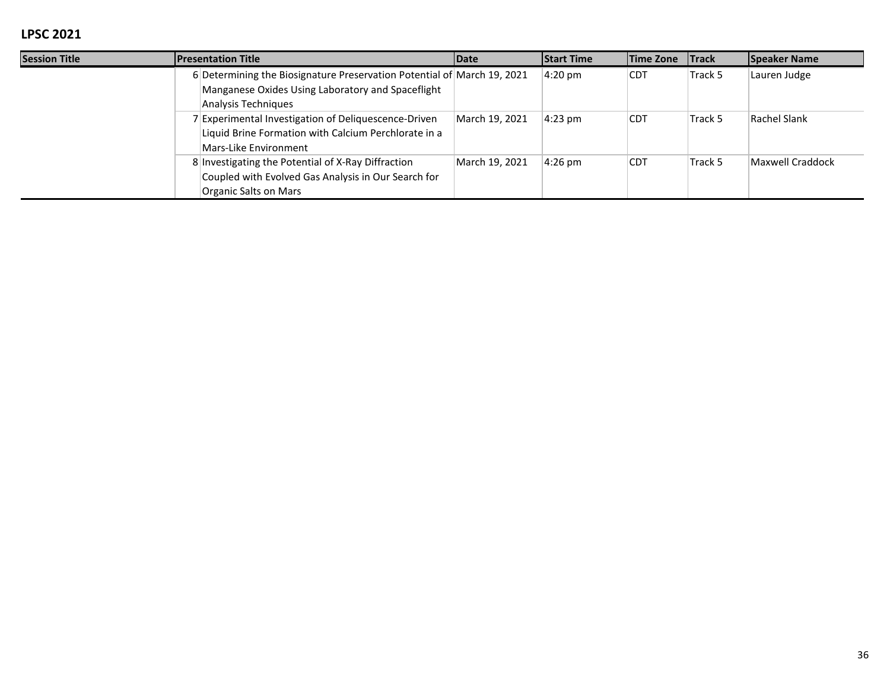## LPSC 2021

| Session Title | Presentation Title | Date | Start Time | Time Zone | Track | Speaker Name |
|---|---|---|---|---|---|---|
| | 6 Determining the Biosignature Preservation Potential of Manganese Oxides Using Laboratory and Spaceflight Analysis Techniques | March 19, 2021 | 4:20 pm | CDT | Track 5 | Lauren Judge |
| | 7 Experimental Investigation of Deliquescence-Driven Liquid Brine Formation with Calcium Perchlorate in a Mars-Like Environment | March 19, 2021 | 4:23 pm | CDT | Track 5 | Rachel Slank |
| | 8 Investigating the Potential of X-Ray Diffraction Coupled with Evolved Gas Analysis in Our Search for Organic Salts on Mars | March 19, 2021 | 4:26 pm | CDT | Track 5 | Maxwell Craddock |